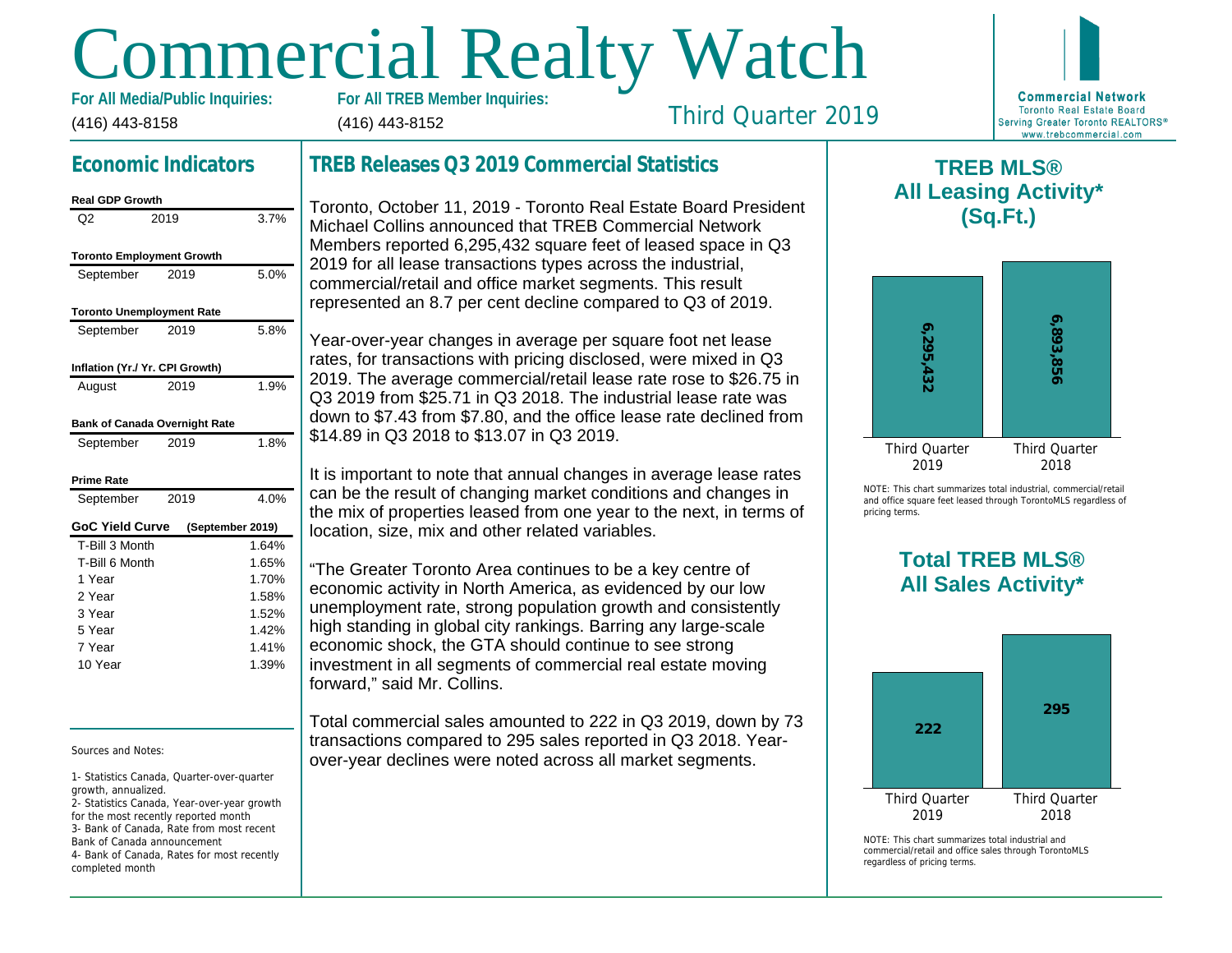# Commercial Realty Watch

**For All Media/Public Inquiries:**
(416) 443-8158

**For All TREB Member Inquiries:**
(416) 443-8152

Third Quarter 2019

**Commercial Network**
Toronto Real Estate Board
Serving Greater Toronto REALTORS®
www.trebcommercial.com

## Economic Indicators

**Real GDP Growth**

| Q2 | 2019 | 3.7% |
|---|---|---|

**Toronto Employment Growth**

| September | 2019 | 5.0% |
|---|---|---|

**Toronto Unemployment Rate**

| September | 2019 | 5.8% |
|---|---|---|

**Inflation (Yr./ Yr. CPI Growth)**

| August | 2019 | 1.9% |
|---|---|---|

**Bank of Canada Overnight Rate**

| September | 2019 | 1.8% |
|---|---|---|

**Prime Rate**

| September | 2019 | 4.0% |
|---|---|---|

| GoC Yield Curve | (September 2019) |
|---|---|
| T-Bill 3 Month | 1.64% |
| T-Bill 6 Month | 1.65% |
| 1 Year | 1.70% |
| 2 Year | 1.58% |
| 3 Year | 1.52% |
| 5 Year | 1.42% |
| 7 Year | 1.41% |
| 10 Year | 1.39% |

Sources and Notes:

1- Statistics Canada, Quarter-over-quarter growth, annualized.
2- Statistics Canada, Year-over-year growth for the most recently reported month
3- Bank of Canada, Rate from most recent Bank of Canada announcement
4- Bank of Canada, Rates for most recently completed month

## TREB Releases Q3 2019 Commercial Statistics

Toronto, October 11, 2019 - Toronto Real Estate Board President Michael Collins announced that TREB Commercial Network Members reported 6,295,432 square feet of leased space in Q3 2019 for all lease transactions types across the industrial, commercial/retail and office market segments. This result represented an 8.7 per cent decline compared to Q3 of 2019.

Year-over-year changes in average per square foot net lease rates, for transactions with pricing disclosed, were mixed in Q3 2019. The average commercial/retail lease rate rose to $26.75 in Q3 2019 from $25.71 in Q3 2018. The industrial lease rate was down to $7.43 from $7.80, and the office lease rate declined from $14.89 in Q3 2018 to $13.07 in Q3 2019.

It is important to note that annual changes in average lease rates can be the result of changing market conditions and changes in the mix of properties leased from one year to the next, in terms of location, size, mix and other related variables.

"The Greater Toronto Area continues to be a key centre of economic activity in North America, as evidenced by our low unemployment rate, strong population growth and consistently high standing in global city rankings. Barring any large-scale economic shock, the GTA should continue to see strong investment in all segments of commercial real estate moving forward," said Mr. Collins.

Total commercial sales amounted to 222 in Q3 2019, down by 73 transactions compared to 295 sales reported in Q3 2018. Year-over-year declines were noted across all market segments.

## TREB MLS® All Leasing Activity* (Sq.Ft.)

| Third Quarter 2019 | Third Quarter 2018 |
|---|---|
| 6,295,432 | 6,893,856 |

NOTE: This chart summarizes total industrial, commercial/retail and office square feet leased through TorontoMLS regardless of pricing terms.

## Total TREB MLS® All Sales Activity*

| Third Quarter 2019 | Third Quarter 2018 |
|---|---|
| 222 | 295 |

NOTE: This chart summarizes total industrial and commercial/retail and office sales through TorontoMLS regardless of pricing terms.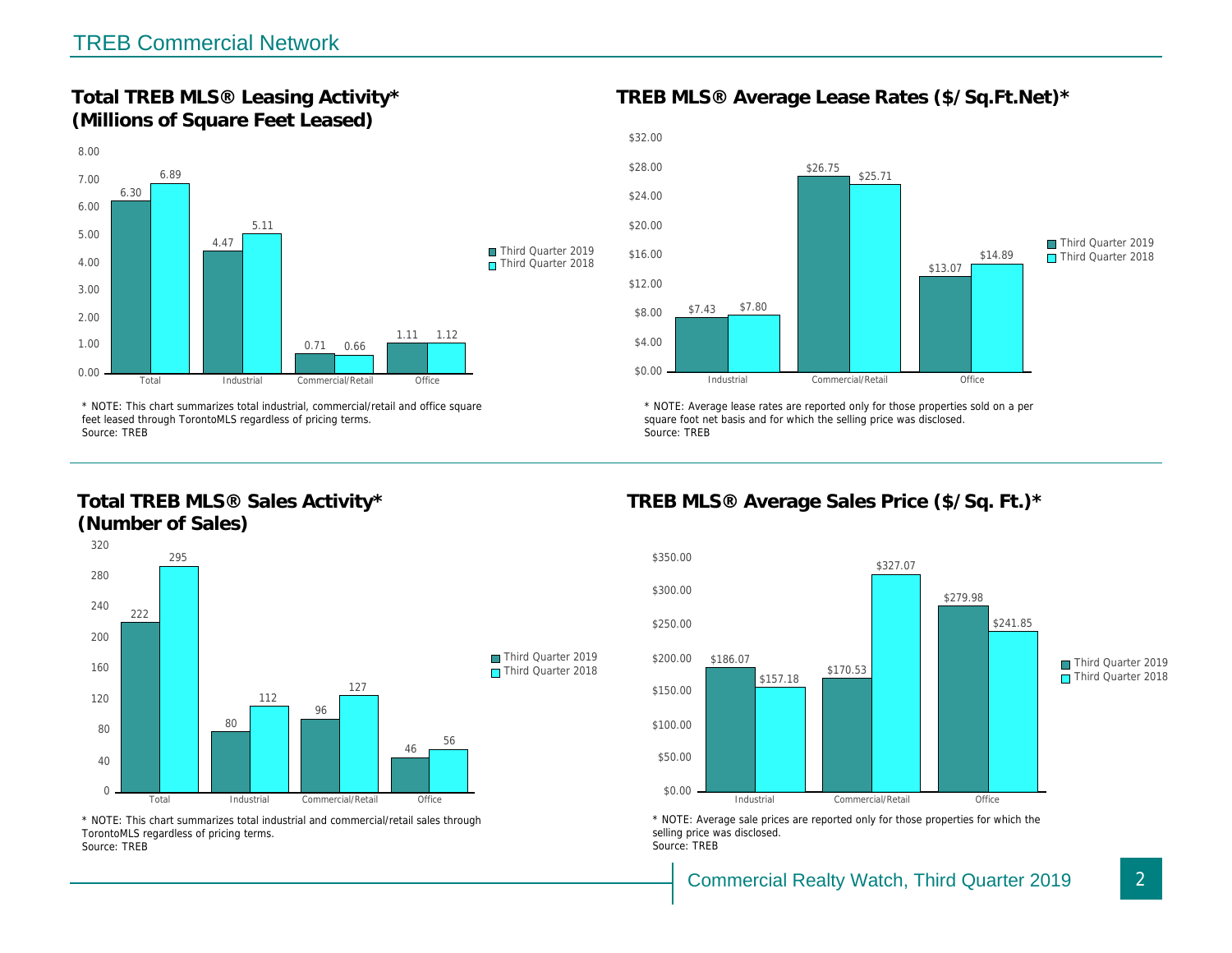## TREB Commercial Network

### Total TREB MLS® Leasing Activity* (Millions of Square Feet Leased)

| | Third Quarter 2019 | Third Quarter 2018 |
|---|---|---|
| Total | 6.30 | 6.89 |
| Industrial | 4.47 | 5.11 |
| Commercial/Retail | 0.71 | 0.66 |
| Office | 1.11 | 1.12 |

* NOTE: This chart summarizes total industrial, commercial/retail and office square feet leased through TorontoMLS regardless of pricing terms.
Source: TREB

### TREB MLS® Average Lease Rates ($/Sq.Ft.Net)*

| | Third Quarter 2019 | Third Quarter 2018 |
|---|---|---|
| Industrial | $7.43 | $7.80 |
| Commercial/Retail | $26.75 | $25.71 |
| Office | $13.07 | $14.89 |

* NOTE: Average lease rates are reported only for those properties sold on a per square foot net basis and for which the selling price was disclosed.
Source: TREB

### Total TREB MLS® Sales Activity* (Number of Sales)

| | Third Quarter 2019 | Third Quarter 2018 |
|---|---|---|
| Total | 222 | 295 |
| Industrial | 80 | 112 |
| Commercial/Retail | 96 | 127 |
| Office | 46 | 56 |

* NOTE: This chart summarizes total industrial and commercial/retail sales through TorontoMLS regardless of pricing terms.
Source: TREB

### TREB MLS® Average Sales Price ($/Sq. Ft.)*

| | Third Quarter 2019 | Third Quarter 2018 |
|---|---|---|
| Industrial | $186.07 | $157.18 |
| Commercial/Retail | $170.53 | $327.07 |
| Office | $279.98 | $241.85 |

* NOTE: Average sale prices are reported only for those properties for which the selling price was disclosed.
Source: TREB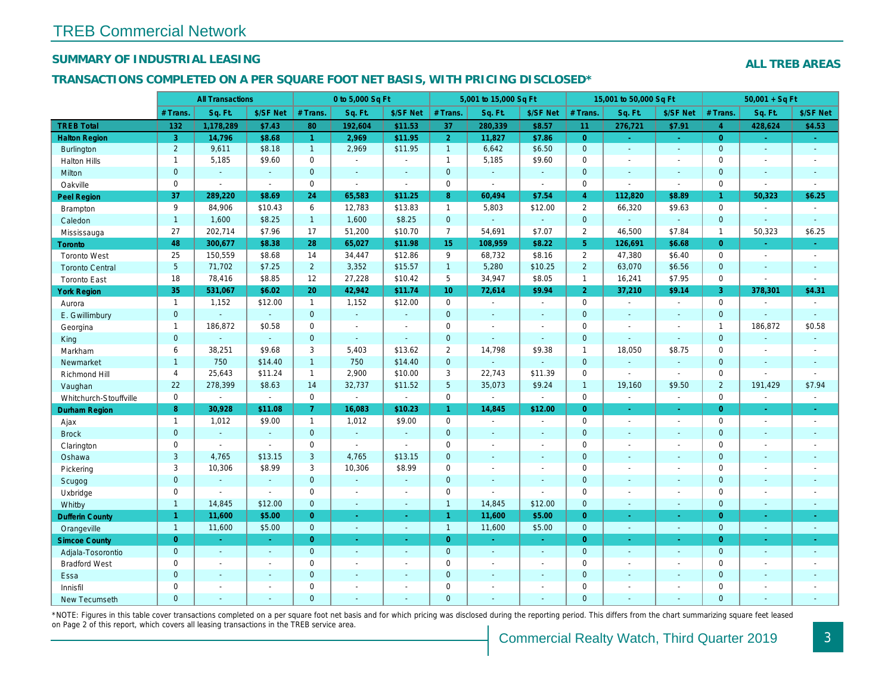# TREB Commercial Network

## SUMMARY OF INDUSTRIAL LEASING

**ALL TREB AREAS**

## TRANSACTIONS COMPLETED ON A PER SQUARE FOOT NET BASIS, WITH PRICING DISCLOSED*

| | All Transactions | | | 0 to 5,000 Sq Ft | | | 5,001 to 15,000 Sq Ft | | | 15,001 to 50,000 Sq Ft | | | 50,001 + Sq Ft | | |
|---|---|---|---|---|---|---|---|---|---|---|---|---|---|---|---|
| | # Trans. | Sq. Ft. | $/SF Net | # Trans. | Sq. Ft. | $/SF Net | # Trans. | Sq. Ft. | $/SF Net | # Trans. | Sq. Ft. | $/SF Net | # Trans. | Sq. Ft. | $/SF Net |
| **TREB Total** | **132** | **1,178,289** | **$7.43** | **80** | **192,604** | **$11.53** | **37** | **280,339** | **$8.57** | **11** | **276,721** | **$7.91** | **4** | **428,624** | **$4.53** |
| **Halton Region** | **3** | **14,796** | **$8.68** | **1** | **2,969** | **$11.95** | **2** | **11,827** | **$7.86** | **0** | **-** | **-** | **0** | **-** | **-** |
| Burlington | 2 | 9,611 | $8.18 | 1 | 2,969 | $11.95 | 1 | 6,642 | $6.50 | 0 | - | - | 0 | - | - |
| Halton Hills | 1 | 5,185 | $9.60 | 0 | - | - | 1 | 5,185 | $9.60 | 0 | - | - | 0 | - | - |
| Milton | 0 | - | - | 0 | - | - | 0 | - | - | 0 | - | - | 0 | - | - |
| Oakville | 0 | - | - | 0 | - | - | 0 | - | - | 0 | - | - | 0 | - | - |
| **Peel Region** | **37** | **289,220** | **$8.69** | **24** | **65,583** | **$11.25** | **8** | **60,494** | **$7.54** | **4** | **112,820** | **$8.89** | **1** | **50,323** | **$6.25** |
| Brampton | 9 | 84,906 | $10.43 | 6 | 12,783 | $13.83 | 1 | 5,803 | $12.00 | 2 | 66,320 | $9.63 | 0 | - | - |
| Caledon | 1 | 1,600 | $8.25 | 1 | 1,600 | $8.25 | 0 | - | - | 0 | - | - | 0 | - | - |
| Mississauga | 27 | 202,714 | $7.96 | 17 | 51,200 | $10.70 | 7 | 54,691 | $7.07 | 2 | 46,500 | $7.84 | 1 | 50,323 | $6.25 |
| **Toronto** | **48** | **300,677** | **$8.38** | **28** | **65,027** | **$11.98** | **15** | **108,959** | **$8.22** | **5** | **126,691** | **$6.68** | **0** | **-** | **-** |
| Toronto West | 25 | 150,559 | $8.68 | 14 | 34,447 | $12.86 | 9 | 68,732 | $8.16 | 2 | 47,380 | $6.40 | 0 | - | - |
| Toronto Central | 5 | 71,702 | $7.25 | 2 | 3,352 | $15.57 | 1 | 5,280 | $10.25 | 2 | 63,070 | $6.56 | 0 | - | - |
| Toronto East | 18 | 78,416 | $8.85 | 12 | 27,228 | $10.42 | 5 | 34,947 | $8.05 | 1 | 16,241 | $7.95 | 0 | - | - |
| **York Region** | **35** | **531,067** | **$6.02** | **20** | **42,942** | **$11.74** | **10** | **72,614** | **$9.94** | **2** | **37,210** | **$9.14** | **3** | **378,301** | **$4.31** |
| Aurora | 1 | 1,152 | $12.00 | 1 | 1,152 | $12.00 | 0 | - | - | 0 | - | - | 0 | - | - |
| E. Gwillimbury | 0 | - | - | 0 | - | - | 0 | - | - | 0 | - | - | 0 | - | - |
| Georgina | 1 | 186,872 | $0.58 | 0 | - | - | 0 | - | - | 0 | - | - | 1 | 186,872 | $0.58 |
| King | 0 | - | - | 0 | - | - | 0 | - | - | 0 | - | - | 0 | - | - |
| Markham | 6 | 38,251 | $9.68 | 3 | 5,403 | $13.62 | 2 | 14,798 | $9.38 | 1 | 18,050 | $8.75 | 0 | - | - |
| Newmarket | 1 | 750 | $14.40 | 1 | 750 | $14.40 | 0 | - | - | 0 | - | - | 0 | - | - |
| Richmond Hill | 4 | 25,643 | $11.24 | 1 | 2,900 | $10.00 | 3 | 22,743 | $11.39 | 0 | - | - | 0 | - | - |
| Vaughan | 22 | 278,399 | $8.63 | 14 | 32,737 | $11.52 | 5 | 35,073 | $9.24 | 1 | 19,160 | $9.50 | 2 | 191,429 | $7.94 |
| Whitchurch-Stouffville | 0 | - | - | 0 | - | - | 0 | - | - | 0 | - | - | 0 | - | - |
| **Durham Region** | **8** | **30,928** | **$11.08** | **7** | **16,083** | **$10.23** | **1** | **14,845** | **$12.00** | **0** | **-** | **-** | **0** | **-** | **-** |
| Ajax | 1 | 1,012 | $9.00 | 1 | 1,012 | $9.00 | 0 | - | - | 0 | - | - | 0 | - | - |
| Brock | 0 | - | - | 0 | - | - | 0 | - | - | 0 | - | - | 0 | - | - |
| Clarington | 0 | - | - | 0 | - | - | 0 | - | - | 0 | - | - | 0 | - | - |
| Oshawa | 3 | 4,765 | $13.15 | 3 | 4,765 | $13.15 | 0 | - | - | 0 | - | - | 0 | - | - |
| Pickering | 3 | 10,306 | $8.99 | 3 | 10,306 | $8.99 | 0 | - | - | 0 | - | - | 0 | - | - |
| Scugog | 0 | - | - | 0 | - | - | 0 | - | - | 0 | - | - | 0 | - | - |
| Uxbridge | 0 | - | - | 0 | - | - | 0 | - | - | 0 | - | - | 0 | - | - |
| Whitby | 1 | 14,845 | $12.00 | 0 | - | - | 1 | 14,845 | $12.00 | 0 | - | - | 0 | - | - |
| **Dufferin County** | **1** | **11,600** | **$5.00** | **0** | **-** | **-** | **1** | **11,600** | **$5.00** | **0** | **-** | **-** | **0** | **-** | **-** |
| Orangeville | 1 | 11,600 | $5.00 | 0 | - | - | 1 | 11,600 | $5.00 | 0 | - | - | 0 | - | - |
| **Simcoe County** | **0** | **-** | **-** | **0** | **-** | **-** | **0** | **-** | **-** | **0** | **-** | **-** | **0** | **-** | **-** |
| Adjala-Tosorontio | 0 | - | - | 0 | - | - | 0 | - | - | 0 | - | - | 0 | - | - |
| Bradford West | 0 | - | - | 0 | - | - | 0 | - | - | 0 | - | - | 0 | - | - |
| Essa | 0 | - | - | 0 | - | - | 0 | - | - | 0 | - | - | 0 | - | - |
| Innisfil | 0 | - | - | 0 | - | - | 0 | - | - | 0 | - | - | 0 | - | - |
| New Tecumseth | 0 | - | - | 0 | - | - | 0 | - | - | 0 | - | - | 0 | - | - |

*NOTE: Figures in this table cover transactions completed on a per square foot net basis and for which pricing was disclosed during the reporting period. This differs from the chart summarizing square feet leased on Page 2 of this report, which covers all leasing transactions in the TREB service area.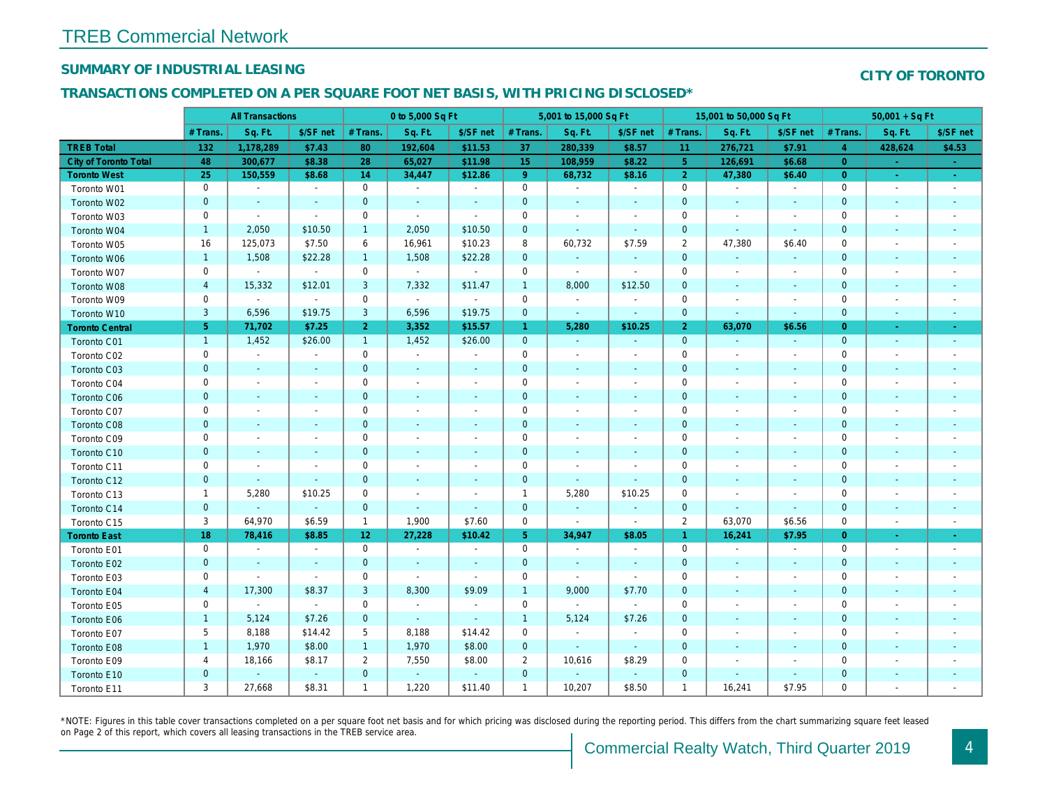# TREB Commercial Network

## SUMMARY OF INDUSTRIAL LEASING

## CITY OF TORONTO

### TRANSACTIONS COMPLETED ON A PER SQUARE FOOT NET BASIS, WITH PRICING DISCLOSED*

| | All Transactions | | | 0 to 5,000 Sq Ft | | | 5,001 to 15,000 Sq Ft | | | 15,001 to 50,000 Sq Ft | | | 50,001 + Sq Ft | | |
|---|---|---|---|---|---|---|---|---|---|---|---|---|---|---|---|
| | # Trans. | Sq. Ft. | $/SF net | # Trans. | Sq. Ft. | $/SF net | # Trans. | Sq. Ft. | $/SF net | # Trans. | Sq. Ft. | $/SF net | # Trans. | Sq. Ft. | $/SF net |
| **TREB Total** | **132** | **1,178,289** | **$7.43** | **80** | **192,604** | **$11.53** | **37** | **280,339** | **$8.57** | **11** | **276,721** | **$7.91** | **4** | **428,624** | **$4.53** |
| **City of Toronto Total** | **48** | **300,677** | **$8.38** | **28** | **65,027** | **$11.98** | **15** | **108,959** | **$8.22** | **5** | **126,691** | **$6.68** | **0** | **-** | **-** |
| **Toronto West** | **25** | **150,559** | **$8.68** | **14** | **34,447** | **$12.86** | **9** | **68,732** | **$8.16** | **2** | **47,380** | **$6.40** | **0** | **-** | **-** |
| Toronto W01 | 0 | - | - | 0 | - | - | 0 | - | - | 0 | - | - | 0 | - | - |
| Toronto W02 | 0 | - | - | 0 | - | - | 0 | - | - | 0 | - | - | 0 | - | - |
| Toronto W03 | 0 | - | - | 0 | - | - | 0 | - | - | 0 | - | - | 0 | - | - |
| Toronto W04 | 1 | 2,050 | $10.50 | 1 | 2,050 | $10.50 | 0 | - | - | 0 | - | - | 0 | - | - |
| Toronto W05 | 16 | 125,073 | $7.50 | 6 | 16,961 | $10.23 | 8 | 60,732 | $7.59 | 2 | 47,380 | $6.40 | 0 | - | - |
| Toronto W06 | 1 | 1,508 | $22.28 | 1 | 1,508 | $22.28 | 0 | - | - | 0 | - | - | 0 | - | - |
| Toronto W07 | 0 | - | - | 0 | - | - | 0 | - | - | 0 | - | - | 0 | - | - |
| Toronto W08 | 4 | 15,332 | $12.01 | 3 | 7,332 | $11.47 | 1 | 8,000 | $12.50 | 0 | - | - | 0 | - | - |
| Toronto W09 | 0 | - | - | 0 | - | - | 0 | - | - | 0 | - | - | 0 | - | - |
| Toronto W10 | 3 | 6,596 | $19.75 | 3 | 6,596 | $19.75 | 0 | - | - | 0 | - | - | 0 | - | - |
| **Toronto Central** | **5** | **71,702** | **$7.25** | **2** | **3,352** | **$15.57** | **1** | **5,280** | **$10.25** | **2** | **63,070** | **$6.56** | **0** | **-** | **-** |
| Toronto C01 | 1 | 1,452 | $26.00 | 1 | 1,452 | $26.00 | 0 | - | - | 0 | - | - | 0 | - | - |
| Toronto C02 | 0 | - | - | 0 | - | - | 0 | - | - | 0 | - | - | 0 | - | - |
| Toronto C03 | 0 | - | - | 0 | - | - | 0 | - | - | 0 | - | - | 0 | - | - |
| Toronto C04 | 0 | - | - | 0 | - | - | 0 | - | - | 0 | - | - | 0 | - | - |
| Toronto C06 | 0 | - | - | 0 | - | - | 0 | - | - | 0 | - | - | 0 | - | - |
| Toronto C07 | 0 | - | - | 0 | - | - | 0 | - | - | 0 | - | - | 0 | - | - |
| Toronto C08 | 0 | - | - | 0 | - | - | 0 | - | - | 0 | - | - | 0 | - | - |
| Toronto C09 | 0 | - | - | 0 | - | - | 0 | - | - | 0 | - | - | 0 | - | - |
| Toronto C10 | 0 | - | - | 0 | - | - | 0 | - | - | 0 | - | - | 0 | - | - |
| Toronto C11 | 0 | - | - | 0 | - | - | 0 | - | - | 0 | - | - | 0 | - | - |
| Toronto C12 | 0 | - | - | 0 | - | - | 0 | - | - | 0 | - | - | 0 | - | - |
| Toronto C13 | 1 | 5,280 | $10.25 | 0 | - | - | 1 | 5,280 | $10.25 | 0 | - | - | 0 | - | - |
| Toronto C14 | 0 | - | - | 0 | - | - | 0 | - | - | 0 | - | - | 0 | - | - |
| Toronto C15 | 3 | 64,970 | $6.59 | 1 | 1,900 | $7.60 | 0 | - | - | 2 | 63,070 | $6.56 | 0 | - | - |
| **Toronto East** | **18** | **78,416** | **$8.85** | **12** | **27,228** | **$10.42** | **5** | **34,947** | **$8.05** | **1** | **16,241** | **$7.95** | **0** | **-** | **-** |
| Toronto E01 | 0 | - | - | 0 | - | - | 0 | - | - | 0 | - | - | 0 | - | - |
| Toronto E02 | 0 | - | - | 0 | - | - | 0 | - | - | 0 | - | - | 0 | - | - |
| Toronto E03 | 0 | - | - | 0 | - | - | 0 | - | - | 0 | - | - | 0 | - | - |
| Toronto E04 | 4 | 17,300 | $8.37 | 3 | 8,300 | $9.09 | 1 | 9,000 | $7.70 | 0 | - | - | 0 | - | - |
| Toronto E05 | 0 | - | - | 0 | - | - | 0 | - | - | 0 | - | - | 0 | - | - |
| Toronto E06 | 1 | 5,124 | $7.26 | 0 | - | - | 1 | 5,124 | $7.26 | 0 | - | - | 0 | - | - |
| Toronto E07 | 5 | 8,188 | $14.42 | 5 | 8,188 | $14.42 | 0 | - | - | 0 | - | - | 0 | - | - |
| Toronto E08 | 1 | 1,970 | $8.00 | 1 | 1,970 | $8.00 | 0 | - | - | 0 | - | - | 0 | - | - |
| Toronto E09 | 4 | 18,166 | $8.17 | 2 | 7,550 | $8.00 | 2 | 10,616 | $8.29 | 0 | - | - | 0 | - | - |
| Toronto E10 | 0 | - | - | 0 | - | - | 0 | - | - | 0 | - | - | 0 | - | - |
| Toronto E11 | 3 | 27,668 | $8.31 | 1 | 1,220 | $11.40 | 1 | 10,207 | $8.50 | 1 | 16,241 | $7.95 | 0 | - | - |

*NOTE: Figures in this table cover transactions completed on a per square foot net basis and for which pricing was disclosed during the reporting period. This differs from the chart summarizing square feet leased on Page 2 of this report, which covers all leasing transactions in the TREB service area.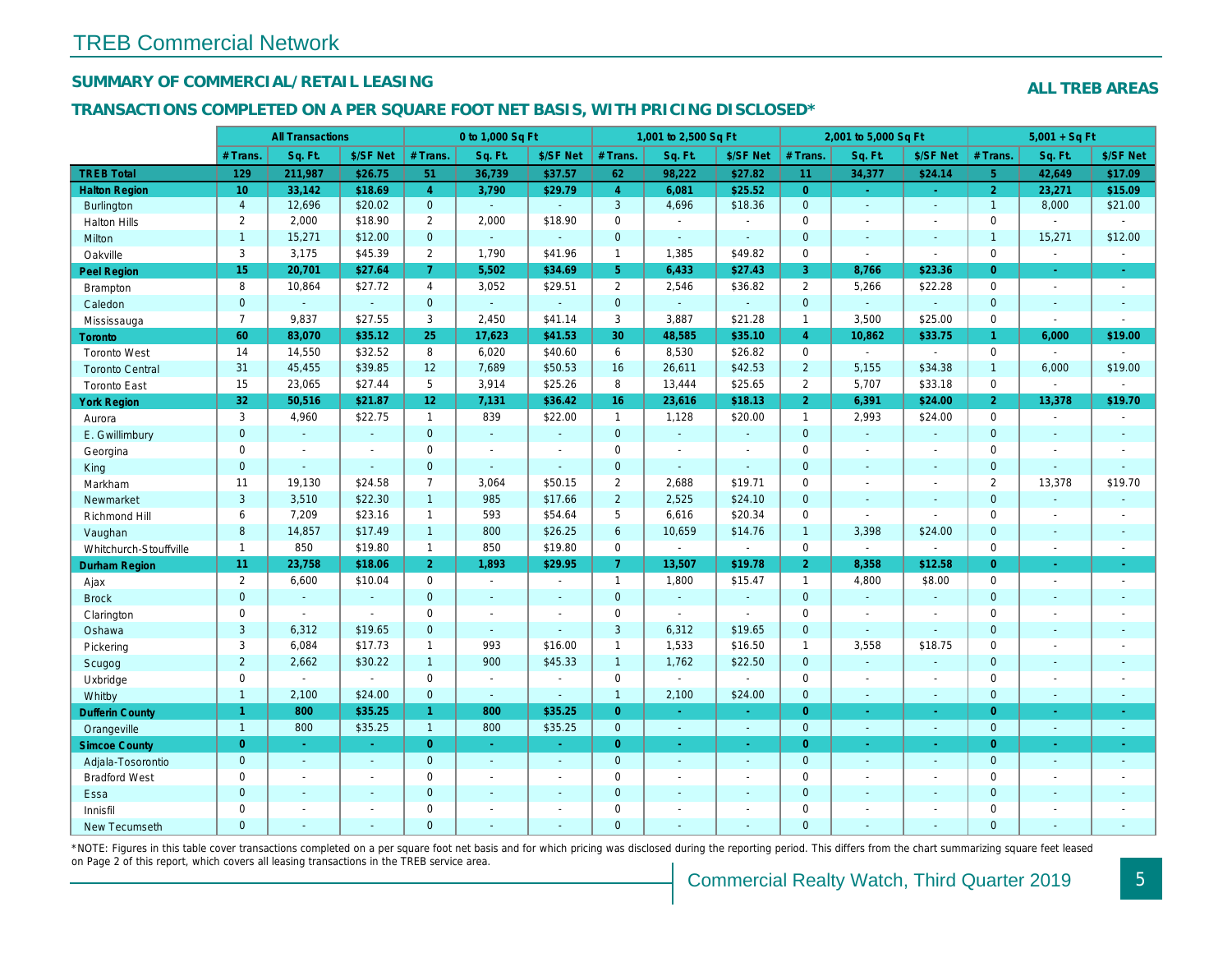# TREB Commercial Network

## SUMMARY OF COMMERCIAL/RETAIL LEASING

**ALL TREB AREAS**

## TRANSACTIONS COMPLETED ON A PER SQUARE FOOT NET BASIS, WITH PRICING DISCLOSED*

| | All Transactions | | | 0 to 1,000 Sq Ft | | | 1,001 to 2,500 Sq Ft | | | 2,001 to 5,000 Sq Ft | | | 5,001 + Sq Ft | | |
|---|---|---|---|---|---|---|---|---|---|---|---|---|---|---|---|
| | # Trans. | Sq. Ft. | $/SF Net | # Trans. | Sq. Ft. | $/SF Net | # Trans. | Sq. Ft. | $/SF Net | # Trans. | Sq. Ft. | $/SF Net | # Trans. | Sq. Ft. | $/SF Net |
| **TREB Total** | **129** | **211,987** | **$26.75** | **51** | **36,739** | **$37.57** | **62** | **98,222** | **$27.82** | **11** | **34,377** | **$24.14** | **5** | **42,649** | **$17.09** |
| **Halton Region** | **10** | **33,142** | **$18.69** | **4** | **3,790** | **$29.79** | **4** | **6,081** | **$25.52** | **0** | **-** | **-** | **2** | **23,271** | **$15.09** |
| Burlington | 4 | 12,696 | $20.02 | 0 | - | - | 3 | 4,696 | $18.36 | 0 | - | - | 1 | 8,000 | $21.00 |
| Halton Hills | 2 | 2,000 | $18.90 | 2 | 2,000 | $18.90 | 0 | - | - | 0 | - | - | 0 | - | - |
| Milton | 1 | 15,271 | $12.00 | 0 | - | - | 0 | - | - | 0 | - | - | 1 | 15,271 | $12.00 |
| Oakville | 3 | 3,175 | $45.39 | 2 | 1,790 | $41.96 | 1 | 1,385 | $49.82 | 0 | - | - | 0 | - | - |
| **Peel Region** | **15** | **20,701** | **$27.64** | **7** | **5,502** | **$34.69** | **5** | **6,433** | **$27.43** | **3** | **8,766** | **$23.36** | **0** | **-** | **-** |
| Brampton | 8 | 10,864 | $27.72 | 4 | 3,052 | $29.51 | 2 | 2,546 | $36.82 | 2 | 5,266 | $22.28 | 0 | - | - |
| Caledon | 0 | - | - | 0 | - | - | 0 | - | - | 0 | - | - | 0 | - | - |
| Mississauga | 7 | 9,837 | $27.55 | 3 | 2,450 | $41.14 | 3 | 3,887 | $21.28 | 1 | 3,500 | $25.00 | 0 | - | - |
| **Toronto** | **60** | **83,070** | **$35.12** | **25** | **17,623** | **$41.53** | **30** | **48,585** | **$35.10** | **4** | **10,862** | **$33.75** | **1** | **6,000** | **$19.00** |
| Toronto West | 14 | 14,550 | $32.52 | 8 | 6,020 | $40.60 | 6 | 8,530 | $26.82 | 0 | - | - | 0 | - | - |
| Toronto Central | 31 | 45,455 | $39.85 | 12 | 7,689 | $50.53 | 16 | 26,611 | $42.53 | 2 | 5,155 | $34.38 | 1 | 6,000 | $19.00 |
| Toronto East | 15 | 23,065 | $27.44 | 5 | 3,914 | $25.26 | 8 | 13,444 | $25.65 | 2 | 5,707 | $33.18 | 0 | - | - |
| **York Region** | **32** | **50,516** | **$21.87** | **12** | **7,131** | **$36.42** | **16** | **23,616** | **$18.13** | **2** | **6,391** | **$24.00** | **2** | **13,378** | **$19.70** |
| Aurora | 3 | 4,960 | $22.75 | 1 | 839 | $22.00 | 1 | 1,128 | $20.00 | 1 | 2,993 | $24.00 | 0 | - | - |
| E. Gwillimbury | 0 | - | - | 0 | - | - | 0 | - | - | 0 | - | - | 0 | - | - |
| Georgina | 0 | - | - | 0 | - | - | 0 | - | - | 0 | - | - | 0 | - | - |
| King | 0 | - | - | 0 | - | - | 0 | - | - | 0 | - | - | 0 | - | - |
| Markham | 11 | 19,130 | $24.58 | 7 | 3,064 | $50.15 | 2 | 2,688 | $19.71 | 0 | - | - | 2 | 13,378 | $19.70 |
| Newmarket | 3 | 3,510 | $22.30 | 1 | 985 | $17.66 | 2 | 2,525 | $24.10 | 0 | - | - | 0 | - | - |
| Richmond Hill | 6 | 7,209 | $23.16 | 1 | 593 | $54.64 | 5 | 6,616 | $20.34 | 0 | - | - | 0 | - | - |
| Vaughan | 8 | 14,857 | $17.49 | 1 | 800 | $26.25 | 6 | 10,659 | $14.76 | 1 | 3,398 | $24.00 | 0 | - | - |
| Whitchurch-Stouffville | 1 | 850 | $19.80 | 1 | 850 | $19.80 | 0 | - | - | 0 | - | - | 0 | - | - |
| **Durham Region** | **11** | **23,758** | **$18.06** | **2** | **1,893** | **$29.95** | **7** | **13,507** | **$19.78** | **2** | **8,358** | **$12.58** | **0** | **-** | **-** |
| Ajax | 2 | 6,600 | $10.04 | 0 | - | - | 1 | 1,800 | $15.47 | 1 | 4,800 | $8.00 | 0 | - | - |
| Brock | 0 | - | - | 0 | - | - | 0 | - | - | 0 | - | - | 0 | - | - |
| Clarington | 0 | - | - | 0 | - | - | 0 | - | - | 0 | - | - | 0 | - | - |
| Oshawa | 3 | 6,312 | $19.65 | 0 | - | - | 3 | 6,312 | $19.65 | 0 | - | - | 0 | - | - |
| Pickering | 3 | 6,084 | $17.73 | 1 | 993 | $16.00 | 1 | 1,533 | $16.50 | 1 | 3,558 | $18.75 | 0 | - | - |
| Scugog | 2 | 2,662 | $30.22 | 1 | 900 | $45.33 | 1 | 1,762 | $22.50 | 0 | - | - | 0 | - | - |
| Uxbridge | 0 | - | - | 0 | - | - | 0 | - | - | 0 | - | - | 0 | - | - |
| Whitby | 1 | 2,100 | $24.00 | 0 | - | - | 1 | 2,100 | $24.00 | 0 | - | - | 0 | - | - |
| **Dufferin County** | **1** | **800** | **$35.25** | **1** | **800** | **$35.25** | **0** | **-** | **-** | **0** | **-** | **-** | **0** | **-** | **-** |
| Orangeville | 1 | 800 | $35.25 | 1 | 800 | $35.25 | 0 | - | - | 0 | - | - | 0 | - | - |
| **Simcoe County** | **0** | **-** | **-** | **0** | **-** | **-** | **0** | **-** | **-** | **0** | **-** | **-** | **0** | **-** | **-** |
| Adjala-Tosorontio | 0 | - | - | 0 | - | - | 0 | - | - | 0 | - | - | 0 | - | - |
| Bradford West | 0 | - | - | 0 | - | - | 0 | - | - | 0 | - | - | 0 | - | - |
| Essa | 0 | - | - | 0 | - | - | 0 | - | - | 0 | - | - | 0 | - | - |
| Innisfil | 0 | - | - | 0 | - | - | 0 | - | - | 0 | - | - | 0 | - | - |
| New Tecumseth | 0 | - | - | 0 | - | - | 0 | - | - | 0 | - | - | 0 | - | - |

*NOTE: Figures in this table cover transactions completed on a per square foot net basis and for which pricing was disclosed during the reporting period. This differs from the chart summarizing square feet leased on Page 2 of this report, which covers all leasing transactions in the TREB service area.

Commercial Realty Watch, Third Quarter 2019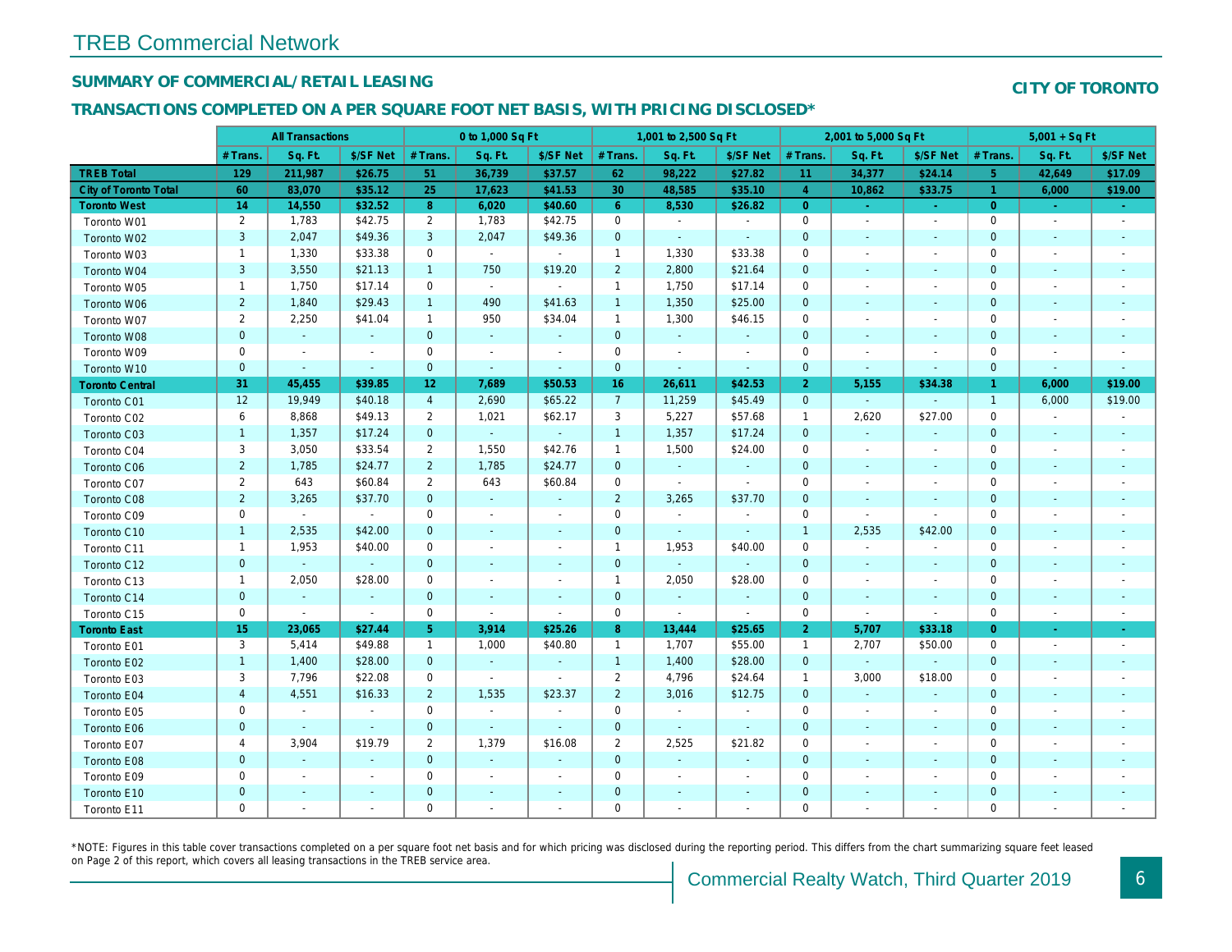# TREB Commercial Network

## SUMMARY OF COMMERCIAL/RETAIL LEASING

**CITY OF TORONTO**

## TRANSACTIONS COMPLETED ON A PER SQUARE FOOT NET BASIS, WITH PRICING DISCLOSED*

| | All Transactions | | | 0 to 1,000 Sq Ft | | | 1,001 to 2,500 Sq Ft | | | 2,001 to 5,000 Sq Ft | | | 5,001 + Sq Ft | | |
|---|---|---|---|---|---|---|---|---|---|---|---|---|---|---|---|
| | # Trans. | Sq. Ft. | $/SF Net | # Trans. | Sq. Ft. | $/SF Net | # Trans. | Sq. Ft. | $/SF Net | # Trans. | Sq. Ft. | $/SF Net | # Trans. | Sq. Ft. | $/SF Net |
| **TREB Total** | **129** | **211,987** | **$26.75** | **51** | **36,739** | **$37.57** | **62** | **98,222** | **$27.82** | **11** | **34,377** | **$24.14** | **5** | **42,649** | **$17.09** |
| **City of Toronto Total** | **60** | **83,070** | **$35.12** | **25** | **17,623** | **$41.53** | **30** | **48,585** | **$35.10** | **4** | **10,862** | **$33.75** | **1** | **6,000** | **$19.00** |
| **Toronto West** | **14** | **14,550** | **$32.52** | **8** | **6,020** | **$40.60** | **6** | **8,530** | **$26.82** | **0** | **-** | **-** | **0** | **-** | **-** |
| Toronto W01 | 2 | 1,783 | $42.75 | 2 | 1,783 | $42.75 | 0 | - | - | 0 | - | - | 0 | - | - |
| Toronto W02 | 3 | 2,047 | $49.36 | 3 | 2,047 | $49.36 | 0 | - | - | 0 | - | - | 0 | - | - |
| Toronto W03 | 1 | 1,330 | $33.38 | 0 | - | - | 1 | 1,330 | $33.38 | 0 | - | - | 0 | - | - |
| Toronto W04 | 3 | 3,550 | $21.13 | 1 | 750 | $19.20 | 2 | 2,800 | $21.64 | 0 | - | - | 0 | - | - |
| Toronto W05 | 1 | 1,750 | $17.14 | 0 | - | - | 1 | 1,750 | $17.14 | 0 | - | - | 0 | - | - |
| Toronto W06 | 2 | 1,840 | $29.43 | 1 | 490 | $41.63 | 1 | 1,350 | $25.00 | 0 | - | - | 0 | - | - |
| Toronto W07 | 2 | 2,250 | $41.04 | 1 | 950 | $34.04 | 1 | 1,300 | $46.15 | 0 | - | - | 0 | - | - |
| Toronto W08 | 0 | - | - | 0 | - | - | 0 | - | - | 0 | - | - | 0 | - | - |
| Toronto W09 | 0 | - | - | 0 | - | - | 0 | - | - | 0 | - | - | 0 | - | - |
| Toronto W10 | 0 | - | - | 0 | - | - | 0 | - | - | 0 | - | - | 0 | - | - |
| **Toronto Central** | **31** | **45,455** | **$39.85** | **12** | **7,689** | **$50.53** | **16** | **26,611** | **$42.53** | **2** | **5,155** | **$34.38** | **1** | **6,000** | **$19.00** |
| Toronto C01 | 12 | 19,949 | $40.18 | 4 | 2,690 | $65.22 | 7 | 11,259 | $45.49 | 0 | - | - | 1 | 6,000 | $19.00 |
| Toronto C02 | 6 | 8,868 | $49.13 | 2 | 1,021 | $62.17 | 3 | 5,227 | $57.68 | 1 | 2,620 | $27.00 | 0 | - | - |
| Toronto C03 | 1 | 1,357 | $17.24 | 0 | - | - | 1 | 1,357 | $17.24 | 0 | - | - | 0 | - | - |
| Toronto C04 | 3 | 3,050 | $33.54 | 2 | 1,550 | $42.76 | 1 | 1,500 | $24.00 | 0 | - | - | 0 | - | - |
| Toronto C06 | 2 | 1,785 | $24.77 | 2 | 1,785 | $24.77 | 0 | - | - | 0 | - | - | 0 | - | - |
| Toronto C07 | 2 | 643 | $60.84 | 2 | 643 | $60.84 | 0 | - | - | 0 | - | - | 0 | - | - |
| Toronto C08 | 2 | 3,265 | $37.70 | 0 | - | - | 2 | 3,265 | $37.70 | 0 | - | - | 0 | - | - |
| Toronto C09 | 0 | - | - | 0 | - | - | 0 | - | - | 0 | - | - | 0 | - | - |
| Toronto C10 | 1 | 2,535 | $42.00 | 0 | - | - | 0 | - | - | 1 | 2,535 | $42.00 | 0 | - | - |
| Toronto C11 | 1 | 1,953 | $40.00 | 0 | - | - | 1 | 1,953 | $40.00 | 0 | - | - | 0 | - | - |
| Toronto C12 | 0 | - | - | 0 | - | - | 0 | - | - | 0 | - | - | 0 | - | - |
| Toronto C13 | 1 | 2,050 | $28.00 | 0 | - | - | 1 | 2,050 | $28.00 | 0 | - | - | 0 | - | - |
| Toronto C14 | 0 | - | - | 0 | - | - | 0 | - | - | 0 | - | - | 0 | - | - |
| Toronto C15 | 0 | - | - | 0 | - | - | 0 | - | - | 0 | - | - | 0 | - | - |
| **Toronto East** | **15** | **23,065** | **$27.44** | **5** | **3,914** | **$25.26** | **8** | **13,444** | **$25.65** | **2** | **5,707** | **$33.18** | **0** | **-** | **-** |
| Toronto E01 | 3 | 5,414 | $49.88 | 1 | 1,000 | $40.80 | 1 | 1,707 | $55.00 | 1 | 2,707 | $50.00 | 0 | - | - |
| Toronto E02 | 1 | 1,400 | $28.00 | 0 | - | - | 1 | 1,400 | $28.00 | 0 | - | - | 0 | - | - |
| Toronto E03 | 3 | 7,796 | $22.08 | 0 | - | - | 2 | 4,796 | $24.64 | 1 | 3,000 | $18.00 | 0 | - | - |
| Toronto E04 | 4 | 4,551 | $16.33 | 2 | 1,535 | $23.37 | 2 | 3,016 | $12.75 | 0 | - | - | 0 | - | - |
| Toronto E05 | 0 | - | - | 0 | - | - | 0 | - | - | 0 | - | - | 0 | - | - |
| Toronto E06 | 0 | - | - | 0 | - | - | 0 | - | - | 0 | - | - | 0 | - | - |
| Toronto E07 | 4 | 3,904 | $19.79 | 2 | 1,379 | $16.08 | 2 | 2,525 | $21.82 | 0 | - | - | 0 | - | - |
| Toronto E08 | 0 | - | - | 0 | - | - | 0 | - | - | 0 | - | - | 0 | - | - |
| Toronto E09 | 0 | - | - | 0 | - | - | 0 | - | - | 0 | - | - | 0 | - | - |
| Toronto E10 | 0 | - | - | 0 | - | - | 0 | - | - | 0 | - | - | 0 | - | - |
| Toronto E11 | 0 | - | - | 0 | - | - | 0 | - | - | 0 | - | - | 0 | - | - |

*NOTE: Figures in this table cover transactions completed on a per square foot net basis and for which pricing was disclosed during the reporting period. This differs from the chart summarizing square feet leased on Page 2 of this report, which covers all leasing transactions in the TREB service area.

Commercial Realty Watch, Third Quarter 2019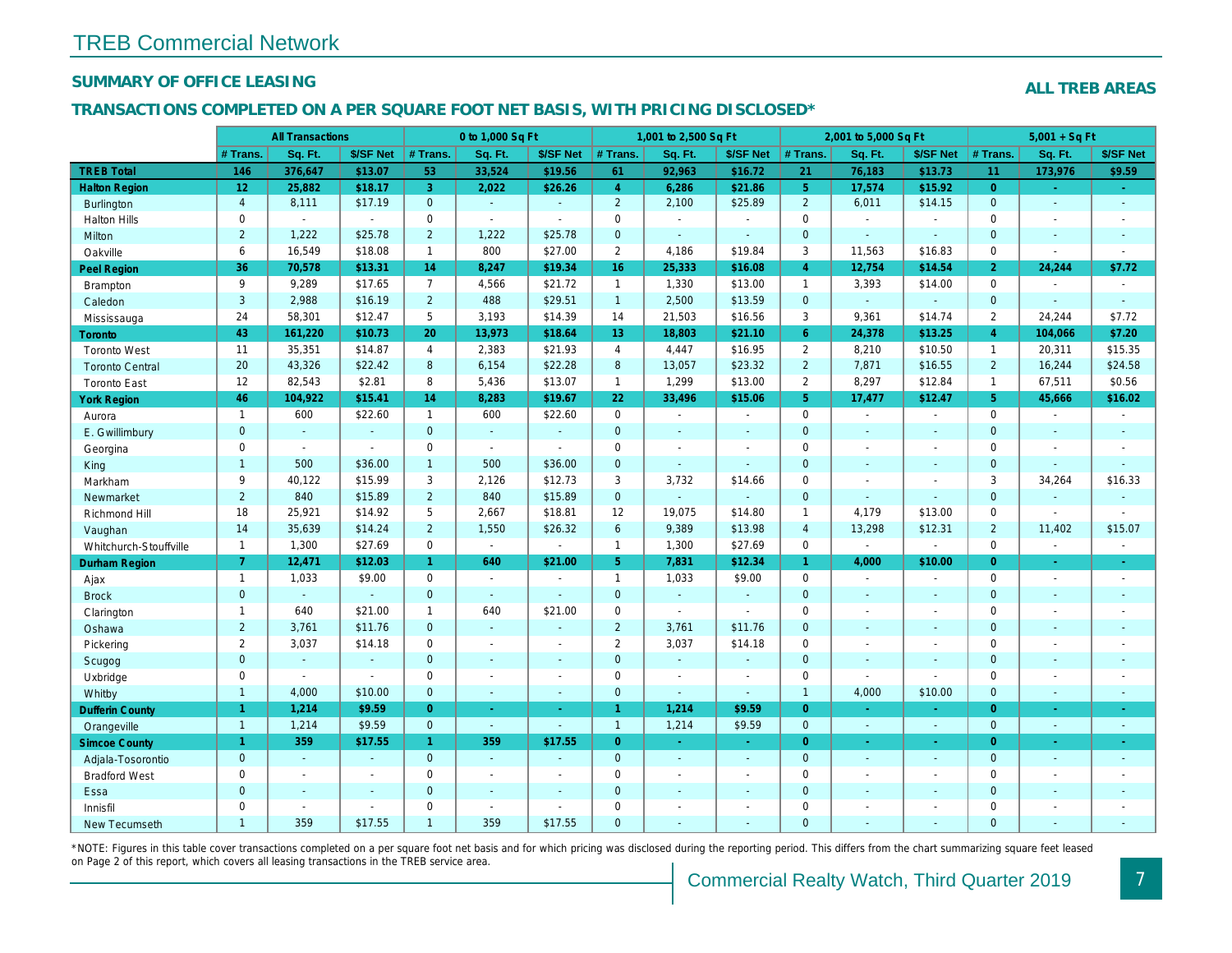# TREB Commercial Network

## SUMMARY OF OFFICE LEASING

**ALL TREB AREAS**

### TRANSACTIONS COMPLETED ON A PER SQUARE FOOT NET BASIS, WITH PRICING DISCLOSED*

| | All Transactions | | | 0 to 1,000 Sq Ft | | | 1,001 to 2,500 Sq Ft | | | 2,001 to 5,000 Sq Ft | | | 5,001 + Sq Ft | | |
|---|---|---|---|---|---|---|---|---|---|---|---|---|---|---|---|
| | # Trans. | Sq. Ft. | $/SF Net | # Trans. | Sq. Ft. | $/SF Net | # Trans. | Sq. Ft. | $/SF Net | # Trans. | Sq. Ft. | $/SF Net | # Trans. | Sq. Ft. | $/SF Net |
| **TREB Total** | **146** | **376,647** | **$13.07** | **53** | **33,524** | **$19.56** | **61** | **92,963** | **$16.72** | **21** | **76,183** | **$13.73** | **11** | **173,976** | **$9.59** |
| **Halton Region** | **12** | **25,882** | **$18.17** | **3** | **2,022** | **$26.26** | **4** | **6,286** | **$21.86** | **5** | **17,574** | **$15.92** | **0** | **-** | **-** |
| Burlington | 4 | 8,111 | $17.19 | 0 | - | - | 2 | 2,100 | $25.89 | 2 | 6,011 | $14.15 | 0 | - | - |
| Halton Hills | 0 | - | - | 0 | - | - | 0 | - | - | 0 | - | - | 0 | - | - |
| Milton | 2 | 1,222 | $25.78 | 2 | 1,222 | $25.78 | 0 | - | - | 0 | - | - | 0 | - | - |
| Oakville | 6 | 16,549 | $18.08 | 1 | 800 | $27.00 | 2 | 4,186 | $19.84 | 3 | 11,563 | $16.83 | 0 | - | - |
| **Peel Region** | **36** | **70,578** | **$13.31** | **14** | **8,247** | **$19.34** | **16** | **25,333** | **$16.08** | **4** | **12,754** | **$14.54** | **2** | **24,244** | **$7.72** |
| Brampton | 9 | 9,289 | $17.65 | 7 | 4,566 | $21.72 | 1 | 1,330 | $13.00 | 1 | 3,393 | $14.00 | 0 | - | - |
| Caledon | 3 | 2,988 | $16.19 | 2 | 488 | $29.51 | 1 | 2,500 | $13.59 | 0 | - | - | 0 | - | - |
| Mississauga | 24 | 58,301 | $12.47 | 5 | 3,193 | $14.39 | 14 | 21,503 | $16.56 | 3 | 9,361 | $14.74 | 2 | 24,244 | $7.72 |
| **Toronto** | **43** | **161,220** | **$10.73** | **20** | **13,973** | **$18.64** | **13** | **18,803** | **$21.10** | **6** | **24,378** | **$13.25** | **4** | **104,066** | **$7.20** |
| Toronto West | 11 | 35,351 | $14.87 | 4 | 2,383 | $21.93 | 4 | 4,447 | $16.95 | 2 | 8,210 | $10.50 | 1 | 20,311 | $15.35 |
| Toronto Central | 20 | 43,326 | $22.42 | 8 | 6,154 | $22.28 | 8 | 13,057 | $23.32 | 2 | 7,871 | $16.55 | 2 | 16,244 | $24.58 |
| Toronto East | 12 | 82,543 | $2.81 | 8 | 5,436 | $13.07 | 1 | 1,299 | $13.00 | 2 | 8,297 | $12.84 | 1 | 67,511 | $0.56 |
| **York Region** | **46** | **104,922** | **$15.41** | **14** | **8,283** | **$19.67** | **22** | **33,496** | **$15.06** | **5** | **17,477** | **$12.47** | **5** | **45,666** | **$16.02** |
| Aurora | 1 | 600 | $22.60 | 1 | 600 | $22.60 | 0 | - | - | 0 | - | - | 0 | - | - |
| E. Gwillimbury | 0 | - | - | 0 | - | - | 0 | - | - | 0 | - | - | 0 | - | - |
| Georgina | 0 | - | - | 0 | - | - | 0 | - | - | 0 | - | - | 0 | - | - |
| King | 1 | 500 | $36.00 | 1 | 500 | $36.00 | 0 | - | - | 0 | - | - | 0 | - | - |
| Markham | 9 | 40,122 | $15.99 | 3 | 2,126 | $12.73 | 3 | 3,732 | $14.66 | 0 | - | - | 3 | 34,264 | $16.33 |
| Newmarket | 2 | 840 | $15.89 | 2 | 840 | $15.89 | 0 | - | - | 0 | - | - | 0 | - | - |
| Richmond Hill | 18 | 25,921 | $14.92 | 5 | 2,667 | $18.81 | 12 | 19,075 | $14.80 | 1 | 4,179 | $13.00 | 0 | - | - |
| Vaughan | 14 | 35,639 | $14.24 | 2 | 1,550 | $26.32 | 6 | 9,389 | $13.98 | 4 | 13,298 | $12.31 | 2 | 11,402 | $15.07 |
| Whitchurch-Stouffville | 1 | 1,300 | $27.69 | 0 | - | - | 1 | 1,300 | $27.69 | 0 | - | - | 0 | - | - |
| **Durham Region** | **7** | **12,471** | **$12.03** | **1** | **640** | **$21.00** | **5** | **7,831** | **$12.34** | **1** | **4,000** | **$10.00** | **0** | **-** | **-** |
| Ajax | 1 | 1,033 | $9.00 | 0 | - | - | 1 | 1,033 | $9.00 | 0 | - | - | 0 | - | - |
| Brock | 0 | - | - | 0 | - | - | 0 | - | - | 0 | - | - | 0 | - | - |
| Clarington | 1 | 640 | $21.00 | 1 | 640 | $21.00 | 0 | - | - | 0 | - | - | 0 | - | - |
| Oshawa | 2 | 3,761 | $11.76 | 0 | - | - | 2 | 3,761 | $11.76 | 0 | - | - | 0 | - | - |
| Pickering | 2 | 3,037 | $14.18 | 0 | - | - | 2 | 3,037 | $14.18 | 0 | - | - | 0 | - | - |
| Scugog | 0 | - | - | 0 | - | - | 0 | - | - | 0 | - | - | 0 | - | - |
| Uxbridge | 0 | - | - | 0 | - | - | 0 | - | - | 0 | - | - | 0 | - | - |
| Whitby | 1 | 4,000 | $10.00 | 0 | - | - | 0 | - | - | 1 | 4,000 | $10.00 | 0 | - | - |
| **Dufferin County** | **1** | **1,214** | **$9.59** | **0** | **-** | **-** | **1** | **1,214** | **$9.59** | **0** | **-** | **-** | **0** | **-** | **-** |
| Orangeville | 1 | 1,214 | $9.59 | 0 | - | - | 1 | 1,214 | $9.59 | 0 | - | - | 0 | - | - |
| **Simcoe County** | **1** | **359** | **$17.55** | **1** | **359** | **$17.55** | **0** | **-** | **-** | **0** | **-** | **-** | **0** | **-** | **-** |
| Adjala-Tosorontio | 0 | - | - | 0 | - | - | 0 | - | - | 0 | - | - | 0 | - | - |
| Bradford West | 0 | - | - | 0 | - | - | 0 | - | - | 0 | - | - | 0 | - | - |
| Essa | 0 | - | - | 0 | - | - | 0 | - | - | 0 | - | - | 0 | - | - |
| Innisfil | 0 | - | - | 0 | - | - | 0 | - | - | 0 | - | - | 0 | - | - |
| New Tecumseth | 1 | 359 | $17.55 | 1 | 359 | $17.55 | 0 | - | - | 0 | - | - | 0 | - | - |

*NOTE: Figures in this table cover transactions completed on a per square foot net basis and for which pricing was disclosed during the reporting period. This differs from the chart summarizing square feet leased on Page 2 of this report, which covers all leasing transactions in the TREB service area.

Commercial Realty Watch, Third Quarter 2019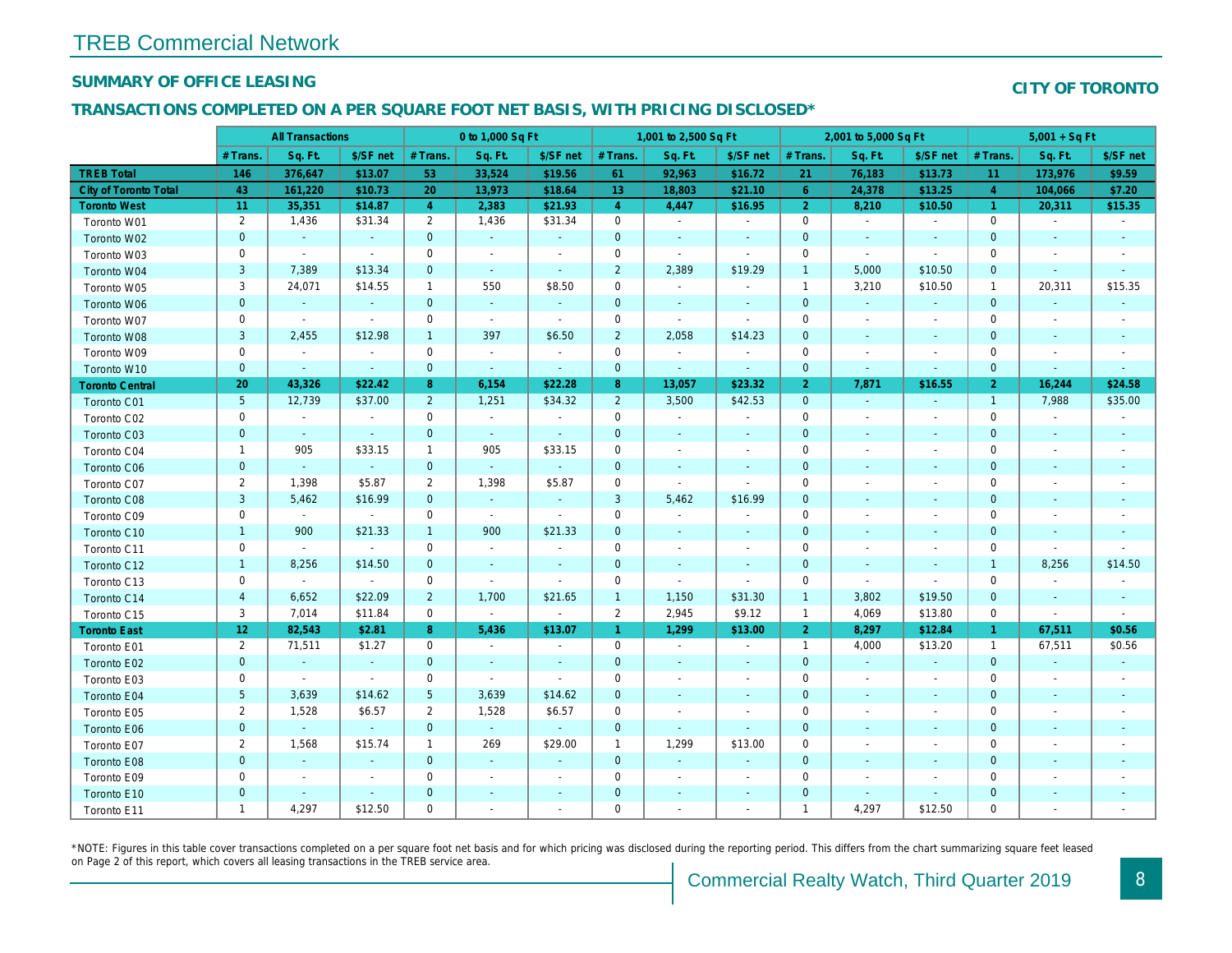# TREB Commercial Network

## SUMMARY OF OFFICE LEASING

**CITY OF TORONTO**

## TRANSACTIONS COMPLETED ON A PER SQUARE FOOT NET BASIS, WITH PRICING DISCLOSED*

| | All Transactions | | | 0 to 1,000 Sq Ft | | | 1,001 to 2,500 Sq Ft | | | 2,001 to 5,000 Sq Ft | | | 5,001 + Sq Ft | | |
|---|---|---|---|---|---|---|---|---|---|---|---|---|---|---|---|
| | # Trans. | Sq. Ft. | $/SF net | # Trans. | Sq. Ft. | $/SF net | # Trans. | Sq. Ft. | $/SF net | # Trans. | Sq. Ft. | $/SF net | # Trans. | Sq. Ft. | $/SF net |
| **TREB Total** | **146** | **376,647** | **$13.07** | **53** | **33,524** | **$19.56** | **61** | **92,963** | **$16.72** | **21** | **76,183** | **$13.73** | **11** | **173,976** | **$9.59** |
| **City of Toronto Total** | **43** | **161,220** | **$10.73** | **20** | **13,973** | **$18.64** | **13** | **18,803** | **$21.10** | **6** | **24,378** | **$13.25** | **4** | **104,066** | **$7.20** |
| **Toronto West** | **11** | **35,351** | **$14.87** | **4** | **2,383** | **$21.93** | **4** | **4,447** | **$16.95** | **2** | **8,210** | **$10.50** | **1** | **20,311** | **$15.35** |
| Toronto W01 | 2 | 1,436 | $31.34 | 2 | 1,436 | $31.34 | 0 | - | - | 0 | - | - | 0 | - | - |
| Toronto W02 | 0 | - | - | 0 | - | - | 0 | - | - | 0 | - | - | 0 | - | - |
| Toronto W03 | 0 | - | - | 0 | - | - | 0 | - | - | 0 | - | - | 0 | - | - |
| Toronto W04 | 3 | 7,389 | $13.34 | 0 | - | - | 2 | 2,389 | $19.29 | 1 | 5,000 | $10.50 | 0 | - | - |
| Toronto W05 | 3 | 24,071 | $14.55 | 1 | 550 | $8.50 | 0 | - | - | 1 | 3,210 | $10.50 | 1 | 20,311 | $15.35 |
| Toronto W06 | 0 | - | - | 0 | - | - | 0 | - | - | 0 | - | - | 0 | - | - |
| Toronto W07 | 0 | - | - | 0 | - | - | 0 | - | - | 0 | - | - | 0 | - | - |
| Toronto W08 | 3 | 2,455 | $12.98 | 1 | 397 | $6.50 | 2 | 2,058 | $14.23 | 0 | - | - | 0 | - | - |
| Toronto W09 | 0 | - | - | 0 | - | - | 0 | - | - | 0 | - | - | 0 | - | - |
| Toronto W10 | 0 | - | - | 0 | - | - | 0 | - | - | 0 | - | - | 0 | - | - |
| **Toronto Central** | **20** | **43,326** | **$22.42** | **8** | **6,154** | **$22.28** | **8** | **13,057** | **$23.32** | **2** | **7,871** | **$16.55** | **2** | **16,244** | **$24.58** |
| Toronto C01 | 5 | 12,739 | $37.00 | 2 | 1,251 | $34.32 | 2 | 3,500 | $42.53 | 0 | - | - | 1 | 7,988 | $35.00 |
| Toronto C02 | 0 | - | - | 0 | - | - | 0 | - | - | 0 | - | - | 0 | - | - |
| Toronto C03 | 0 | - | - | 0 | - | - | 0 | - | - | 0 | - | - | 0 | - | - |
| Toronto C04 | 1 | 905 | $33.15 | 1 | 905 | $33.15 | 0 | - | - | 0 | - | - | 0 | - | - |
| Toronto C06 | 0 | - | - | 0 | - | - | 0 | - | - | 0 | - | - | 0 | - | - |
| Toronto C07 | 2 | 1,398 | $5.87 | 2 | 1,398 | $5.87 | 0 | - | - | 0 | - | - | 0 | - | - |
| Toronto C08 | 3 | 5,462 | $16.99 | 0 | - | - | 3 | 5,462 | $16.99 | 0 | - | - | 0 | - | - |
| Toronto C09 | 0 | - | - | 0 | - | - | 0 | - | - | 0 | - | - | 0 | - | - |
| Toronto C10 | 1 | 900 | $21.33 | 1 | 900 | $21.33 | 0 | - | - | 0 | - | - | 0 | - | - |
| Toronto C11 | 0 | - | - | 0 | - | - | 0 | - | - | 0 | - | - | 0 | - | - |
| Toronto C12 | 1 | 8,256 | $14.50 | 0 | - | - | 0 | - | - | 0 | - | - | 1 | 8,256 | $14.50 |
| Toronto C13 | 0 | - | - | 0 | - | - | 0 | - | - | 0 | - | - | 0 | - | - |
| Toronto C14 | 4 | 6,652 | $22.09 | 2 | 1,700 | $21.65 | 1 | 1,150 | $31.30 | 1 | 3,802 | $19.50 | 0 | - | - |
| Toronto C15 | 3 | 7,014 | $11.84 | 0 | - | - | 2 | 2,945 | $9.12 | 1 | 4,069 | $13.80 | 0 | - | - |
| **Toronto East** | **12** | **82,543** | **$2.81** | **8** | **5,436** | **$13.07** | **1** | **1,299** | **$13.00** | **2** | **8,297** | **$12.84** | **1** | **67,511** | **$0.56** |
| Toronto E01 | 2 | 71,511 | $1.27 | 0 | - | - | 0 | - | - | 1 | 4,000 | $13.20 | 1 | 67,511 | $0.56 |
| Toronto E02 | 0 | - | - | 0 | - | - | 0 | - | - | 0 | - | - | 0 | - | - |
| Toronto E03 | 0 | - | - | 0 | - | - | 0 | - | - | 0 | - | - | 0 | - | - |
| Toronto E04 | 5 | 3,639 | $14.62 | 5 | 3,639 | $14.62 | 0 | - | - | 0 | - | - | 0 | - | - |
| Toronto E05 | 2 | 1,528 | $6.57 | 2 | 1,528 | $6.57 | 0 | - | - | 0 | - | - | 0 | - | - |
| Toronto E06 | 0 | - | - | 0 | - | - | 0 | - | - | 0 | - | - | 0 | - | - |
| Toronto E07 | 2 | 1,568 | $15.74 | 1 | 269 | $29.00 | 1 | 1,299 | $13.00 | 0 | - | - | 0 | - | - |
| Toronto E08 | 0 | - | - | 0 | - | - | 0 | - | - | 0 | - | - | 0 | - | - |
| Toronto E09 | 0 | - | - | 0 | - | - | 0 | - | - | 0 | - | - | 0 | - | - |
| Toronto E10 | 0 | - | - | 0 | - | - | 0 | - | - | 0 | - | - | 0 | - | - |
| Toronto E11 | 1 | 4,297 | $12.50 | 0 | - | - | 0 | - | - | 1 | 4,297 | $12.50 | 0 | - | - |

*NOTE: Figures in this table cover transactions completed on a per square foot net basis and for which pricing was disclosed during the reporting period. This differs from the chart summarizing square feet leased on Page 2 of this report, which covers all leasing transactions in the TREB service area.

Commercial Realty Watch, Third Quarter 2019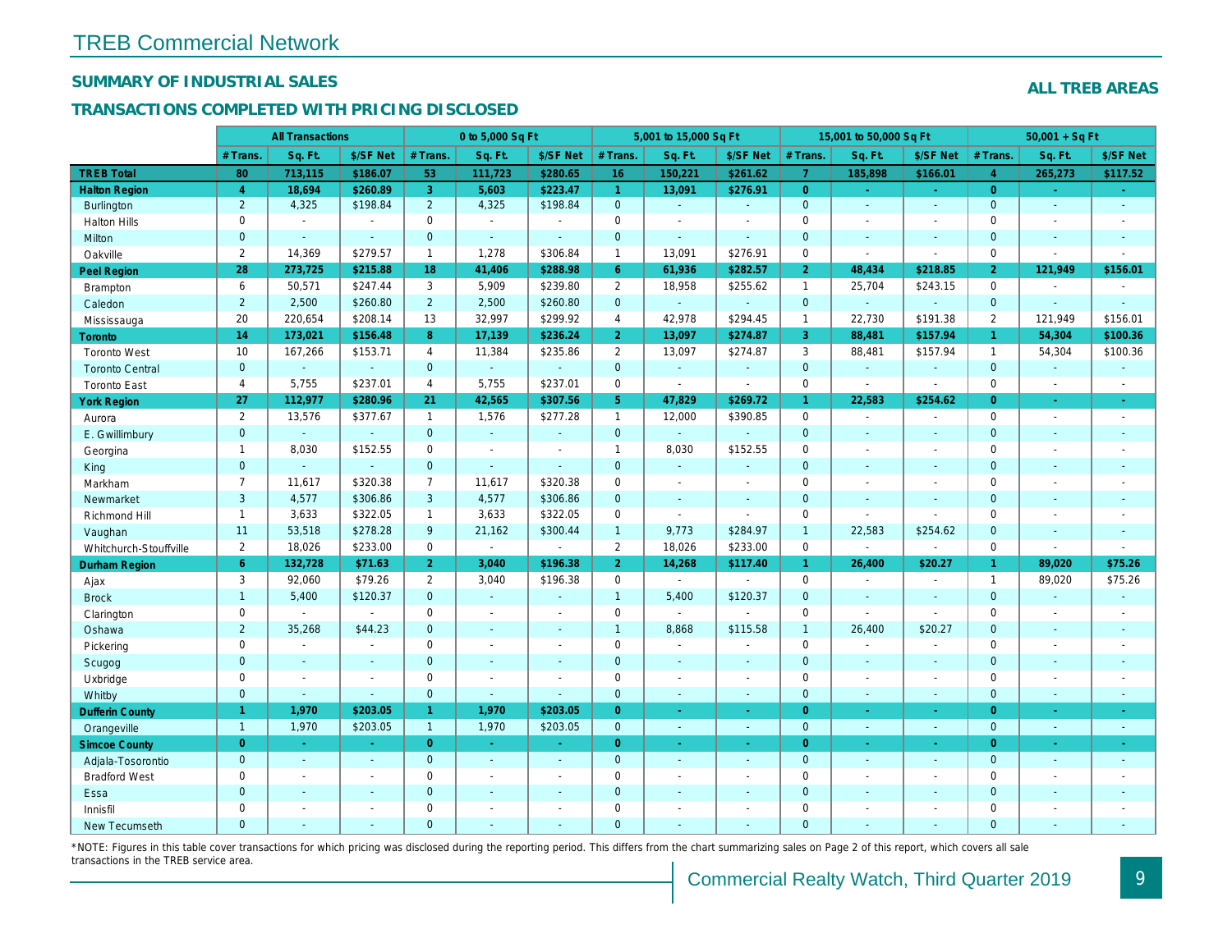# TREB Commercial Network

## SUMMARY OF INDUSTRIAL SALES

**ALL TREB AREAS**

## TRANSACTIONS COMPLETED WITH PRICING DISCLOSED

| | All Transactions | | | 0 to 5,000 Sq Ft | | | 5,001 to 15,000 Sq Ft | | | 15,001 to 50,000 Sq Ft | | | 50,001 + Sq Ft | | |
|---|---|---|---|---|---|---|---|---|---|---|---|---|---|---|---|
| | # Trans. | Sq. Ft. | $/SF Net | # Trans. | Sq. Ft. | $/SF Net | # Trans. | Sq. Ft. | $/SF Net | # Trans. | Sq. Ft. | $/SF Net | # Trans. | Sq. Ft. | $/SF Net |
| **TREB Total** | **80** | **713,115** | **$186.07** | **53** | **111,723** | **$280.65** | **16** | **150,221** | **$261.62** | **7** | **185,898** | **$166.01** | **4** | **265,273** | **$117.52** |
| **Halton Region** | **4** | **18,694** | **$260.89** | **3** | **5,603** | **$223.47** | **1** | **13,091** | **$276.91** | **0** | **-** | **-** | **0** | **-** | **-** |
| Burlington | 2 | 4,325 | $198.84 | 2 | 4,325 | $198.84 | 0 | - | - | 0 | - | - | 0 | - | - |
| Halton Hills | 0 | - | - | 0 | - | - | 0 | - | - | 0 | - | - | 0 | - | - |
| Milton | 0 | - | - | 0 | - | - | 0 | - | - | 0 | - | - | 0 | - | - |
| Oakville | 2 | 14,369 | $279.57 | 1 | 1,278 | $306.84 | 1 | 13,091 | $276.91 | 0 | - | - | 0 | - | - |
| **Peel Region** | **28** | **273,725** | **$215.88** | **18** | **41,406** | **$288.98** | **6** | **61,936** | **$282.57** | **2** | **48,434** | **$218.85** | **2** | **121,949** | **$156.01** |
| Brampton | 6 | 50,571 | $247.44 | 3 | 5,909 | $239.80 | 2 | 18,958 | $255.62 | 1 | 25,704 | $243.15 | 0 | - | - |
| Caledon | 2 | 2,500 | $260.80 | 2 | 2,500 | $260.80 | 0 | - | - | 0 | - | - | 0 | - | - |
| Mississauga | 20 | 220,654 | $208.14 | 13 | 32,997 | $299.92 | 4 | 42,978 | $294.45 | 1 | 22,730 | $191.38 | 2 | 121,949 | $156.01 |
| **Toronto** | **14** | **173,021** | **$156.48** | **8** | **17,139** | **$236.24** | **2** | **13,097** | **$274.87** | **3** | **88,481** | **$157.94** | **1** | **54,304** | **$100.36** |
| Toronto West | 10 | 167,266 | $153.71 | 4 | 11,384 | $235.86 | 2 | 13,097 | $274.87 | 3 | 88,481 | $157.94 | 1 | 54,304 | $100.36 |
| Toronto Central | 0 | - | - | 0 | - | - | 0 | - | - | 0 | - | - | 0 | - | - |
| Toronto East | 4 | 5,755 | $237.01 | 4 | 5,755 | $237.01 | 0 | - | - | 0 | - | - | 0 | - | - |
| **York Region** | **27** | **112,977** | **$280.96** | **21** | **42,565** | **$307.56** | **5** | **47,829** | **$269.72** | **1** | **22,583** | **$254.62** | **0** | **-** | **-** |
| Aurora | 2 | 13,576 | $377.67 | 1 | 1,576 | $277.28 | 1 | 12,000 | $390.85 | 0 | - | - | 0 | - | - |
| E. Gwillimbury | 0 | - | - | 0 | - | - | 0 | - | - | 0 | - | - | 0 | - | - |
| Georgina | 1 | 8,030 | $152.55 | 0 | - | - | 1 | 8,030 | $152.55 | 0 | - | - | 0 | - | - |
| King | 0 | - | - | 0 | - | - | 0 | - | - | 0 | - | - | 0 | - | - |
| Markham | 7 | 11,617 | $320.38 | 7 | 11,617 | $320.38 | 0 | - | - | 0 | - | - | 0 | - | - |
| Newmarket | 3 | 4,577 | $306.86 | 3 | 4,577 | $306.86 | 0 | - | - | 0 | - | - | 0 | - | - |
| Richmond Hill | 1 | 3,633 | $322.05 | 1 | 3,633 | $322.05 | 0 | - | - | 0 | - | - | 0 | - | - |
| Vaughan | 11 | 53,518 | $278.28 | 9 | 21,162 | $300.44 | 1 | 9,773 | $284.97 | 1 | 22,583 | $254.62 | 0 | - | - |
| Whitchurch-Stouffville | 2 | 18,026 | $233.00 | 0 | - | - | 2 | 18,026 | $233.00 | 0 | - | - | 0 | - | - |
| **Durham Region** | **6** | **132,728** | **$71.63** | **2** | **3,040** | **$196.38** | **2** | **14,268** | **$117.40** | **1** | **26,400** | **$20.27** | **1** | **89,020** | **$75.26** |
| Ajax | 3 | 92,060 | $79.26 | 2 | 3,040 | $196.38 | 0 | - | - | 0 | - | - | 1 | 89,020 | $75.26 |
| Brock | 1 | 5,400 | $120.37 | 0 | - | - | 1 | 5,400 | $120.37 | 0 | - | - | 0 | - | - |
| Clarington | 0 | - | - | 0 | - | - | 0 | - | - | 0 | - | - | 0 | - | - |
| Oshawa | 2 | 35,268 | $44.23 | 0 | - | - | 1 | 8,868 | $115.58 | 1 | 26,400 | $20.27 | 0 | - | - |
| Pickering | 0 | - | - | 0 | - | - | 0 | - | - | 0 | - | - | 0 | - | - |
| Scugog | 0 | - | - | 0 | - | - | 0 | - | - | 0 | - | - | 0 | - | - |
| Uxbridge | 0 | - | - | 0 | - | - | 0 | - | - | 0 | - | - | 0 | - | - |
| Whitby | 0 | - | - | 0 | - | - | 0 | - | - | 0 | - | - | 0 | - | - |
| **Dufferin County** | **1** | **1,970** | **$203.05** | **1** | **1,970** | **$203.05** | **0** | **-** | **-** | **0** | **-** | **-** | **0** | **-** | **-** |
| Orangeville | 1 | 1,970 | $203.05 | 1 | 1,970 | $203.05 | 0 | - | - | 0 | - | - | 0 | - | - |
| **Simcoe County** | **0** | **-** | **-** | **0** | **-** | **-** | **0** | **-** | **-** | **0** | **-** | **-** | **0** | **-** | **-** |
| Adjala-Tosorontio | 0 | - | - | 0 | - | - | 0 | - | - | 0 | - | - | 0 | - | - |
| Bradford West | 0 | - | - | 0 | - | - | 0 | - | - | 0 | - | - | 0 | - | - |
| Essa | 0 | - | - | 0 | - | - | 0 | - | - | 0 | - | - | 0 | - | - |
| Innisfil | 0 | - | - | 0 | - | - | 0 | - | - | 0 | - | - | 0 | - | - |
| New Tecumseth | 0 | - | - | 0 | - | - | 0 | - | - | 0 | - | - | 0 | - | - |

*NOTE: Figures in this table cover transactions for which pricing was disclosed during the reporting period. This differs from the chart summarizing sales on Page 2 of this report, which covers all sale transactions in the TREB service area.

Commercial Realty Watch, Third Quarter 2019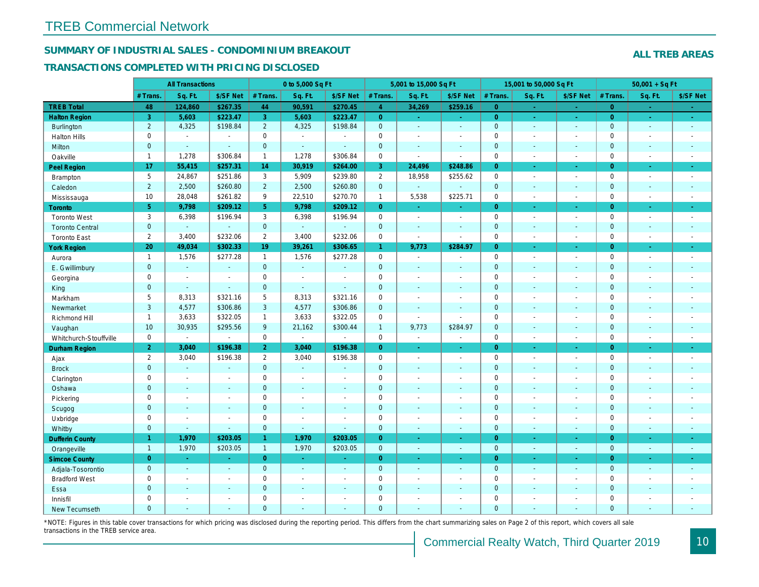# TREB Commercial Network

## SUMMARY OF INDUSTRIAL SALES - CONDOMINIUM BREAKOUT

## TRANSACTIONS COMPLETED WITH PRICING DISCLOSED

**ALL TREB AREAS**

| | All Transactions | | | 0 to 5,000 Sq Ft | | | 5,001 to 15,000 Sq Ft | | | 15,001 to 50,000 Sq Ft | | | 50,001 + Sq Ft | | |
|---|---|---|---|---|---|---|---|---|---|---|---|---|---|---|---|
| | # Trans. | Sq. Ft. | $/SF Net | # Trans. | Sq. Ft. | $/SF Net | # Trans. | Sq. Ft. | $/SF Net | # Trans. | Sq. Ft. | $/SF Net | # Trans. | Sq. Ft. | $/SF Net |
| **TREB Total** | **48** | **124,860** | **$267.35** | **44** | **90,591** | **$270.45** | **4** | **34,269** | **$259.16** | **0** | **-** | **-** | **0** | **-** | **-** |
| **Halton Region** | **3** | **5,603** | **$223.47** | **3** | **5,603** | **$223.47** | **0** | **-** | **-** | **0** | **-** | **-** | **0** | **-** | **-** |
| Burlington | 2 | 4,325 | $198.84 | 2 | 4,325 | $198.84 | 0 | - | - | 0 | - | - | 0 | - | - |
| Halton Hills | 0 | - | - | 0 | - | - | 0 | - | - | 0 | - | - | 0 | - | - |
| Milton | 0 | - | - | 0 | - | - | 0 | - | - | 0 | - | - | 0 | - | - |
| Oakville | 1 | 1,278 | $306.84 | 1 | 1,278 | $306.84 | 0 | - | - | 0 | - | - | 0 | - | - |
| **Peel Region** | **17** | **55,415** | **$257.31** | **14** | **30,919** | **$264.00** | **3** | **24,496** | **$248.86** | **0** | **-** | **-** | **0** | **-** | **-** |
| Brampton | 5 | 24,867 | $251.86 | 3 | 5,909 | $239.80 | 2 | 18,958 | $255.62 | 0 | - | - | 0 | - | - |
| Caledon | 2 | 2,500 | $260.80 | 2 | 2,500 | $260.80 | 0 | - | - | 0 | - | - | 0 | - | - |
| Mississauga | 10 | 28,048 | $261.82 | 9 | 22,510 | $270.70 | 1 | 5,538 | $225.71 | 0 | - | - | 0 | - | - |
| **Toronto** | **5** | **9,798** | **$209.12** | **5** | **9,798** | **$209.12** | **0** | **-** | **-** | **0** | **-** | **-** | **0** | **-** | **-** |
| Toronto West | 3 | 6,398 | $196.94 | 3 | 6,398 | $196.94 | 0 | - | - | 0 | - | - | 0 | - | - |
| Toronto Central | 0 | - | - | 0 | - | - | 0 | - | - | 0 | - | - | 0 | - | - |
| Toronto East | 2 | 3,400 | $232.06 | 2 | 3,400 | $232.06 | 0 | - | - | 0 | - | - | 0 | - | - |
| **York Region** | **20** | **49,034** | **$302.33** | **19** | **39,261** | **$306.65** | **1** | **9,773** | **$284.97** | **0** | **-** | **-** | **0** | **-** | **-** |
| Aurora | 1 | 1,576 | $277.28 | 1 | 1,576 | $277.28 | 0 | - | - | 0 | - | - | 0 | - | - |
| E. Gwillimbury | 0 | - | - | 0 | - | - | 0 | - | - | 0 | - | - | 0 | - | - |
| Georgina | 0 | - | - | 0 | - | - | 0 | - | - | 0 | - | - | 0 | - | - |
| King | 0 | - | - | 0 | - | - | 0 | - | - | 0 | - | - | 0 | - | - |
| Markham | 5 | 8,313 | $321.16 | 5 | 8,313 | $321.16 | 0 | - | - | 0 | - | - | 0 | - | - |
| Newmarket | 3 | 4,577 | $306.86 | 3 | 4,577 | $306.86 | 0 | - | - | 0 | - | - | 0 | - | - |
| Richmond Hill | 1 | 3,633 | $322.05 | 1 | 3,633 | $322.05 | 0 | - | - | 0 | - | - | 0 | - | - |
| Vaughan | 10 | 30,935 | $295.56 | 9 | 21,162 | $300.44 | 1 | 9,773 | $284.97 | 0 | - | - | 0 | - | - |
| Whitchurch-Stouffville | 0 | - | - | 0 | - | - | 0 | - | - | 0 | - | - | 0 | - | - |
| **Durham Region** | **2** | **3,040** | **$196.38** | **2** | **3,040** | **$196.38** | **0** | **-** | **-** | **0** | **-** | **-** | **0** | **-** | **-** |
| Ajax | 2 | 3,040 | $196.38 | 2 | 3,040 | $196.38 | 0 | - | - | 0 | - | - | 0 | - | - |
| Brock | 0 | - | - | 0 | - | - | 0 | - | - | 0 | - | - | 0 | - | - |
| Clarington | 0 | - | - | 0 | - | - | 0 | - | - | 0 | - | - | 0 | - | - |
| Oshawa | 0 | - | - | 0 | - | - | 0 | - | - | 0 | - | - | 0 | - | - |
| Pickering | 0 | - | - | 0 | - | - | 0 | - | - | 0 | - | - | 0 | - | - |
| Scugog | 0 | - | - | 0 | - | - | 0 | - | - | 0 | - | - | 0 | - | - |
| Uxbridge | 0 | - | - | 0 | - | - | 0 | - | - | 0 | - | - | 0 | - | - |
| Whitby | 0 | - | - | 0 | - | - | 0 | - | - | 0 | - | - | 0 | - | - |
| **Dufferin County** | **1** | **1,970** | **$203.05** | **1** | **1,970** | **$203.05** | **0** | **-** | **-** | **0** | **-** | **-** | **0** | **-** | **-** |
| Orangeville | 1 | 1,970 | $203.05 | 1 | 1,970 | $203.05 | 0 | - | - | 0 | - | - | 0 | - | - |
| **Simcoe County** | **0** | **-** | **-** | **0** | **-** | **-** | **0** | **-** | **-** | **0** | **-** | **-** | **0** | **-** | **-** |
| Adjala-Tosorontio | 0 | - | - | 0 | - | - | 0 | - | - | 0 | - | - | 0 | - | - |
| Bradford West | 0 | - | - | 0 | - | - | 0 | - | - | 0 | - | - | 0 | - | - |
| Essa | 0 | - | - | 0 | - | - | 0 | - | - | 0 | - | - | 0 | - | - |
| Innisfil | 0 | - | - | 0 | - | - | 0 | - | - | 0 | - | - | 0 | - | - |
| New Tecumseth | 0 | - | - | 0 | - | - | 0 | - | - | 0 | - | - | 0 | - | - |

*NOTE: Figures in this table cover transactions for which pricing was disclosed during the reporting period. This differs from the chart summarizing sales on Page 2 of this report, which covers all sale transactions in the TREB service area.

Commercial Realty Watch, Third Quarter 2019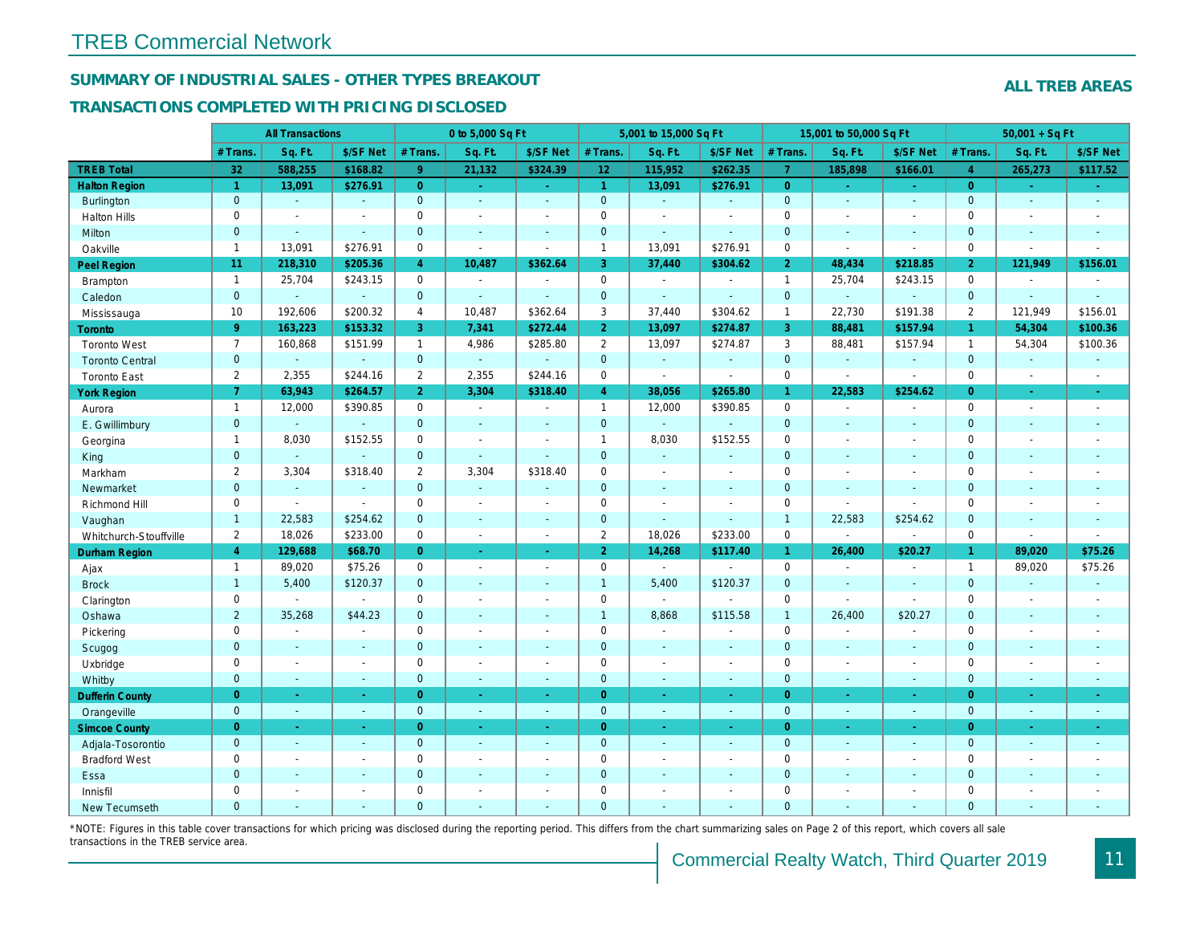# TREB Commercial Network

## SUMMARY OF INDUSTRIAL SALES - OTHER TYPES BREAKOUT

## TRANSACTIONS COMPLETED WITH PRICING DISCLOSED

**ALL TREB AREAS**

| | All Transactions | | | 0 to 5,000 Sq Ft | | | 5,001 to 15,000 Sq Ft | | | 15,001 to 50,000 Sq Ft | | | 50,001 + Sq Ft | | |
|---|---|---|---|---|---|---|---|---|---|---|---|---|---|---|---|
| | # Trans. | Sq. Ft. | $/SF Net | # Trans. | Sq. Ft. | $/SF Net | # Trans. | Sq. Ft. | $/SF Net | # Trans. | Sq. Ft. | $/SF Net | # Trans. | Sq. Ft. | $/SF Net |
| **TREB Total** | **32** | **588,255** | **$168.82** | **9** | **21,132** | **$324.39** | **12** | **115,952** | **$262.35** | **7** | **185,898** | **$166.01** | **4** | **265,273** | **$117.52** |
| **Halton Region** | **1** | **13,091** | **$276.91** | **0** | **-** | **-** | **1** | **13,091** | **$276.91** | **0** | **-** | **-** | **0** | **-** | **-** |
| Burlington | 0 | - | - | 0 | - | - | 0 | - | - | 0 | - | - | 0 | - | - |
| Halton Hills | 0 | - | - | 0 | - | - | 0 | - | - | 0 | - | - | 0 | - | - |
| Milton | 0 | - | - | 0 | - | - | 0 | - | - | 0 | - | - | 0 | - | - |
| Oakville | 1 | 13,091 | $276.91 | 0 | - | - | 1 | 13,091 | $276.91 | 0 | - | - | 0 | - | - |
| **Peel Region** | **11** | **218,310** | **$205.36** | **4** | **10,487** | **$362.64** | **3** | **37,440** | **$304.62** | **2** | **48,434** | **$218.85** | **2** | **121,949** | **$156.01** |
| Brampton | 1 | 25,704 | $243.15 | 0 | - | - | 0 | - | - | 1 | 25,704 | $243.15 | 0 | - | - |
| Caledon | 0 | - | - | 0 | - | - | 0 | - | - | 0 | - | - | 0 | - | - |
| Mississauga | 10 | 192,606 | $200.32 | 4 | 10,487 | $362.64 | 3 | 37,440 | $304.62 | 1 | 22,730 | $191.38 | 2 | 121,949 | $156.01 |
| **Toronto** | **9** | **163,223** | **$153.32** | **3** | **7,341** | **$272.44** | **2** | **13,097** | **$274.87** | **3** | **88,481** | **$157.94** | **1** | **54,304** | **$100.36** |
| Toronto West | 7 | 160,868 | $151.99 | 1 | 4,986 | $285.80 | 2 | 13,097 | $274.87 | 3 | 88,481 | $157.94 | 1 | 54,304 | $100.36 |
| Toronto Central | 0 | - | - | 0 | - | - | 0 | - | - | 0 | - | - | 0 | - | - |
| Toronto East | 2 | 2,355 | $244.16 | 2 | 2,355 | $244.16 | 0 | - | - | 0 | - | - | 0 | - | - |
| **York Region** | **7** | **63,943** | **$264.57** | **2** | **3,304** | **$318.40** | **4** | **38,056** | **$265.80** | **1** | **22,583** | **$254.62** | **0** | **-** | **-** |
| Aurora | 1 | 12,000 | $390.85 | 0 | - | - | 1 | 12,000 | $390.85 | 0 | - | - | 0 | - | - |
| E. Gwillimbury | 0 | - | - | 0 | - | - | 0 | - | - | 0 | - | - | 0 | - | - |
| Georgina | 1 | 8,030 | $152.55 | 0 | - | - | 1 | 8,030 | $152.55 | 0 | - | - | 0 | - | - |
| King | 0 | - | - | 0 | - | - | 0 | - | - | 0 | - | - | 0 | - | - |
| Markham | 2 | 3,304 | $318.40 | 2 | 3,304 | $318.40 | 0 | - | - | 0 | - | - | 0 | - | - |
| Newmarket | 0 | - | - | 0 | - | - | 0 | - | - | 0 | - | - | 0 | - | - |
| Richmond Hill | 0 | - | - | 0 | - | - | 0 | - | - | 0 | - | - | 0 | - | - |
| Vaughan | 1 | 22,583 | $254.62 | 0 | - | - | 0 | - | - | 1 | 22,583 | $254.62 | 0 | - | - |
| Whitchurch-Stouffville | 2 | 18,026 | $233.00 | 0 | - | - | 2 | 18,026 | $233.00 | 0 | - | - | 0 | - | - |
| **Durham Region** | **4** | **129,688** | **$68.70** | **0** | **-** | **-** | **2** | **14,268** | **$117.40** | **1** | **26,400** | **$20.27** | **1** | **89,020** | **$75.26** |
| Ajax | 1 | 89,020 | $75.26 | 0 | - | - | 0 | - | - | 0 | - | - | 1 | 89,020 | $75.26 |
| Brock | 1 | 5,400 | $120.37 | 0 | - | - | 1 | 5,400 | $120.37 | 0 | - | - | 0 | - | - |
| Clarington | 0 | - | - | 0 | - | - | 0 | - | - | 0 | - | - | 0 | - | - |
| Oshawa | 2 | 35,268 | $44.23 | 0 | - | - | 1 | 8,868 | $115.58 | 1 | 26,400 | $20.27 | 0 | - | - |
| Pickering | 0 | - | - | 0 | - | - | 0 | - | - | 0 | - | - | 0 | - | - |
| Scugog | 0 | - | - | 0 | - | - | 0 | - | - | 0 | - | - | 0 | - | - |
| Uxbridge | 0 | - | - | 0 | - | - | 0 | - | - | 0 | - | - | 0 | - | - |
| Whitby | 0 | - | - | 0 | - | - | 0 | - | - | 0 | - | - | 0 | - | - |
| **Dufferin County** | **0** | **-** | **-** | **0** | **-** | **-** | **0** | **-** | **-** | **0** | **-** | **-** | **0** | **-** | **-** |
| Orangeville | 0 | - | - | 0 | - | - | 0 | - | - | 0 | - | - | 0 | - | - |
| **Simcoe County** | **0** | **-** | **-** | **0** | **-** | **-** | **0** | **-** | **-** | **0** | **-** | **-** | **0** | **-** | **-** |
| Adjala-Tosorontio | 0 | - | - | 0 | - | - | 0 | - | - | 0 | - | - | 0 | - | - |
| Bradford West | 0 | - | - | 0 | - | - | 0 | - | - | 0 | - | - | 0 | - | - |
| Essa | 0 | - | - | 0 | - | - | 0 | - | - | 0 | - | - | 0 | - | - |
| Innisfil | 0 | - | - | 0 | - | - | 0 | - | - | 0 | - | - | 0 | - | - |
| New Tecumseth | 0 | - | - | 0 | - | - | 0 | - | - | 0 | - | - | 0 | - | - |

*NOTE: Figures in this table cover transactions for which pricing was disclosed during the reporting period. This differs from the chart summarizing sales on Page 2 of this report, which covers all sale transactions in the TREB service area.

Commercial Realty Watch, Third Quarter 2019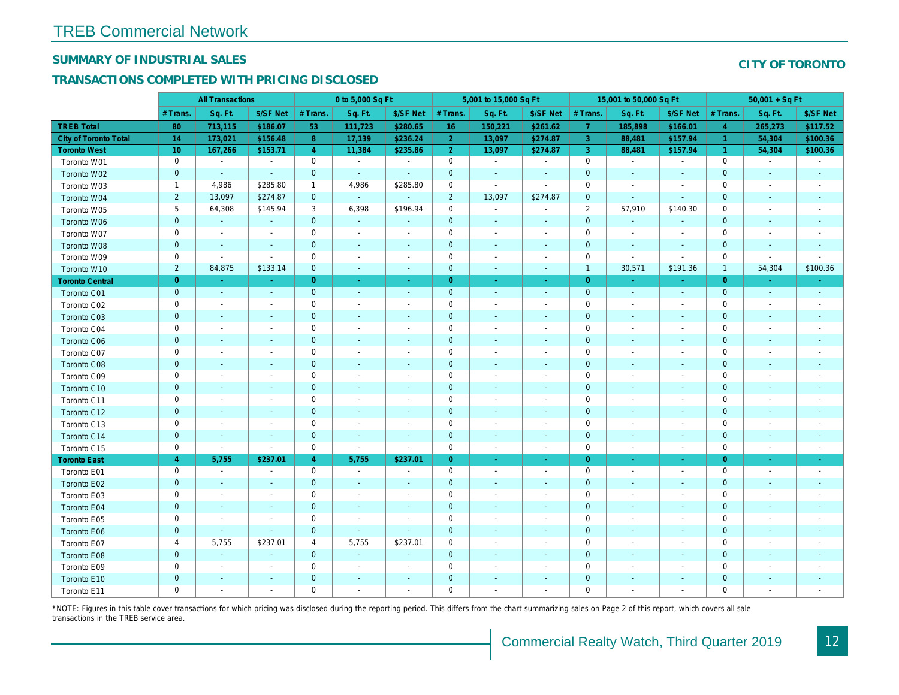# TREB Commercial Network

## SUMMARY OF INDUSTRIAL SALES

## TRANSACTIONS COMPLETED WITH PRICING DISCLOSED

## CITY OF TORONTO

| | All Transactions | | | 0 to 5,000 Sq Ft | | | 5,001 to 15,000 Sq Ft | | | 15,001 to 50,000 Sq Ft | | | 50,001 + Sq Ft | | |
|---|---|---|---|---|---|---|---|---|---|---|---|---|---|---|---|
| | # Trans. | Sq. Ft. | $/SF Net | # Trans. | Sq. Ft. | $/SF Net | # Trans. | Sq. Ft. | $/SF Net | # Trans. | Sq. Ft. | $/SF Net | # Trans. | Sq. Ft. | $/SF Net |
| **TREB Total** | **80** | **713,115** | **$186.07** | **53** | **111,723** | **$280.65** | **16** | **150,221** | **$261.62** | **7** | **185,898** | **$166.01** | **4** | **265,273** | **$117.52** |
| **City of Toronto Total** | **14** | **173,021** | **$156.48** | **8** | **17,139** | **$236.24** | **2** | **13,097** | **$274.87** | **3** | **88,481** | **$157.94** | **1** | **54,304** | **$100.36** |
| **Toronto West** | **10** | **167,266** | **$153.71** | **4** | **11,384** | **$235.86** | **2** | **13,097** | **$274.87** | **3** | **88,481** | **$157.94** | **1** | **54,304** | **$100.36** |
| Toronto W01 | 0 | - | - | 0 | - | - | 0 | - | - | 0 | - | - | 0 | - | - |
| Toronto W02 | 0 | - | - | 0 | - | - | 0 | - | - | 0 | - | - | 0 | - | - |
| Toronto W03 | 1 | 4,986 | $285.80 | 1 | 4,986 | $285.80 | 0 | - | - | 0 | - | - | 0 | - | - |
| Toronto W04 | 2 | 13,097 | $274.87 | 0 | - | - | 2 | 13,097 | $274.87 | 0 | - | - | 0 | - | - |
| Toronto W05 | 5 | 64,308 | $145.94 | 3 | 6,398 | $196.94 | 0 | - | - | 2 | 57,910 | $140.30 | 0 | - | - |
| Toronto W06 | 0 | - | - | 0 | - | - | 0 | - | - | 0 | - | - | 0 | - | - |
| Toronto W07 | 0 | - | - | 0 | - | - | 0 | - | - | 0 | - | - | 0 | - | - |
| Toronto W08 | 0 | - | - | 0 | - | - | 0 | - | - | 0 | - | - | 0 | - | - |
| Toronto W09 | 0 | - | - | 0 | - | - | 0 | - | - | 0 | - | - | 0 | - | - |
| Toronto W10 | 2 | 84,875 | $133.14 | 0 | - | - | 0 | - | - | 1 | 30,571 | $191.36 | 1 | 54,304 | $100.36 |
| **Toronto Central** | **0** | **-** | **-** | **0** | **-** | **-** | **0** | **-** | **-** | **0** | **-** | **-** | **0** | **-** | **-** |
| Toronto C01 | 0 | - | - | 0 | - | - | 0 | - | - | 0 | - | - | 0 | - | - |
| Toronto C02 | 0 | - | - | 0 | - | - | 0 | - | - | 0 | - | - | 0 | - | - |
| Toronto C03 | 0 | - | - | 0 | - | - | 0 | - | - | 0 | - | - | 0 | - | - |
| Toronto C04 | 0 | - | - | 0 | - | - | 0 | - | - | 0 | - | - | 0 | - | - |
| Toronto C06 | 0 | - | - | 0 | - | - | 0 | - | - | 0 | - | - | 0 | - | - |
| Toronto C07 | 0 | - | - | 0 | - | - | 0 | - | - | 0 | - | - | 0 | - | - |
| Toronto C08 | 0 | - | - | 0 | - | - | 0 | - | - | 0 | - | - | 0 | - | - |
| Toronto C09 | 0 | - | - | 0 | - | - | 0 | - | - | 0 | - | - | 0 | - | - |
| Toronto C10 | 0 | - | - | 0 | - | - | 0 | - | - | 0 | - | - | 0 | - | - |
| Toronto C11 | 0 | - | - | 0 | - | - | 0 | - | - | 0 | - | - | 0 | - | - |
| Toronto C12 | 0 | - | - | 0 | - | - | 0 | - | - | 0 | - | - | 0 | - | - |
| Toronto C13 | 0 | - | - | 0 | - | - | 0 | - | - | 0 | - | - | 0 | - | - |
| Toronto C14 | 0 | - | - | 0 | - | - | 0 | - | - | 0 | - | - | 0 | - | - |
| Toronto C15 | 0 | - | - | 0 | - | - | 0 | - | - | 0 | - | - | 0 | - | - |
| **Toronto East** | **4** | **5,755** | **$237.01** | **4** | **5,755** | **$237.01** | **0** | **-** | **-** | **0** | **-** | **-** | **0** | **-** | **-** |
| Toronto E01 | 0 | - | - | 0 | - | - | 0 | - | - | 0 | - | - | 0 | - | - |
| Toronto E02 | 0 | - | - | 0 | - | - | 0 | - | - | 0 | - | - | 0 | - | - |
| Toronto E03 | 0 | - | - | 0 | - | - | 0 | - | - | 0 | - | - | 0 | - | - |
| Toronto E04 | 0 | - | - | 0 | - | - | 0 | - | - | 0 | - | - | 0 | - | - |
| Toronto E05 | 0 | - | - | 0 | - | - | 0 | - | - | 0 | - | - | 0 | - | - |
| Toronto E06 | 0 | - | - | 0 | - | - | 0 | - | - | 0 | - | - | 0 | - | - |
| Toronto E07 | 4 | 5,755 | $237.01 | 4 | 5,755 | $237.01 | 0 | - | - | 0 | - | - | 0 | - | - |
| Toronto E08 | 0 | - | - | 0 | - | - | 0 | - | - | 0 | - | - | 0 | - | - |
| Toronto E09 | 0 | - | - | 0 | - | - | 0 | - | - | 0 | - | - | 0 | - | - |
| Toronto E10 | 0 | - | - | 0 | - | - | 0 | - | - | 0 | - | - | 0 | - | - |
| Toronto E11 | 0 | - | - | 0 | - | - | 0 | - | - | 0 | - | - | 0 | - | - |

*NOTE: Figures in this table cover transactions for which pricing was disclosed during the reporting period. This differs from the chart summarizing sales on Page 2 of this report, which covers all sale transactions in the TREB service area.

Commercial Realty Watch, Third Quarter 2019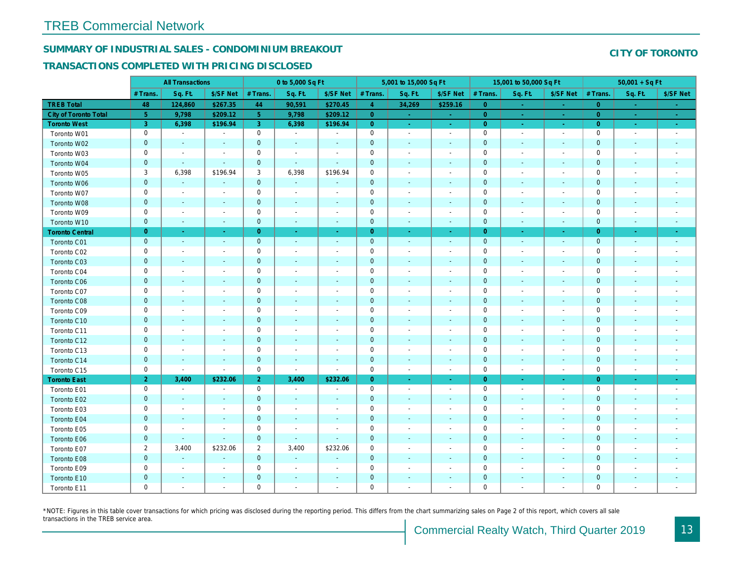# TREB Commercial Network

## SUMMARY OF INDUSTRIAL SALES - CONDOMINIUM BREAKOUT

## TRANSACTIONS COMPLETED WITH PRICING DISCLOSED

**CITY OF TORONTO**

| | All Transactions | | | 0 to 5,000 Sq Ft | | | 5,001 to 15,000 Sq Ft | | | 15,001 to 50,000 Sq Ft | | | 50,001 + Sq Ft | | |
|---|---|---|---|---|---|---|---|---|---|---|---|---|---|---|---|
| | # Trans. | Sq. Ft. | $/SF Net | # Trans. | Sq. Ft. | $/SF Net | # Trans. | Sq. Ft. | $/SF Net | # Trans. | Sq. Ft. | $/SF Net | # Trans. | Sq. Ft. | $/SF Net |
| **TREB Total** | **48** | **124,860** | **$267.35** | **44** | **90,591** | **$270.45** | **4** | **34,269** | **$259.16** | **0** | **-** | **-** | **0** | **-** | **-** |
| **City of Toronto Total** | **5** | **9,798** | **$209.12** | **5** | **9,798** | **$209.12** | **0** | **-** | **-** | **0** | **-** | **-** | **0** | **-** | **-** |
| **Toronto West** | **3** | **6,398** | **$196.94** | **3** | **6,398** | **$196.94** | **0** | **-** | **-** | **0** | **-** | **-** | **0** | **-** | **-** |
| Toronto W01 | 0 | - | - | 0 | - | - | 0 | - | - | 0 | - | - | 0 | - | - |
| Toronto W02 | 0 | - | - | 0 | - | - | 0 | - | - | 0 | - | - | 0 | - | - |
| Toronto W03 | 0 | - | - | 0 | - | - | 0 | - | - | 0 | - | - | 0 | - | - |
| Toronto W04 | 0 | - | - | 0 | - | - | 0 | - | - | 0 | - | - | 0 | - | - |
| Toronto W05 | 3 | 6,398 | $196.94 | 3 | 6,398 | $196.94 | 0 | - | - | 0 | - | - | 0 | - | - |
| Toronto W06 | 0 | - | - | 0 | - | - | 0 | - | - | 0 | - | - | 0 | - | - |
| Toronto W07 | 0 | - | - | 0 | - | - | 0 | - | - | 0 | - | - | 0 | - | - |
| Toronto W08 | 0 | - | - | 0 | - | - | 0 | - | - | 0 | - | - | 0 | - | - |
| Toronto W09 | 0 | - | - | 0 | - | - | 0 | - | - | 0 | - | - | 0 | - | - |
| Toronto W10 | 0 | - | - | 0 | - | - | 0 | - | - | 0 | - | - | 0 | - | - |
| **Toronto Central** | **0** | **-** | **-** | **0** | **-** | **-** | **0** | **-** | **-** | **0** | **-** | **-** | **0** | **-** | **-** |
| Toronto C01 | 0 | - | - | 0 | - | - | 0 | - | - | 0 | - | - | 0 | - | - |
| Toronto C02 | 0 | - | - | 0 | - | - | 0 | - | - | 0 | - | - | 0 | - | - |
| Toronto C03 | 0 | - | - | 0 | - | - | 0 | - | - | 0 | - | - | 0 | - | - |
| Toronto C04 | 0 | - | - | 0 | - | - | 0 | - | - | 0 | - | - | 0 | - | - |
| Toronto C06 | 0 | - | - | 0 | - | - | 0 | - | - | 0 | - | - | 0 | - | - |
| Toronto C07 | 0 | - | - | 0 | - | - | 0 | - | - | 0 | - | - | 0 | - | - |
| Toronto C08 | 0 | - | - | 0 | - | - | 0 | - | - | 0 | - | - | 0 | - | - |
| Toronto C09 | 0 | - | - | 0 | - | - | 0 | - | - | 0 | - | - | 0 | - | - |
| Toronto C10 | 0 | - | - | 0 | - | - | 0 | - | - | 0 | - | - | 0 | - | - |
| Toronto C11 | 0 | - | - | 0 | - | - | 0 | - | - | 0 | - | - | 0 | - | - |
| Toronto C12 | 0 | - | - | 0 | - | - | 0 | - | - | 0 | - | - | 0 | - | - |
| Toronto C13 | 0 | - | - | 0 | - | - | 0 | - | - | 0 | - | - | 0 | - | - |
| Toronto C14 | 0 | - | - | 0 | - | - | 0 | - | - | 0 | - | - | 0 | - | - |
| Toronto C15 | 0 | - | - | 0 | - | - | 0 | - | - | 0 | - | - | 0 | - | - |
| **Toronto East** | **2** | **3,400** | **$232.06** | **2** | **3,400** | **$232.06** | **0** | **-** | **-** | **0** | **-** | **-** | **0** | **-** | **-** |
| Toronto E01 | 0 | - | - | 0 | - | - | 0 | - | - | 0 | - | - | 0 | - | - |
| Toronto E02 | 0 | - | - | 0 | - | - | 0 | - | - | 0 | - | - | 0 | - | - |
| Toronto E03 | 0 | - | - | 0 | - | - | 0 | - | - | 0 | - | - | 0 | - | - |
| Toronto E04 | 0 | - | - | 0 | - | - | 0 | - | - | 0 | - | - | 0 | - | - |
| Toronto E05 | 0 | - | - | 0 | - | - | 0 | - | - | 0 | - | - | 0 | - | - |
| Toronto E06 | 0 | - | - | 0 | - | - | 0 | - | - | 0 | - | - | 0 | - | - |
| Toronto E07 | 2 | 3,400 | $232.06 | 2 | 3,400 | $232.06 | 0 | - | - | 0 | - | - | 0 | - | - |
| Toronto E08 | 0 | - | - | 0 | - | - | 0 | - | - | 0 | - | - | 0 | - | - |
| Toronto E09 | 0 | - | - | 0 | - | - | 0 | - | - | 0 | - | - | 0 | - | - |
| Toronto E10 | 0 | - | - | 0 | - | - | 0 | - | - | 0 | - | - | 0 | - | - |
| Toronto E11 | 0 | - | - | 0 | - | - | 0 | - | - | 0 | - | - | 0 | - | - |

*NOTE: Figures in this table cover transactions for which pricing was disclosed during the reporting period. This differs from the chart summarizing sales on Page 2 of this report, which covers all sale transactions in the TREB service area.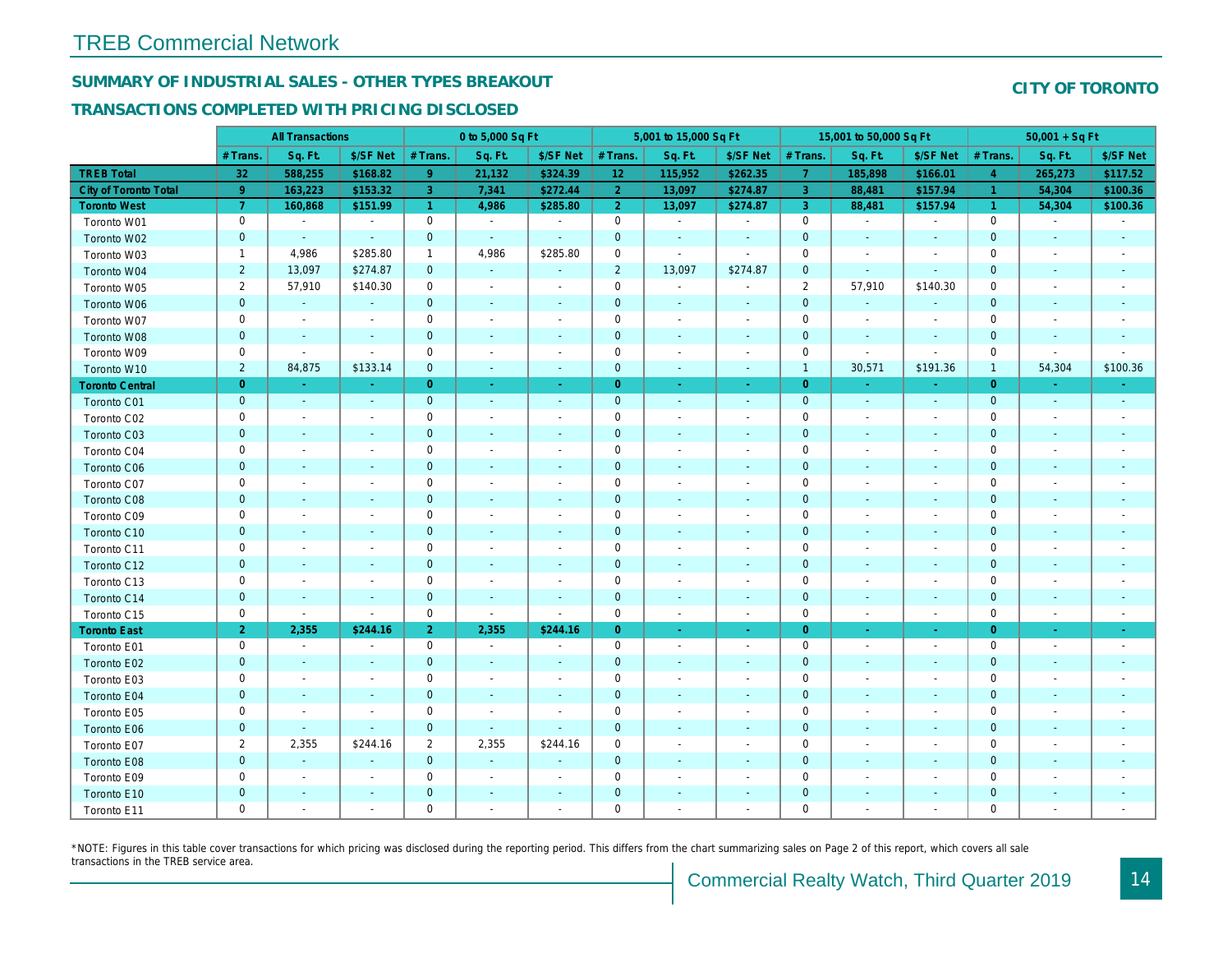## SUMMARY OF INDUSTRIAL SALES - OTHER TYPES BREAKOUT

## TRANSACTIONS COMPLETED WITH PRICING DISCLOSED

**CITY OF TORONTO**

| | All Transactions | | | 0 to 5,000 Sq Ft | | | 5,001 to 15,000 Sq Ft | | | 15,001 to 50,000 Sq Ft | | | 50,001 + Sq Ft | | |
|---|---|---|---|---|---|---|---|---|---|---|---|---|---|---|---|
| | # Trans. | Sq. Ft. | $/SF Net | # Trans. | Sq. Ft. | $/SF Net | # Trans. | Sq. Ft. | $/SF Net | # Trans. | Sq. Ft. | $/SF Net | # Trans. | Sq. Ft. | $/SF Net |
| **TREB Total** | **32** | **588,255** | **$168.82** | **9** | **21,132** | **$324.39** | **12** | **115,952** | **$262.35** | **7** | **185,898** | **$166.01** | **4** | **265,273** | **$117.52** |
| **City of Toronto Total** | **9** | **163,223** | **$153.32** | **3** | **7,341** | **$272.44** | **2** | **13,097** | **$274.87** | **3** | **88,481** | **$157.94** | **1** | **54,304** | **$100.36** |
| **Toronto West** | **7** | **160,868** | **$151.99** | **1** | **4,986** | **$285.80** | **2** | **13,097** | **$274.87** | **3** | **88,481** | **$157.94** | **1** | **54,304** | **$100.36** |
| Toronto W01 | 0 | - | - | 0 | - | - | 0 | - | - | 0 | - | - | 0 | - | - |
| Toronto W02 | 0 | - | - | 0 | - | - | 0 | - | - | 0 | - | - | 0 | - | - |
| Toronto W03 | 1 | 4,986 | $285.80 | 1 | 4,986 | $285.80 | 0 | - | - | 0 | - | - | 0 | - | - |
| Toronto W04 | 2 | 13,097 | $274.87 | 0 | - | - | 2 | 13,097 | $274.87 | 0 | - | - | 0 | - | - |
| Toronto W05 | 2 | 57,910 | $140.30 | 0 | - | - | 0 | - | - | 2 | 57,910 | $140.30 | 0 | - | - |
| Toronto W06 | 0 | - | - | 0 | - | - | 0 | - | - | 0 | - | - | 0 | - | - |
| Toronto W07 | 0 | - | - | 0 | - | - | 0 | - | - | 0 | - | - | 0 | - | - |
| Toronto W08 | 0 | - | - | 0 | - | - | 0 | - | - | 0 | - | - | 0 | - | - |
| Toronto W09 | 0 | - | - | 0 | - | - | 0 | - | - | 0 | - | - | 0 | - | - |
| Toronto W10 | 2 | 84,875 | $133.14 | 0 | - | - | 0 | - | - | 1 | 30,571 | $191.36 | 1 | 54,304 | $100.36 |
| **Toronto Central** | **0** | **-** | **-** | **0** | **-** | **-** | **0** | **-** | **-** | **0** | **-** | **-** | **0** | **-** | **-** |
| Toronto C01 | 0 | - | - | 0 | - | - | 0 | - | - | 0 | - | - | 0 | - | - |
| Toronto C02 | 0 | - | - | 0 | - | - | 0 | - | - | 0 | - | - | 0 | - | - |
| Toronto C03 | 0 | - | - | 0 | - | - | 0 | - | - | 0 | - | - | 0 | - | - |
| Toronto C04 | 0 | - | - | 0 | - | - | 0 | - | - | 0 | - | - | 0 | - | - |
| Toronto C06 | 0 | - | - | 0 | - | - | 0 | - | - | 0 | - | - | 0 | - | - |
| Toronto C07 | 0 | - | - | 0 | - | - | 0 | - | - | 0 | - | - | 0 | - | - |
| Toronto C08 | 0 | - | - | 0 | - | - | 0 | - | - | 0 | - | - | 0 | - | - |
| Toronto C09 | 0 | - | - | 0 | - | - | 0 | - | - | 0 | - | - | 0 | - | - |
| Toronto C10 | 0 | - | - | 0 | - | - | 0 | - | - | 0 | - | - | 0 | - | - |
| Toronto C11 | 0 | - | - | 0 | - | - | 0 | - | - | 0 | - | - | 0 | - | - |
| Toronto C12 | 0 | - | - | 0 | - | - | 0 | - | - | 0 | - | - | 0 | - | - |
| Toronto C13 | 0 | - | - | 0 | - | - | 0 | - | - | 0 | - | - | 0 | - | - |
| Toronto C14 | 0 | - | - | 0 | - | - | 0 | - | - | 0 | - | - | 0 | - | - |
| Toronto C15 | 0 | - | - | 0 | - | - | 0 | - | - | 0 | - | - | 0 | - | - |
| **Toronto East** | **2** | **2,355** | **$244.16** | **2** | **2,355** | **$244.16** | **0** | **-** | **-** | **0** | **-** | **-** | **0** | **-** | **-** |
| Toronto E01 | 0 | - | - | 0 | - | - | 0 | - | - | 0 | - | - | 0 | - | - |
| Toronto E02 | 0 | - | - | 0 | - | - | 0 | - | - | 0 | - | - | 0 | - | - |
| Toronto E03 | 0 | - | - | 0 | - | - | 0 | - | - | 0 | - | - | 0 | - | - |
| Toronto E04 | 0 | - | - | 0 | - | - | 0 | - | - | 0 | - | - | 0 | - | - |
| Toronto E05 | 0 | - | - | 0 | - | - | 0 | - | - | 0 | - | - | 0 | - | - |
| Toronto E06 | 0 | - | - | 0 | - | - | 0 | - | - | 0 | - | - | 0 | - | - |
| Toronto E07 | 2 | 2,355 | $244.16 | 2 | 2,355 | $244.16 | 0 | - | - | 0 | - | - | 0 | - | - |
| Toronto E08 | 0 | - | - | 0 | - | - | 0 | - | - | 0 | - | - | 0 | - | - |
| Toronto E09 | 0 | - | - | 0 | - | - | 0 | - | - | 0 | - | - | 0 | - | - |
| Toronto E10 | 0 | - | - | 0 | - | - | 0 | - | - | 0 | - | - | 0 | - | - |
| Toronto E11 | 0 | - | - | 0 | - | - | 0 | - | - | 0 | - | - | 0 | - | - |

*NOTE: Figures in this table cover transactions for which pricing was disclosed during the reporting period. This differs from the chart summarizing sales on Page 2 of this report, which covers all sale transactions in the TREB service area.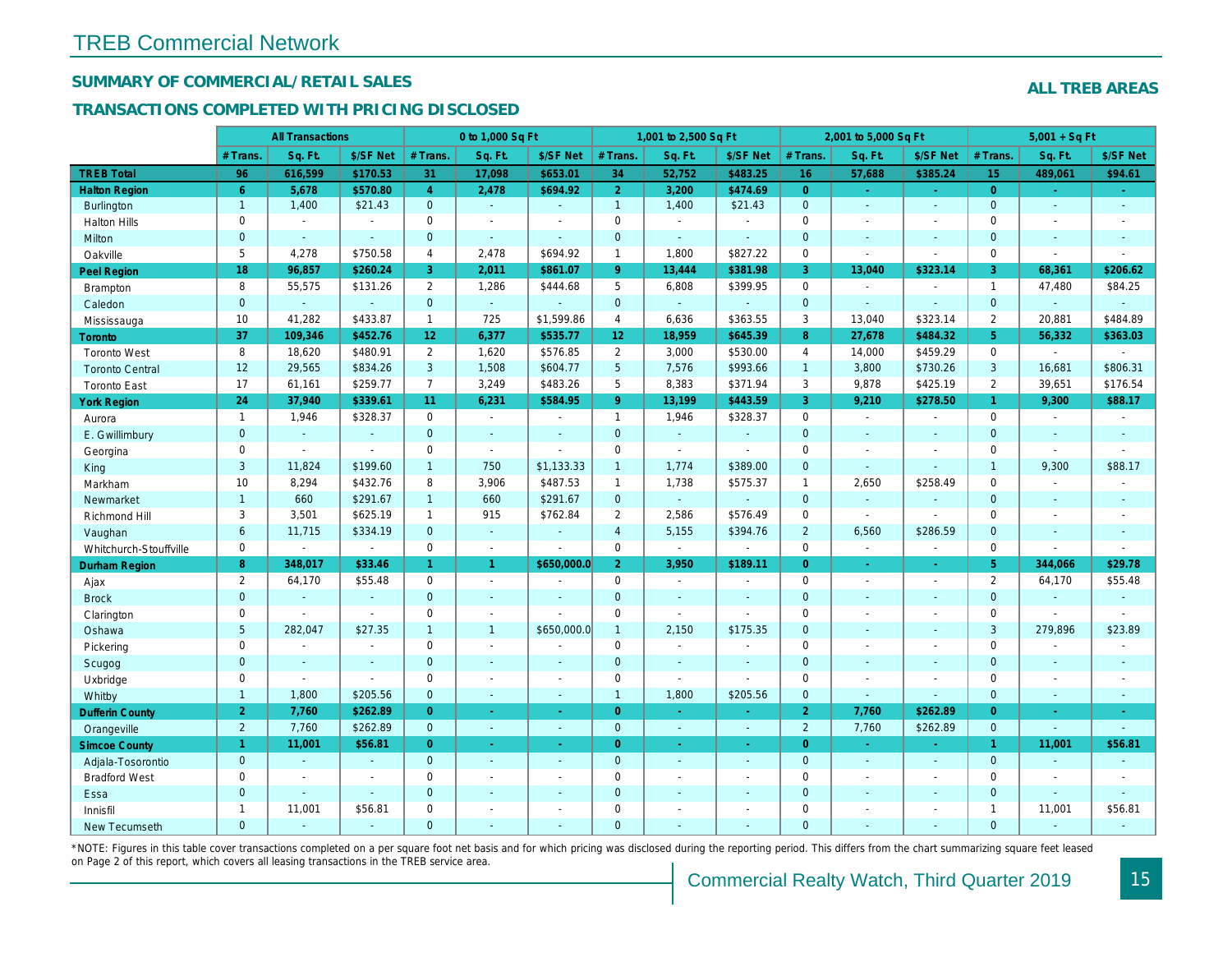# TREB Commercial Network

## SUMMARY OF COMMERCIAL/RETAIL SALES

**ALL TREB AREAS**

## TRANSACTIONS COMPLETED WITH PRICING DISCLOSED

| | All Transactions | | | 0 to 1,000 Sq Ft | | | 1,001 to 2,500 Sq Ft | | | 2,001 to 5,000 Sq Ft | | | 5,001 + Sq Ft | | |
|---|---|---|---|---|---|---|---|---|---|---|---|---|---|---|---|
| | # Trans. | Sq. Ft. | $/SF Net | # Trans. | Sq. Ft. | $/SF Net | # Trans. | Sq. Ft. | $/SF Net | # Trans. | Sq. Ft. | $/SF Net | # Trans. | Sq. Ft. | $/SF Net |
| **TREB Total** | **96** | **616,599** | **$170.53** | **31** | **17,098** | **$653.01** | **34** | **52,752** | **$483.25** | **16** | **57,688** | **$385.24** | **15** | **489,061** | **$94.61** |
| **Halton Region** | **6** | **5,678** | **$570.80** | **4** | **2,478** | **$694.92** | **2** | **3,200** | **$474.69** | **0** | **-** | **-** | **0** | **-** | **-** |
| Burlington | 1 | 1,400 | $21.43 | 0 | - | - | 1 | 1,400 | $21.43 | 0 | - | - | 0 | - | - |
| Halton Hills | 0 | - | - | 0 | - | - | 0 | - | - | 0 | - | - | 0 | - | - |
| Milton | 0 | - | - | 0 | - | - | 0 | - | - | 0 | - | - | 0 | - | - |
| Oakville | 5 | 4,278 | $750.58 | 4 | 2,478 | $694.92 | 1 | 1,800 | $827.22 | 0 | - | - | 0 | - | - |
| **Peel Region** | **18** | **96,857** | **$260.24** | **3** | **2,011** | **$861.07** | **9** | **13,444** | **$381.98** | **3** | **13,040** | **$323.14** | **3** | **68,361** | **$206.62** |
| Brampton | 8 | 55,575 | $131.26 | 2 | 1,286 | $444.68 | 5 | 6,808 | $399.95 | 0 | - | - | 1 | 47,480 | $84.25 |
| Caledon | 0 | - | - | 0 | - | - | 0 | - | - | 0 | - | - | 0 | - | - |
| Mississauga | 10 | 41,282 | $433.87 | 1 | 725 | $1,599.86 | 4 | 6,636 | $363.55 | 3 | 13,040 | $323.14 | 2 | 20,881 | $484.89 |
| **Toronto** | **37** | **109,346** | **$452.76** | **12** | **6,377** | **$535.77** | **12** | **18,959** | **$645.39** | **8** | **27,678** | **$484.32** | **5** | **56,332** | **$363.03** |
| Toronto West | 8 | 18,620 | $480.91 | 2 | 1,620 | $576.85 | 2 | 3,000 | $530.00 | 4 | 14,000 | $459.29 | 0 | - | - |
| Toronto Central | 12 | 29,565 | $834.26 | 3 | 1,508 | $604.77 | 5 | 7,576 | $993.66 | 1 | 3,800 | $730.26 | 3 | 16,681 | $806.31 |
| Toronto East | 17 | 61,161 | $259.77 | 7 | 3,249 | $483.26 | 5 | 8,383 | $371.94 | 3 | 9,878 | $425.19 | 2 | 39,651 | $176.54 |
| **York Region** | **24** | **37,940** | **$339.61** | **11** | **6,231** | **$584.95** | **9** | **13,199** | **$443.59** | **3** | **9,210** | **$278.50** | **1** | **9,300** | **$88.17** |
| Aurora | 1 | 1,946 | $328.37 | 0 | - | - | 1 | 1,946 | $328.37 | 0 | - | - | 0 | - | - |
| E. Gwillimbury | 0 | - | - | 0 | - | - | 0 | - | - | 0 | - | - | 0 | - | - |
| Georgina | 0 | - | - | 0 | - | - | 0 | - | - | 0 | - | - | 0 | - | - |
| King | 3 | 11,824 | $199.60 | 1 | 750 | $1,133.33 | 1 | 1,774 | $389.00 | 0 | - | - | 1 | 9,300 | $88.17 |
| Markham | 10 | 8,294 | $432.76 | 8 | 3,906 | $487.53 | 1 | 1,738 | $575.37 | 1 | 2,650 | $258.49 | 0 | - | - |
| Newmarket | 1 | 660 | $291.67 | 1 | 660 | $291.67 | 0 | - | - | 0 | - | - | 0 | - | - |
| Richmond Hill | 3 | 3,501 | $625.19 | 1 | 915 | $762.84 | 2 | 2,586 | $576.49 | 0 | - | - | 0 | - | - |
| Vaughan | 6 | 11,715 | $334.19 | 0 | - | - | 4 | 5,155 | $394.76 | 2 | 6,560 | $286.59 | 0 | - | - |
| Whitchurch-Stouffville | 0 | - | - | 0 | - | - | 0 | - | - | 0 | - | - | 0 | - | - |
| **Durham Region** | **8** | **348,017** | **$33.46** | **1** | **1** | **$650,000.0** | **2** | **3,950** | **$189.11** | **0** | **-** | **-** | **5** | **344,066** | **$29.78** |
| Ajax | 2 | 64,170 | $55.48 | 0 | - | - | 0 | - | - | 0 | - | - | 2 | 64,170 | $55.48 |
| Brock | 0 | - | - | 0 | - | - | 0 | - | - | 0 | - | - | 0 | - | - |
| Clarington | 0 | - | - | 0 | - | - | 0 | - | - | 0 | - | - | 0 | - | - |
| Oshawa | 5 | 282,047 | $27.35 | 1 | 1 | $650,000.0 | 1 | 2,150 | $175.35 | 0 | - | - | 3 | 279,896 | $23.89 |
| Pickering | 0 | - | - | 0 | - | - | 0 | - | - | 0 | - | - | 0 | - | - |
| Scugog | 0 | - | - | 0 | - | - | 0 | - | - | 0 | - | - | 0 | - | - |
| Uxbridge | 0 | - | - | 0 | - | - | 0 | - | - | 0 | - | - | 0 | - | - |
| Whitby | 1 | 1,800 | $205.56 | 0 | - | - | 1 | 1,800 | $205.56 | 0 | - | - | 0 | - | - |
| **Dufferin County** | **2** | **7,760** | **$262.89** | **0** | **-** | **-** | **0** | **-** | **-** | **2** | **7,760** | **$262.89** | **0** | **-** | **-** |
| Orangeville | 2 | 7,760 | $262.89 | 0 | - | - | 0 | - | - | 2 | 7,760 | $262.89 | 0 | - | - |
| **Simcoe County** | **1** | **11,001** | **$56.81** | **0** | **-** | **-** | **0** | **-** | **-** | **0** | **-** | **-** | **1** | **11,001** | **$56.81** |
| Adjala-Tosorontio | 0 | - | - | 0 | - | - | 0 | - | - | 0 | - | - | 0 | - | - |
| Bradford West | 0 | - | - | 0 | - | - | 0 | - | - | 0 | - | - | 0 | - | - |
| Essa | 0 | - | - | 0 | - | - | 0 | - | - | 0 | - | - | 0 | - | - |
| Innisfil | 1 | 11,001 | $56.81 | 0 | - | - | 0 | - | - | 0 | - | - | 1 | 11,001 | $56.81 |
| New Tecumseth | 0 | - | - | 0 | - | - | 0 | - | - | 0 | - | - | 0 | - | - |

*NOTE: Figures in this table cover transactions completed on a per square foot net basis and for which pricing was disclosed during the reporting period. This differs from the chart summarizing square feet leased on Page 2 of this report, which covers all leasing transactions in the TREB service area.

Commercial Realty Watch, Third Quarter 2019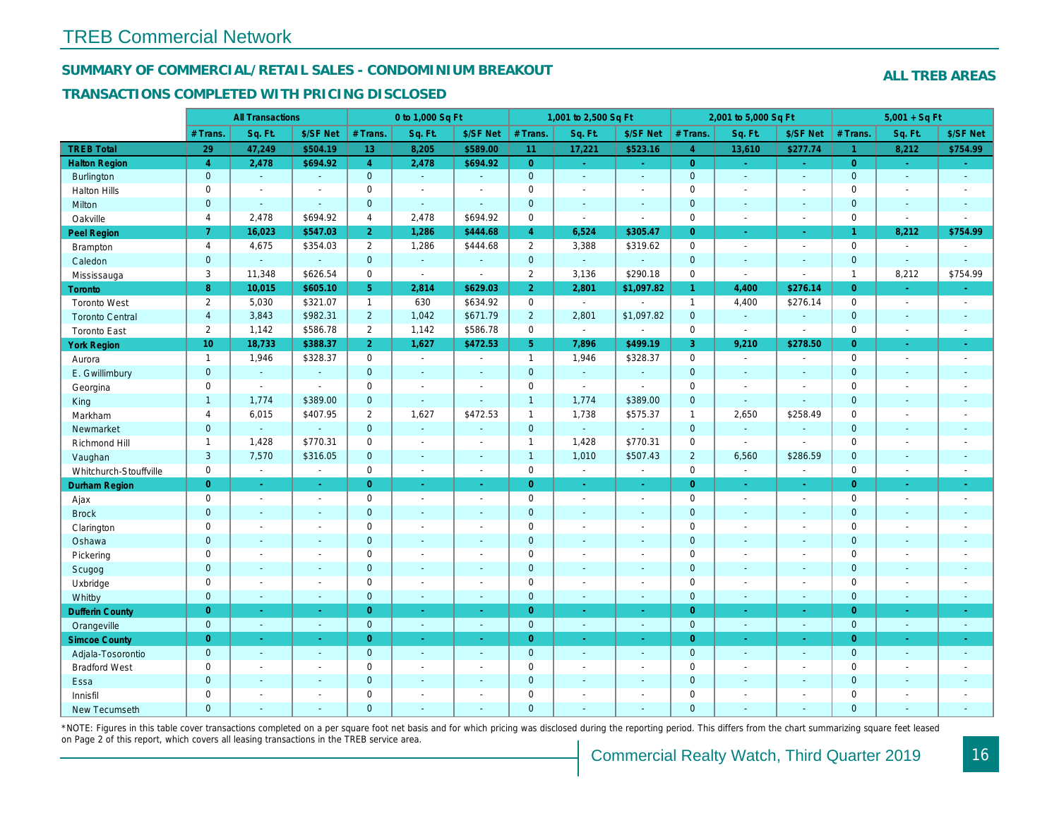## TREB Commercial Network

### SUMMARY OF COMMERCIAL/RETAIL SALES - CONDOMINIUM BREAKOUT

### TRANSACTIONS COMPLETED WITH PRICING DISCLOSED

**ALL TREB AREAS**

| | All Transactions | | | 0 to 1,000 Sq Ft | | | 1,001 to 2,500 Sq Ft | | | 2,001 to 5,000 Sq Ft | | | 5,001 + Sq Ft | | |
|---|---|---|---|---|---|---|---|---|---|---|---|---|---|---|---|
| | # Trans. | Sq. Ft. | $/SF Net | # Trans. | Sq. Ft. | $/SF Net | # Trans. | Sq. Ft. | $/SF Net | # Trans. | Sq. Ft. | $/SF Net | # Trans. | Sq. Ft. | $/SF Net |
| **TREB Total** | **29** | **47,249** | **$504.19** | **13** | **8,205** | **$589.00** | **11** | **17,221** | **$523.16** | **4** | **13,610** | **$277.74** | **1** | **8,212** | **$754.99** |
| **Halton Region** | **4** | **2,478** | **$694.92** | **4** | **2,478** | **$694.92** | **0** | **-** | **-** | **0** | **-** | **-** | **0** | **-** | **-** |
| Burlington | 0 | - | - | 0 | - | - | 0 | - | - | 0 | - | - | 0 | - | - |
| Halton Hills | 0 | - | - | 0 | - | - | 0 | - | - | 0 | - | - | 0 | - | - |
| Milton | 0 | - | - | 0 | - | - | 0 | - | - | 0 | - | - | 0 | - | - |
| Oakville | 4 | 2,478 | $694.92 | 4 | 2,478 | $694.92 | 0 | - | - | 0 | - | - | 0 | - | - |
| **Peel Region** | **7** | **16,023** | **$547.03** | **2** | **1,286** | **$444.68** | **4** | **6,524** | **$305.47** | **0** | **-** | **-** | **1** | **8,212** | **$754.99** |
| Brampton | 4 | 4,675 | $354.03 | 2 | 1,286 | $444.68 | 2 | 3,388 | $319.62 | 0 | - | - | 0 | - | - |
| Caledon | 0 | - | - | 0 | - | - | 0 | - | - | 0 | - | - | 0 | - | - |
| Mississauga | 3 | 11,348 | $626.54 | 0 | - | - | 2 | 3,136 | $290.18 | 0 | - | - | 1 | 8,212 | $754.99 |
| **Toronto** | **8** | **10,015** | **$605.10** | **5** | **2,814** | **$629.03** | **2** | **2,801** | **$1,097.82** | **1** | **4,400** | **$276.14** | **0** | **-** | **-** |
| Toronto West | 2 | 5,030 | $321.07 | 1 | 630 | $634.92 | 0 | - | - | 1 | 4,400 | $276.14 | 0 | - | - |
| Toronto Central | 4 | 3,843 | $982.31 | 2 | 1,042 | $671.79 | 2 | 2,801 | $1,097.82 | 0 | - | - | 0 | - | - |
| Toronto East | 2 | 1,142 | $586.78 | 2 | 1,142 | $586.78 | 0 | - | - | 0 | - | - | 0 | - | - |
| **York Region** | **10** | **18,733** | **$388.37** | **2** | **1,627** | **$472.53** | **5** | **7,896** | **$499.19** | **3** | **9,210** | **$278.50** | **0** | **-** | **-** |
| Aurora | 1 | 1,946 | $328.37 | 0 | - | - | 1 | 1,946 | $328.37 | 0 | - | - | 0 | - | - |
| E. Gwillimbury | 0 | - | - | 0 | - | - | 0 | - | - | 0 | - | - | 0 | - | - |
| Georgina | 0 | - | - | 0 | - | - | 0 | - | - | 0 | - | - | 0 | - | - |
| King | 1 | 1,774 | $389.00 | 0 | - | - | 1 | 1,774 | $389.00 | 0 | - | - | 0 | - | - |
| Markham | 4 | 6,015 | $407.95 | 2 | 1,627 | $472.53 | 1 | 1,738 | $575.37 | 1 | 2,650 | $258.49 | 0 | - | - |
| Newmarket | 0 | - | - | 0 | - | - | 0 | - | - | 0 | - | - | 0 | - | - |
| Richmond Hill | 1 | 1,428 | $770.31 | 0 | - | - | 1 | 1,428 | $770.31 | 0 | - | - | 0 | - | - |
| Vaughan | 3 | 7,570 | $316.05 | 0 | - | - | 1 | 1,010 | $507.43 | 2 | 6,560 | $286.59 | 0 | - | - |
| Whitchurch-Stouffville | 0 | - | - | 0 | - | - | 0 | - | - | 0 | - | - | 0 | - | - |
| **Durham Region** | **0** | **-** | **-** | **0** | **-** | **-** | **0** | **-** | **-** | **0** | **-** | **-** | **0** | **-** | **-** |
| Ajax | 0 | - | - | 0 | - | - | 0 | - | - | 0 | - | - | 0 | - | - |
| Brock | 0 | - | - | 0 | - | - | 0 | - | - | 0 | - | - | 0 | - | - |
| Clarington | 0 | - | - | 0 | - | - | 0 | - | - | 0 | - | - | 0 | - | - |
| Oshawa | 0 | - | - | 0 | - | - | 0 | - | - | 0 | - | - | 0 | - | - |
| Pickering | 0 | - | - | 0 | - | - | 0 | - | - | 0 | - | - | 0 | - | - |
| Scugog | 0 | - | - | 0 | - | - | 0 | - | - | 0 | - | - | 0 | - | - |
| Uxbridge | 0 | - | - | 0 | - | - | 0 | - | - | 0 | - | - | 0 | - | - |
| Whitby | 0 | - | - | 0 | - | - | 0 | - | - | 0 | - | - | 0 | - | - |
| **Dufferin County** | **0** | **-** | **-** | **0** | **-** | **-** | **0** | **-** | **-** | **0** | **-** | **-** | **0** | **-** | **-** |
| Orangeville | 0 | - | - | 0 | - | - | 0 | - | - | 0 | - | - | 0 | - | - |
| **Simcoe County** | **0** | **-** | **-** | **0** | **-** | **-** | **0** | **-** | **-** | **0** | **-** | **-** | **0** | **-** | **-** |
| Adjala-Tosorontio | 0 | - | - | 0 | - | - | 0 | - | - | 0 | - | - | 0 | - | - |
| Bradford West | 0 | - | - | 0 | - | - | 0 | - | - | 0 | - | - | 0 | - | - |
| Essa | 0 | - | - | 0 | - | - | 0 | - | - | 0 | - | - | 0 | - | - |
| Innisfil | 0 | - | - | 0 | - | - | 0 | - | - | 0 | - | - | 0 | - | - |
| New Tecumseth | 0 | - | - | 0 | - | - | 0 | - | - | 0 | - | - | 0 | - | - |

*NOTE: Figures in this table cover transactions completed on a per square foot net basis and for which pricing was disclosed during the reporting period. This differs from the chart summarizing square feet leased on Page 2 of this report, which covers all leasing transactions in the TREB service area.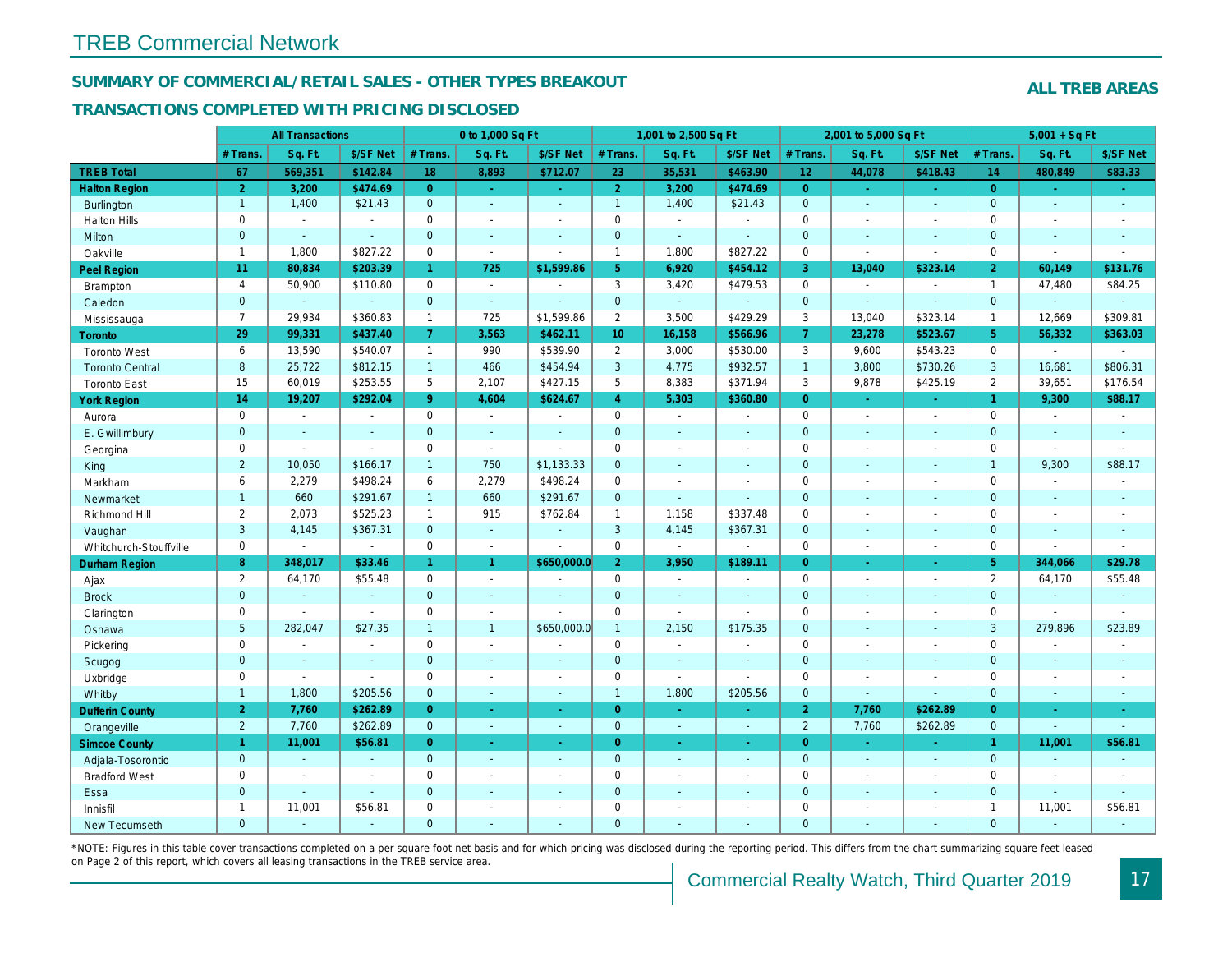# TREB Commercial Network

## SUMMARY OF COMMERCIAL/RETAIL SALES - OTHER TYPES BREAKOUT

**ALL TREB AREAS**

### TRANSACTIONS COMPLETED WITH PRICING DISCLOSED

| | All Transactions | | | 0 to 1,000 Sq Ft | | | 1,001 to 2,500 Sq Ft | | | 2,001 to 5,000 Sq Ft | | | 5,001 + Sq Ft | | |
|---|---|---|---|---|---|---|---|---|---|---|---|---|---|---|---|
| | # Trans. | Sq. Ft. | $/SF Net | # Trans. | Sq. Ft. | $/SF Net | # Trans. | Sq. Ft. | $/SF Net | # Trans. | Sq. Ft. | $/SF Net | # Trans. | Sq. Ft. | $/SF Net |
| **TREB Total** | 67 | 569,351 | $142.84 | 18 | 8,893 | $712.07 | 23 | 35,531 | $463.90 | 12 | 44,078 | $418.43 | 14 | 480,849 | $83.33 |
| **Halton Region** | 2 | 3,200 | $474.69 | 0 | - | - | 2 | 3,200 | $474.69 | 0 | - | - | 0 | - | - |
| Burlington | 1 | 1,400 | $21.43 | 0 | - | - | 1 | 1,400 | $21.43 | 0 | - | - | 0 | - | - |
| Halton Hills | 0 | - | - | 0 | - | - | 0 | - | - | 0 | - | - | 0 | - | - |
| Milton | 0 | - | - | 0 | - | - | 0 | - | - | 0 | - | - | 0 | - | - |
| Oakville | 1 | 1,800 | $827.22 | 0 | - | - | 1 | 1,800 | $827.22 | 0 | - | - | 0 | - | - |
| **Peel Region** | 11 | 80,834 | $203.39 | 1 | 725 | $1,599.86 | 5 | 6,920 | $454.12 | 3 | 13,040 | $323.14 | 2 | 60,149 | $131.76 |
| Brampton | 4 | 50,900 | $110.80 | 0 | - | - | 3 | 3,420 | $479.53 | 0 | - | - | 1 | 47,480 | $84.25 |
| Caledon | 0 | - | - | 0 | - | - | 0 | - | - | 0 | - | - | 0 | - | - |
| Mississauga | 7 | 29,934 | $360.83 | 1 | 725 | $1,599.86 | 2 | 3,500 | $429.29 | 3 | 13,040 | $323.14 | 1 | 12,669 | $309.81 |
| **Toronto** | 29 | 99,331 | $437.40 | 7 | 3,563 | $462.11 | 10 | 16,158 | $566.96 | 7 | 23,278 | $523.67 | 5 | 56,332 | $363.03 |
| Toronto West | 6 | 13,590 | $540.07 | 1 | 990 | $539.90 | 2 | 3,000 | $530.00 | 3 | 9,600 | $543.23 | 0 | - | - |
| Toronto Central | 8 | 25,722 | $812.15 | 1 | 466 | $454.94 | 3 | 4,775 | $932.57 | 1 | 3,800 | $730.26 | 3 | 16,681 | $806.31 |
| Toronto East | 15 | 60,019 | $253.55 | 5 | 2,107 | $427.15 | 5 | 8,383 | $371.94 | 3 | 9,878 | $425.19 | 2 | 39,651 | $176.54 |
| **York Region** | 14 | 19,207 | $292.04 | 9 | 4,604 | $624.67 | 4 | 5,303 | $360.80 | 0 | - | - | 1 | 9,300 | $88.17 |
| Aurora | 0 | - | - | 0 | - | - | 0 | - | - | 0 | - | - | 0 | - | - |
| E. Gwillimbury | 0 | - | - | 0 | - | - | 0 | - | - | 0 | - | - | 0 | - | - |
| Georgina | 0 | - | - | 0 | - | - | 0 | - | - | 0 | - | - | 0 | - | - |
| King | 2 | 10,050 | $166.17 | 1 | 750 | $1,133.33 | 0 | - | - | 0 | - | - | 1 | 9,300 | $88.17 |
| Markham | 6 | 2,279 | $498.24 | 6 | 2,279 | $498.24 | 0 | - | - | 0 | - | - | 0 | - | - |
| Newmarket | 1 | 660 | $291.67 | 1 | 660 | $291.67 | 0 | - | - | 0 | - | - | 0 | - | - |
| Richmond Hill | 2 | 2,073 | $525.23 | 1 | 915 | $762.84 | 1 | 1,158 | $337.48 | 0 | - | - | 0 | - | - |
| Vaughan | 3 | 4,145 | $367.31 | 0 | - | - | 3 | 4,145 | $367.31 | 0 | - | - | 0 | - | - |
| Whitchurch-Stouffville | 0 | - | - | 0 | - | - | 0 | - | - | 0 | - | - | 0 | - | - |
| **Durham Region** | 8 | 348,017 | $33.46 | 1 | 1 | $650,000.0 | 2 | 3,950 | $189.11 | 0 | - | - | 5 | 344,066 | $29.78 |
| Ajax | 2 | 64,170 | $55.48 | 0 | - | - | 0 | - | - | 0 | - | - | 2 | 64,170 | $55.48 |
| Brock | 0 | - | - | 0 | - | - | 0 | - | - | 0 | - | - | 0 | - | - |
| Clarington | 0 | - | - | 0 | - | - | 0 | - | - | 0 | - | - | 0 | - | - |
| Oshawa | 5 | 282,047 | $27.35 | 1 | 1 | $650,000.0 | 1 | 2,150 | $175.35 | 0 | - | - | 3 | 279,896 | $23.89 |
| Pickering | 0 | - | - | 0 | - | - | 0 | - | - | 0 | - | - | 0 | - | - |
| Scugog | 0 | - | - | 0 | - | - | 0 | - | - | 0 | - | - | 0 | - | - |
| Uxbridge | 0 | - | - | 0 | - | - | 0 | - | - | 0 | - | - | 0 | - | - |
| Whitby | 1 | 1,800 | $205.56 | 0 | - | - | 1 | 1,800 | $205.56 | 0 | - | - | 0 | - | - |
| **Dufferin County** | 2 | 7,760 | $262.89 | 0 | - | - | 0 | - | - | 2 | 7,760 | $262.89 | 0 | - | - |
| Orangeville | 2 | 7,760 | $262.89 | 0 | - | - | 0 | - | - | 2 | 7,760 | $262.89 | 0 | - | - |
| **Simcoe County** | 1 | 11,001 | $56.81 | 0 | - | - | 0 | - | - | 0 | - | - | 1 | 11,001 | $56.81 |
| Adjala-Tosorontio | 0 | - | - | 0 | - | - | 0 | - | - | 0 | - | - | 0 | - | - |
| Bradford West | 0 | - | - | 0 | - | - | 0 | - | - | 0 | - | - | 0 | - | - |
| Essa | 0 | - | - | 0 | - | - | 0 | - | - | 0 | - | - | 0 | - | - |
| Innisfil | 1 | 11,001 | $56.81 | 0 | - | - | 0 | - | - | 0 | - | - | 1 | 11,001 | $56.81 |
| New Tecumseth | 0 | - | - | 0 | - | - | 0 | - | - | 0 | - | - | 0 | - | - |

*NOTE: Figures in this table cover transactions completed on a per square foot net basis and for which pricing was disclosed during the reporting period. This differs from the chart summarizing square feet leased on Page 2 of this report, which covers all leasing transactions in the TREB service area.

Commercial Realty Watch, Third Quarter 2019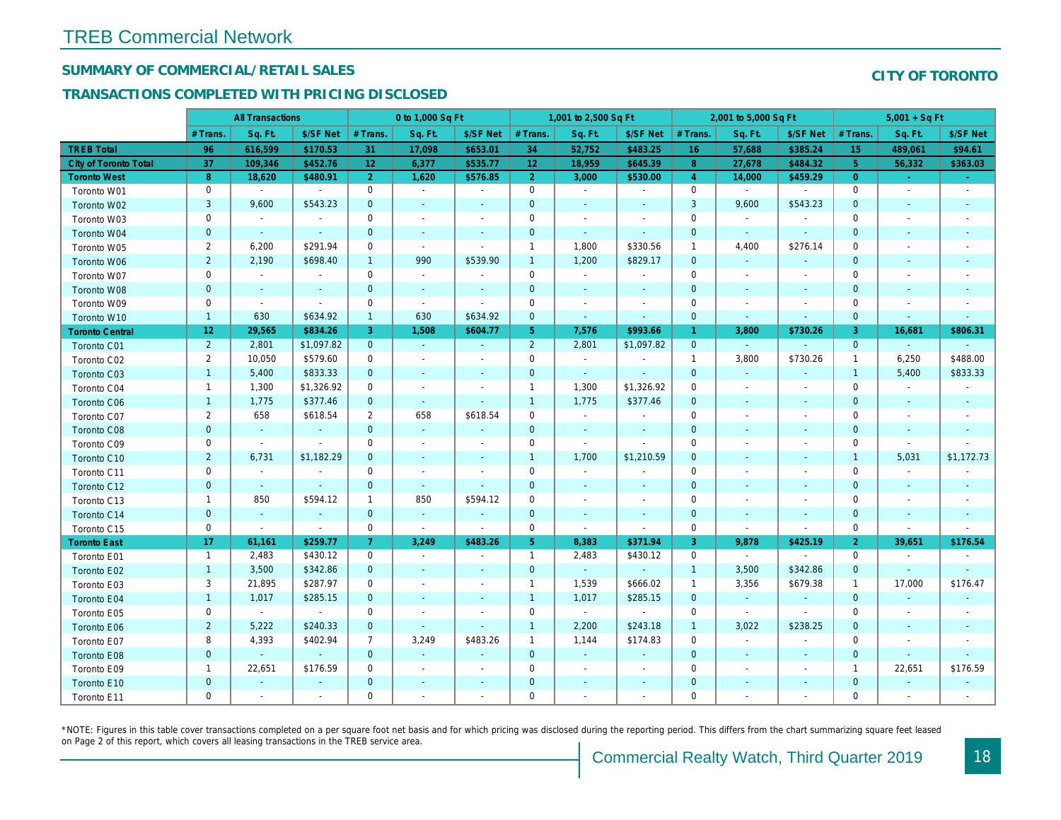# TREB Commercial Network

## SUMMARY OF COMMERCIAL/RETAIL SALES

## TRANSACTIONS COMPLETED WITH PRICING DISCLOSED

**CITY OF TORONTO**

| | All Transactions | | | 0 to 1,000 Sq Ft | | | 1,001 to 2,500 Sq Ft | | | 2,001 to 5,000 Sq Ft | | | 5,001 + Sq Ft | | |
|---|---|---|---|---|---|---|---|---|---|---|---|---|---|---|---|
| | # Trans. | Sq. Ft. | $/SF Net | # Trans. | Sq. Ft. | $/SF Net | # Trans. | Sq. Ft. | $/SF Net | # Trans. | Sq. Ft. | $/SF Net | # Trans. | Sq. Ft. | $/SF Net |
| **TREB Total** | 96 | 616,599 | $170.53 | 31 | 17,098 | $653.01 | 34 | 52,752 | $483.25 | 16 | 57,688 | $385.24 | 15 | 489,061 | $94.61 |
| **City of Toronto Total** | 37 | 109,346 | $452.76 | 12 | 6,377 | $535.77 | 12 | 18,959 | $645.39 | 8 | 27,678 | $484.32 | 5 | 56,332 | $363.03 |
| **Toronto West** | 8 | 18,620 | $480.91 | 2 | 1,620 | $576.85 | 2 | 3,000 | $530.00 | 4 | 14,000 | $459.29 | 0 | - | - |
| Toronto W01 | 0 | - | - | 0 | - | - | 0 | - | - | 0 | - | - | 0 | - | - |
| Toronto W02 | 3 | 9,600 | $543.23 | 0 | - | - | 0 | - | - | 3 | 9,600 | $543.23 | 0 | - | - |
| Toronto W03 | 0 | - | - | 0 | - | - | 0 | - | - | 0 | - | - | 0 | - | - |
| Toronto W04 | 0 | - | - | 0 | - | - | 0 | - | - | 0 | - | - | 0 | - | - |
| Toronto W05 | 2 | 6,200 | $291.94 | 0 | - | - | 1 | 1,800 | $330.56 | 1 | 4,400 | $276.14 | 0 | - | - |
| Toronto W06 | 2 | 2,190 | $698.40 | 1 | 990 | $539.90 | 1 | 1,200 | $829.17 | 0 | - | - | 0 | - | - |
| Toronto W07 | 0 | - | - | 0 | - | - | 0 | - | - | 0 | - | - | 0 | - | - |
| Toronto W08 | 0 | - | - | 0 | - | - | 0 | - | - | 0 | - | - | 0 | - | - |
| Toronto W09 | 0 | - | - | 0 | - | - | 0 | - | - | 0 | - | - | 0 | - | - |
| Toronto W10 | 1 | 630 | $634.92 | 1 | 630 | $634.92 | 0 | - | - | 0 | - | - | 0 | - | - |
| **Toronto Central** | 12 | 29,565 | $834.26 | 3 | 1,508 | $604.77 | 5 | 7,576 | $993.66 | 1 | 3,800 | $730.26 | 3 | 16,681 | $806.31 |
| Toronto C01 | 2 | 2,801 | $1,097.82 | 0 | - | - | 2 | 2,801 | $1,097.82 | 0 | - | - | 0 | - | - |
| Toronto C02 | 2 | 10,050 | $579.60 | 0 | - | - | 0 | - | - | 1 | 3,800 | $730.26 | 1 | 6,250 | $488.00 |
| Toronto C03 | 1 | 5,400 | $833.33 | 0 | - | - | 0 | - | - | 0 | - | - | 1 | 5,400 | $833.33 |
| Toronto C04 | 1 | 1,300 | $1,326.92 | 0 | - | - | 1 | 1,300 | $1,326.92 | 0 | - | - | 0 | - | - |
| Toronto C06 | 1 | 1,775 | $377.46 | 0 | - | - | 1 | 1,775 | $377.46 | 0 | - | - | 0 | - | - |
| Toronto C07 | 2 | 658 | $618.54 | 2 | 658 | $618.54 | 0 | - | - | 0 | - | - | 0 | - | - |
| Toronto C08 | 0 | - | - | 0 | - | - | 0 | - | - | 0 | - | - | 0 | - | - |
| Toronto C09 | 0 | - | - | 0 | - | - | 0 | - | - | 0 | - | - | 0 | - | - |
| Toronto C10 | 2 | 6,731 | $1,182.29 | 0 | - | - | 1 | 1,700 | $1,210.59 | 0 | - | - | 1 | 5,031 | $1,172.73 |
| Toronto C11 | 0 | - | - | 0 | - | - | 0 | - | - | 0 | - | - | 0 | - | - |
| Toronto C12 | 0 | - | - | 0 | - | - | 0 | - | - | 0 | - | - | 0 | - | - |
| Toronto C13 | 1 | 850 | $594.12 | 1 | 850 | $594.12 | 0 | - | - | 0 | - | - | 0 | - | - |
| Toronto C14 | 0 | - | - | 0 | - | - | 0 | - | - | 0 | - | - | 0 | - | - |
| Toronto C15 | 0 | - | - | 0 | - | - | 0 | - | - | 0 | - | - | 0 | - | - |
| **Toronto East** | 17 | 61,161 | $259.77 | 7 | 3,249 | $483.26 | 5 | 8,383 | $371.94 | 3 | 9,878 | $425.19 | 2 | 39,651 | $176.54 |
| Toronto E01 | 1 | 2,483 | $430.12 | 0 | - | - | 1 | 2,483 | $430.12 | 0 | - | - | 0 | - | - |
| Toronto E02 | 1 | 3,500 | $342.86 | 0 | - | - | 0 | - | - | 1 | 3,500 | $342.86 | 0 | - | - |
| Toronto E03 | 3 | 21,895 | $287.97 | 0 | - | - | 1 | 1,539 | $666.02 | 1 | 3,356 | $679.38 | 1 | 17,000 | $176.47 |
| Toronto E04 | 1 | 1,017 | $285.15 | 0 | - | - | 1 | 1,017 | $285.15 | 0 | - | - | 0 | - | - |
| Toronto E05 | 0 | - | - | 0 | - | - | 0 | - | - | 0 | - | - | 0 | - | - |
| Toronto E06 | 2 | 5,222 | $240.33 | 0 | - | - | 1 | 2,200 | $243.18 | 1 | 3,022 | $238.25 | 0 | - | - |
| Toronto E07 | 8 | 4,393 | $402.94 | 7 | 3,249 | $483.26 | 1 | 1,144 | $174.83 | 0 | - | - | 0 | - | - |
| Toronto E08 | 0 | - | - | 0 | - | - | 0 | - | - | 0 | - | - | 0 | - | - |
| Toronto E09 | 1 | 22,651 | $176.59 | 0 | - | - | 0 | - | - | 0 | - | - | 1 | 22,651 | $176.59 |
| Toronto E10 | 0 | - | - | 0 | - | - | 0 | - | - | 0 | - | - | 0 | - | - |
| Toronto E11 | 0 | - | - | 0 | - | - | 0 | - | - | 0 | - | - | 0 | - | - |

*NOTE: Figures in this table cover transactions completed on a per square foot net basis and for which pricing was disclosed during the reporting period. This differs from the chart summarizing square feet leased on Page 2 of this report, which covers all leasing transactions in the TREB service area.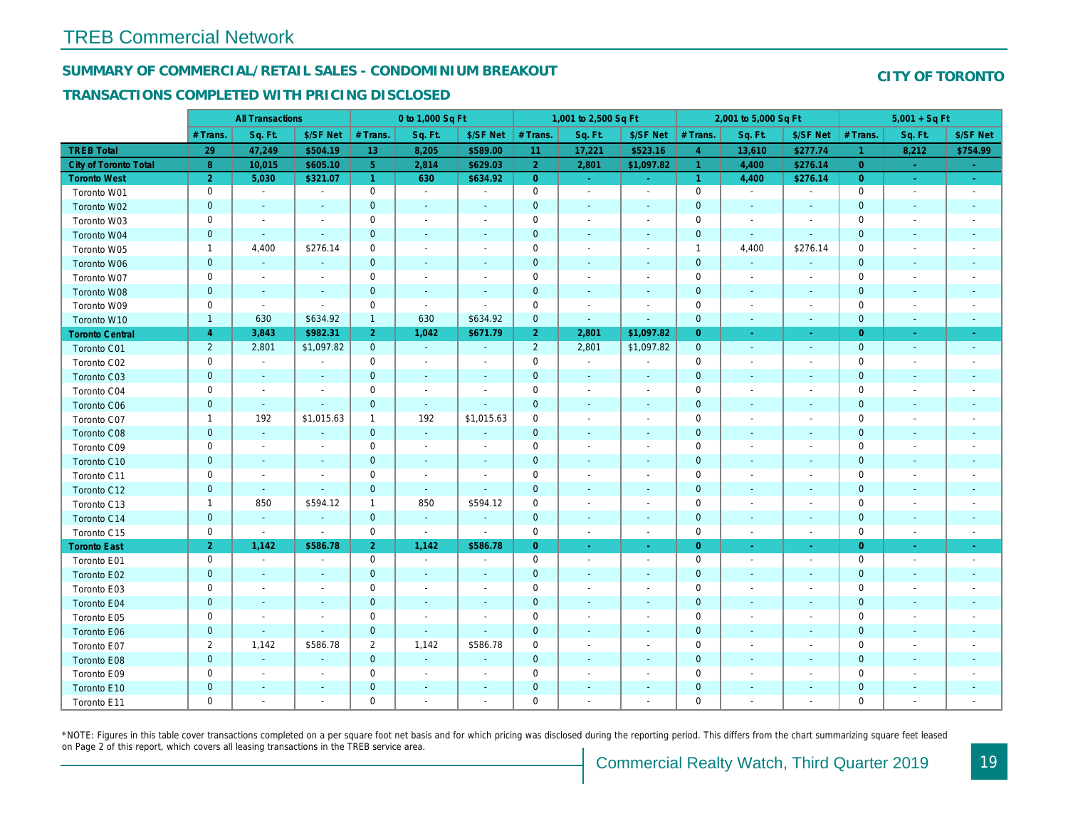# TREB Commercial Network

## SUMMARY OF COMMERCIAL/RETAIL SALES - CONDOMINIUM BREAKOUT

## CITY OF TORONTO

### TRANSACTIONS COMPLETED WITH PRICING DISCLOSED

| | All Transactions | | | 0 to 1,000 Sq Ft | | | 1,001 to 2,500 Sq Ft | | | 2,001 to 5,000 Sq Ft | | | 5,001 + Sq Ft | | |
|---|---|---|---|---|---|---|---|---|---|---|---|---|---|---|---|
| | # Trans. | Sq. Ft. | $/SF Net | # Trans. | Sq. Ft. | $/SF Net | # Trans. | Sq. Ft. | $/SF Net | # Trans. | Sq. Ft. | $/SF Net | # Trans. | Sq. Ft. | $/SF Net |
| **TREB Total** | **29** | **47,249** | **$504.19** | **13** | **8,205** | **$589.00** | **11** | **17,221** | **$523.16** | **4** | **13,610** | **$277.74** | **1** | **8,212** | **$754.99** |
| **City of Toronto Total** | **8** | **10,015** | **$605.10** | **5** | **2,814** | **$629.03** | **2** | **2,801** | **$1,097.82** | **1** | **4,400** | **$276.14** | **0** | **-** | **-** |
| **Toronto West** | **2** | **5,030** | **$321.07** | **1** | **630** | **$634.92** | **0** | **-** | **-** | **1** | **4,400** | **$276.14** | **0** | **-** | **-** |
| Toronto W01 | 0 | - | - | 0 | - | - | 0 | - | - | 0 | - | - | 0 | - | - |
| Toronto W02 | 0 | - | - | 0 | - | - | 0 | - | - | 0 | - | - | 0 | - | - |
| Toronto W03 | 0 | - | - | 0 | - | - | 0 | - | - | 0 | - | - | 0 | - | - |
| Toronto W04 | 0 | - | - | 0 | - | - | 0 | - | - | 0 | - | - | 0 | - | - |
| Toronto W05 | 1 | 4,400 | $276.14 | 0 | - | - | 0 | - | - | 1 | 4,400 | $276.14 | 0 | - | - |
| Toronto W06 | 0 | - | - | 0 | - | - | 0 | - | - | 0 | - | - | 0 | - | - |
| Toronto W07 | 0 | - | - | 0 | - | - | 0 | - | - | 0 | - | - | 0 | - | - |
| Toronto W08 | 0 | - | - | 0 | - | - | 0 | - | - | 0 | - | - | 0 | - | - |
| Toronto W09 | 0 | - | - | 0 | - | - | 0 | - | - | 0 | - | - | 0 | - | - |
| Toronto W10 | 1 | 630 | $634.92 | 1 | 630 | $634.92 | 0 | - | - | 0 | - | - | 0 | - | - |
| **Toronto Central** | **4** | **3,843** | **$982.31** | **2** | **1,042** | **$671.79** | **2** | **2,801** | **$1,097.82** | **0** | **-** | **-** | **0** | **-** | **-** |
| Toronto C01 | 2 | 2,801 | $1,097.82 | 0 | - | - | 2 | 2,801 | $1,097.82 | 0 | - | - | 0 | - | - |
| Toronto C02 | 0 | - | - | 0 | - | - | 0 | - | - | 0 | - | - | 0 | - | - |
| Toronto C03 | 0 | - | - | 0 | - | - | 0 | - | - | 0 | - | - | 0 | - | - |
| Toronto C04 | 0 | - | - | 0 | - | - | 0 | - | - | 0 | - | - | 0 | - | - |
| Toronto C06 | 0 | - | - | 0 | - | - | 0 | - | - | 0 | - | - | 0 | - | - |
| Toronto C07 | 1 | 192 | $1,015.63 | 1 | 192 | $1,015.63 | 0 | - | - | 0 | - | - | 0 | - | - |
| Toronto C08 | 0 | - | - | 0 | - | - | 0 | - | - | 0 | - | - | 0 | - | - |
| Toronto C09 | 0 | - | - | 0 | - | - | 0 | - | - | 0 | - | - | 0 | - | - |
| Toronto C10 | 0 | - | - | 0 | - | - | 0 | - | - | 0 | - | - | 0 | - | - |
| Toronto C11 | 0 | - | - | 0 | - | - | 0 | - | - | 0 | - | - | 0 | - | - |
| Toronto C12 | 0 | - | - | 0 | - | - | 0 | - | - | 0 | - | - | 0 | - | - |
| Toronto C13 | 1 | 850 | $594.12 | 1 | 850 | $594.12 | 0 | - | - | 0 | - | - | 0 | - | - |
| Toronto C14 | 0 | - | - | 0 | - | - | 0 | - | - | 0 | - | - | 0 | - | - |
| Toronto C15 | 0 | - | - | 0 | - | - | 0 | - | - | 0 | - | - | 0 | - | - |
| **Toronto East** | **2** | **1,142** | **$586.78** | **2** | **1,142** | **$586.78** | **0** | **-** | **-** | **0** | **-** | **-** | **0** | **-** | **-** |
| Toronto E01 | 0 | - | - | 0 | - | - | 0 | - | - | 0 | - | - | 0 | - | - |
| Toronto E02 | 0 | - | - | 0 | - | - | 0 | - | - | 0 | - | - | 0 | - | - |
| Toronto E03 | 0 | - | - | 0 | - | - | 0 | - | - | 0 | - | - | 0 | - | - |
| Toronto E04 | 0 | - | - | 0 | - | - | 0 | - | - | 0 | - | - | 0 | - | - |
| Toronto E05 | 0 | - | - | 0 | - | - | 0 | - | - | 0 | - | - | 0 | - | - |
| Toronto E06 | 0 | - | - | 0 | - | - | 0 | - | - | 0 | - | - | 0 | - | - |
| Toronto E07 | 2 | 1,142 | $586.78 | 2 | 1,142 | $586.78 | 0 | - | - | 0 | - | - | 0 | - | - |
| Toronto E08 | 0 | - | - | 0 | - | - | 0 | - | - | 0 | - | - | 0 | - | - |
| Toronto E09 | 0 | - | - | 0 | - | - | 0 | - | - | 0 | - | - | 0 | - | - |
| Toronto E10 | 0 | - | - | 0 | - | - | 0 | - | - | 0 | - | - | 0 | - | - |
| Toronto E11 | 0 | - | - | 0 | - | - | 0 | - | - | 0 | - | - | 0 | - | - |

*NOTE: Figures in this table cover transactions completed on a per square foot net basis and for which pricing was disclosed during the reporting period. This differs from the chart summarizing square feet leased on Page 2 of this report, which covers all leasing transactions in the TREB service area.

Commercial Realty Watch, Third Quarter 2019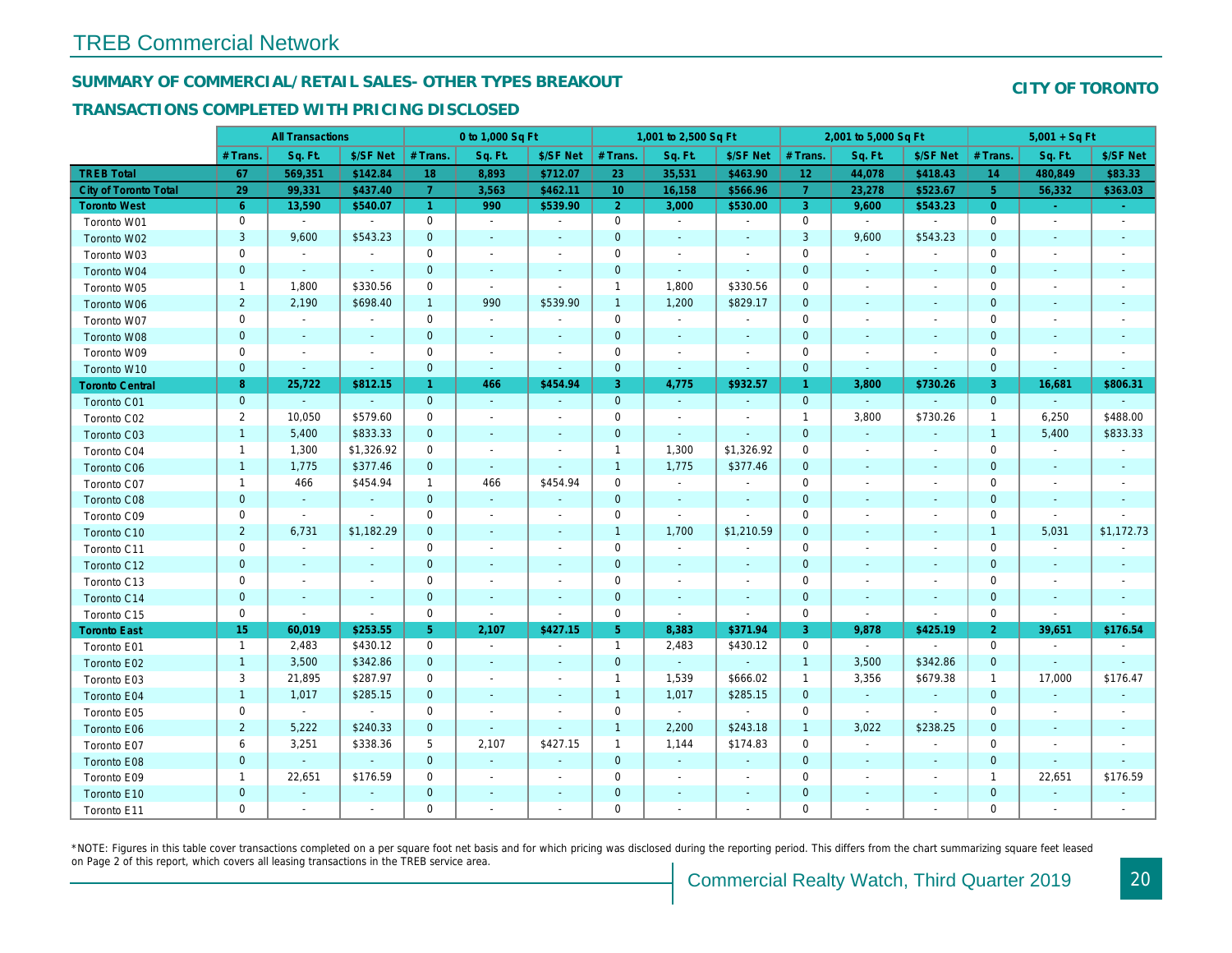# TREB Commercial Network

## SUMMARY OF COMMERCIAL/RETAIL SALES- OTHER TYPES BREAKOUT

## TRANSACTIONS COMPLETED WITH PRICING DISCLOSED

**CITY OF TORONTO**

| | All Transactions | | | 0 to 1,000 Sq Ft | | | 1,001 to 2,500 Sq Ft | | | 2,001 to 5,000 Sq Ft | | | 5,001 + Sq Ft | | |
|---|---|---|---|---|---|---|---|---|---|---|---|---|---|---|---|
| | # Trans. | Sq. Ft. | $/SF Net | # Trans. | Sq. Ft. | $/SF Net | # Trans. | Sq. Ft. | $/SF Net | # Trans. | Sq. Ft. | $/SF Net | # Trans. | Sq. Ft. | $/SF Net |
| **TREB Total** | **67** | **569,351** | **$142.84** | **18** | **8,893** | **$712.07** | **23** | **35,531** | **$463.90** | **12** | **44,078** | **$418.43** | **14** | **480,849** | **$83.33** |
| **City of Toronto Total** | **29** | **99,331** | **$437.40** | **7** | **3,563** | **$462.11** | **10** | **16,158** | **$566.96** | **7** | **23,278** | **$523.67** | **5** | **56,332** | **$363.03** |
| **Toronto West** | **6** | **13,590** | **$540.07** | **1** | **990** | **$539.90** | **2** | **3,000** | **$530.00** | **3** | **9,600** | **$543.23** | **0** | **-** | **-** |
| Toronto W01 | 0 | - | - | 0 | - | - | 0 | - | - | 0 | - | - | 0 | - | - |
| Toronto W02 | 3 | 9,600 | $543.23 | 0 | - | - | 0 | - | - | 3 | 9,600 | $543.23 | 0 | - | - |
| Toronto W03 | 0 | - | - | 0 | - | - | 0 | - | - | 0 | - | - | 0 | - | - |
| Toronto W04 | 0 | - | - | 0 | - | - | 0 | - | - | 0 | - | - | 0 | - | - |
| Toronto W05 | 1 | 1,800 | $330.56 | 0 | - | - | 1 | 1,800 | $330.56 | 0 | - | - | 0 | - | - |
| Toronto W06 | 2 | 2,190 | $698.40 | 1 | 990 | $539.90 | 1 | 1,200 | $829.17 | 0 | - | - | 0 | - | - |
| Toronto W07 | 0 | - | - | 0 | - | - | 0 | - | - | 0 | - | - | 0 | - | - |
| Toronto W08 | 0 | - | - | 0 | - | - | 0 | - | - | 0 | - | - | 0 | - | - |
| Toronto W09 | 0 | - | - | 0 | - | - | 0 | - | - | 0 | - | - | 0 | - | - |
| Toronto W10 | 0 | - | - | 0 | - | - | 0 | - | - | 0 | - | - | 0 | - | - |
| **Toronto Central** | **8** | **25,722** | **$812.15** | **1** | **466** | **$454.94** | **3** | **4,775** | **$932.57** | **1** | **3,800** | **$730.26** | **3** | **16,681** | **$806.31** |
| Toronto C01 | 0 | - | - | 0 | - | - | 0 | - | - | 0 | - | - | 0 | - | - |
| Toronto C02 | 2 | 10,050 | $579.60 | 0 | - | - | 0 | - | - | 1 | 3,800 | $730.26 | 1 | 6,250 | $488.00 |
| Toronto C03 | 1 | 5,400 | $833.33 | 0 | - | - | 0 | - | - | 0 | - | - | 1 | 5,400 | $833.33 |
| Toronto C04 | 1 | 1,300 | $1,326.92 | 0 | - | - | 1 | 1,300 | $1,326.92 | 0 | - | - | 0 | - | - |
| Toronto C06 | 1 | 1,775 | $377.46 | 0 | - | - | 1 | 1,775 | $377.46 | 0 | - | - | 0 | - | - |
| Toronto C07 | 1 | 466 | $454.94 | 1 | 466 | $454.94 | 0 | - | - | 0 | - | - | 0 | - | - |
| Toronto C08 | 0 | - | - | 0 | - | - | 0 | - | - | 0 | - | - | 0 | - | - |
| Toronto C09 | 0 | - | - | 0 | - | - | 0 | - | - | 0 | - | - | 0 | - | - |
| Toronto C10 | 2 | 6,731 | $1,182.29 | 0 | - | - | 1 | 1,700 | $1,210.59 | 0 | - | - | 1 | 5,031 | $1,172.73 |
| Toronto C11 | 0 | - | - | 0 | - | - | 0 | - | - | 0 | - | - | 0 | - | - |
| Toronto C12 | 0 | - | - | 0 | - | - | 0 | - | - | 0 | - | - | 0 | - | - |
| Toronto C13 | 0 | - | - | 0 | - | - | 0 | - | - | 0 | - | - | 0 | - | - |
| Toronto C14 | 0 | - | - | 0 | - | - | 0 | - | - | 0 | - | - | 0 | - | - |
| Toronto C15 | 0 | - | - | 0 | - | - | 0 | - | - | 0 | - | - | 0 | - | - |
| **Toronto East** | **15** | **60,019** | **$253.55** | **5** | **2,107** | **$427.15** | **5** | **8,383** | **$371.94** | **3** | **9,878** | **$425.19** | **2** | **39,651** | **$176.54** |
| Toronto E01 | 1 | 2,483 | $430.12 | 0 | - | - | 1 | 2,483 | $430.12 | 0 | - | - | 0 | - | - |
| Toronto E02 | 1 | 3,500 | $342.86 | 0 | - | - | 0 | - | - | 1 | 3,500 | $342.86 | 0 | - | - |
| Toronto E03 | 3 | 21,895 | $287.97 | 0 | - | - | 1 | 1,539 | $666.02 | 1 | 3,356 | $679.38 | 1 | 17,000 | $176.47 |
| Toronto E04 | 1 | 1,017 | $285.15 | 0 | - | - | 1 | 1,017 | $285.15 | 0 | - | - | 0 | - | - |
| Toronto E05 | 0 | - | - | 0 | - | - | 0 | - | - | 0 | - | - | 0 | - | - |
| Toronto E06 | 2 | 5,222 | $240.33 | 0 | - | - | 1 | 2,200 | $243.18 | 1 | 3,022 | $238.25 | 0 | - | - |
| Toronto E07 | 6 | 3,251 | $338.36 | 5 | 2,107 | $427.15 | 1 | 1,144 | $174.83 | 0 | - | - | 0 | - | - |
| Toronto E08 | 0 | - | - | 0 | - | - | 0 | - | - | 0 | - | - | 0 | - | - |
| Toronto E09 | 1 | 22,651 | $176.59 | 0 | - | - | 0 | - | - | 0 | - | - | 1 | 22,651 | $176.59 |
| Toronto E10 | 0 | - | - | 0 | - | - | 0 | - | - | 0 | - | - | 0 | - | - |
| Toronto E11 | 0 | - | - | 0 | - | - | 0 | - | - | 0 | - | - | 0 | - | - |

*NOTE: Figures in this table cover transactions completed on a per square foot net basis and for which pricing was disclosed during the reporting period. This differs from the chart summarizing square feet leased on Page 2 of this report, which covers all leasing transactions in the TREB service area.

Commercial Realty Watch, Third Quarter 2019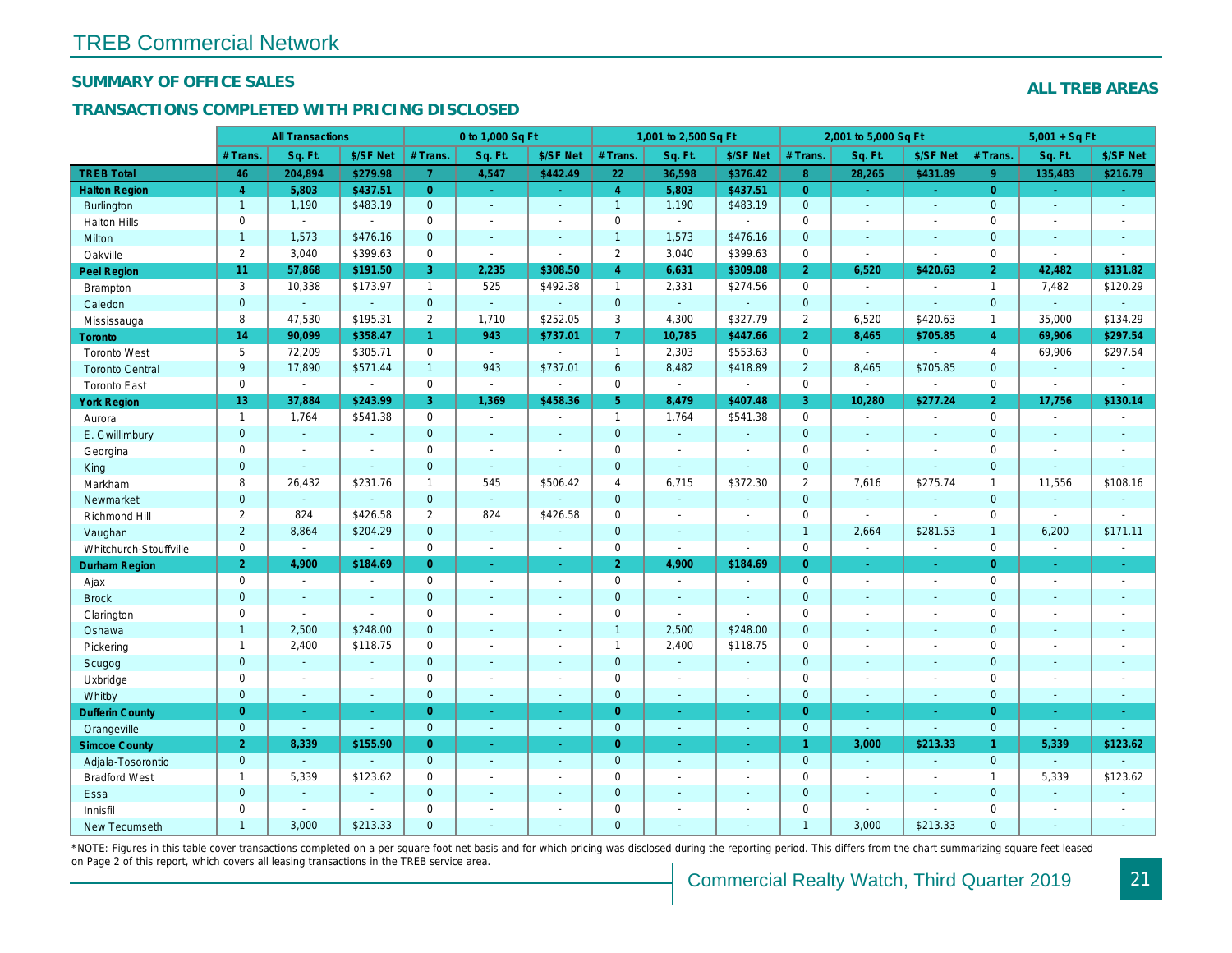# TREB Commercial Network

## SUMMARY OF OFFICE SALES

## TRANSACTIONS COMPLETED WITH PRICING DISCLOSED

**ALL TREB AREAS**

| | All Transactions | | | 0 to 1,000 Sq Ft | | | 1,001 to 2,500 Sq Ft | | | 2,001 to 5,000 Sq Ft | | | 5,001 + Sq Ft | | |
|---|---|---|---|---|---|---|---|---|---|---|---|---|---|---|---|
| | # Trans. | Sq. Ft. | $/SF Net | # Trans. | Sq. Ft. | $/SF Net | # Trans. | Sq. Ft. | $/SF Net | # Trans. | Sq. Ft. | $/SF Net | # Trans. | Sq. Ft. | $/SF Net |
| **TREB Total** | **46** | **204,894** | **$279.98** | **7** | **4,547** | **$442.49** | **22** | **36,598** | **$376.42** | **8** | **28,265** | **$431.89** | **9** | **135,483** | **$216.79** |
| **Halton Region** | **4** | **5,803** | **$437.51** | **0** | **-** | **-** | **4** | **5,803** | **$437.51** | **0** | **-** | **-** | **0** | **-** | **-** |
| Burlington | 1 | 1,190 | $483.19 | 0 | - | - | 1 | 1,190 | $483.19 | 0 | - | - | 0 | - | - |
| Halton Hills | 0 | - | - | 0 | - | - | 0 | - | - | 0 | - | - | 0 | - | - |
| Milton | 1 | 1,573 | $476.16 | 0 | - | - | 1 | 1,573 | $476.16 | 0 | - | - | 0 | - | - |
| Oakville | 2 | 3,040 | $399.63 | 0 | - | - | 2 | 3,040 | $399.63 | 0 | - | - | 0 | - | - |
| **Peel Region** | **11** | **57,868** | **$191.50** | **3** | **2,235** | **$308.50** | **4** | **6,631** | **$309.08** | **2** | **6,520** | **$420.63** | **2** | **42,482** | **$131.82** |
| Brampton | 3 | 10,338 | $173.97 | 1 | 525 | $492.38 | 1 | 2,331 | $274.56 | 0 | - | - | 1 | 7,482 | $120.29 |
| Caledon | 0 | - | - | 0 | - | - | 0 | - | - | 0 | - | - | 0 | - | - |
| Mississauga | 8 | 47,530 | $195.31 | 2 | 1,710 | $252.05 | 3 | 4,300 | $327.79 | 2 | 6,520 | $420.63 | 1 | 35,000 | $134.29 |
| **Toronto** | **14** | **90,099** | **$358.47** | **1** | **943** | **$737.01** | **7** | **10,785** | **$447.66** | **2** | **8,465** | **$705.85** | **4** | **69,906** | **$297.54** |
| Toronto West | 5 | 72,209 | $305.71 | 0 | - | - | 1 | 2,303 | $553.63 | 0 | - | - | 4 | 69,906 | $297.54 |
| Toronto Central | 9 | 17,890 | $571.44 | 1 | 943 | $737.01 | 6 | 8,482 | $418.89 | 2 | 8,465 | $705.85 | 0 | - | - |
| Toronto East | 0 | - | - | 0 | - | - | 0 | - | - | 0 | - | - | 0 | - | - |
| **York Region** | **13** | **37,884** | **$243.99** | **3** | **1,369** | **$458.36** | **5** | **8,479** | **$407.48** | **3** | **10,280** | **$277.24** | **2** | **17,756** | **$130.14** |
| Aurora | 1 | 1,764 | $541.38 | 0 | - | - | 1 | 1,764 | $541.38 | 0 | - | - | 0 | - | - |
| E. Gwillimbury | 0 | - | - | 0 | - | - | 0 | - | - | 0 | - | - | 0 | - | - |
| Georgina | 0 | - | - | 0 | - | - | 0 | - | - | 0 | - | - | 0 | - | - |
| King | 0 | - | - | 0 | - | - | 0 | - | - | 0 | - | - | 0 | - | - |
| Markham | 8 | 26,432 | $231.76 | 1 | 545 | $506.42 | 4 | 6,715 | $372.30 | 2 | 7,616 | $275.74 | 1 | 11,556 | $108.16 |
| Newmarket | 0 | - | - | 0 | - | - | 0 | - | - | 0 | - | - | 0 | - | - |
| Richmond Hill | 2 | 824 | $426.58 | 2 | 824 | $426.58 | 0 | - | - | 0 | - | - | 0 | - | - |
| Vaughan | 2 | 8,864 | $204.29 | 0 | - | - | 0 | - | - | 1 | 2,664 | $281.53 | 1 | 6,200 | $171.11 |
| Whitchurch-Stouffville | 0 | - | - | 0 | - | - | 0 | - | - | 0 | - | - | 0 | - | - |
| **Durham Region** | **2** | **4,900** | **$184.69** | **0** | **-** | **-** | **2** | **4,900** | **$184.69** | **0** | **-** | **-** | **0** | **-** | **-** |
| Ajax | 0 | - | - | 0 | - | - | 0 | - | - | 0 | - | - | 0 | - | - |
| Brock | 0 | - | - | 0 | - | - | 0 | - | - | 0 | - | - | 0 | - | - |
| Clarington | 0 | - | - | 0 | - | - | 0 | - | - | 0 | - | - | 0 | - | - |
| Oshawa | 1 | 2,500 | $248.00 | 0 | - | - | 1 | 2,500 | $248.00 | 0 | - | - | 0 | - | - |
| Pickering | 1 | 2,400 | $118.75 | 0 | - | - | 1 | 2,400 | $118.75 | 0 | - | - | 0 | - | - |
| Scugog | 0 | - | - | 0 | - | - | 0 | - | - | 0 | - | - | 0 | - | - |
| Uxbridge | 0 | - | - | 0 | - | - | 0 | - | - | 0 | - | - | 0 | - | - |
| Whitby | 0 | - | - | 0 | - | - | 0 | - | - | 0 | - | - | 0 | - | - |
| **Dufferin County** | **0** | **-** | **-** | **0** | **-** | **-** | **0** | **-** | **-** | **0** | **-** | **-** | **0** | **-** | **-** |
| Orangeville | 0 | - | - | 0 | - | - | 0 | - | - | 0 | - | - | 0 | - | - |
| **Simcoe County** | **2** | **8,339** | **$155.90** | **0** | **-** | **-** | **0** | **-** | **-** | **1** | **3,000** | **$213.33** | **1** | **5,339** | **$123.62** |
| Adjala-Tosorontio | 0 | - | - | 0 | - | - | 0 | - | - | 0 | - | - | 0 | - | - |
| Bradford West | 1 | 5,339 | $123.62 | 0 | - | - | 0 | - | - | 0 | - | - | 1 | 5,339 | $123.62 |
| Essa | 0 | - | - | 0 | - | - | 0 | - | - | 0 | - | - | 0 | - | - |
| Innisfil | 0 | - | - | 0 | - | - | 0 | - | - | 0 | - | - | 0 | - | - |
| New Tecumseth | 1 | 3,000 | $213.33 | 0 | - | - | 0 | - | - | 1 | 3,000 | $213.33 | 0 | - | - |

*NOTE: Figures in this table cover transactions completed on a per square foot net basis and for which pricing was disclosed during the reporting period. This differs from the chart summarizing square feet leased on Page 2 of this report, which covers all leasing transactions in the TREB service area.

Commercial Realty Watch, Third Quarter 2019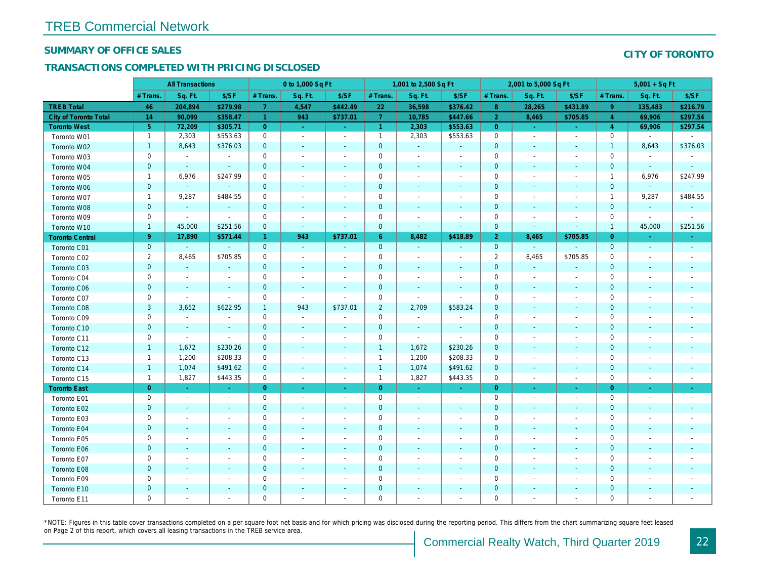# TREB Commercial Network

## SUMMARY OF OFFICE SALES

## CITY OF TORONTO

## TRANSACTIONS COMPLETED WITH PRICING DISCLOSED

| | All Transactions | | | 0 to 1,000 Sq Ft | | | 1,001 to 2,500 Sq Ft | | | 2,001 to 5,000 Sq Ft | | | 5,001 + Sq Ft | | |
|---|---|---|---|---|---|---|---|---|---|---|---|---|---|---|---|
| | # Trans. | Sq. Ft. | $/SF | # Trans. | Sq. Ft. | $/SF | # Trans. | Sq. Ft. | $/SF | # Trans. | Sq. Ft. | $/SF | # Trans. | Sq. Ft. | $/SF |
| **TREB Total** | **46** | **204,894** | **$279.98** | **7** | **4,547** | **$442.49** | **22** | **36,598** | **$376.42** | **8** | **28,265** | **$431.89** | **9** | **135,483** | **$216.79** |
| **City of Toronto Total** | **14** | **90,099** | **$358.47** | **1** | **943** | **$737.01** | **7** | **10,785** | **$447.66** | **2** | **8,465** | **$705.85** | **4** | **69,906** | **$297.54** |
| **Toronto West** | **5** | **72,209** | **$305.71** | **0** | **-** | **-** | **1** | **2,303** | **$553.63** | **0** | **-** | **-** | **4** | **69,906** | **$297.54** |
| Toronto W01 | 1 | 2,303 | $553.63 | 0 | - | - | 1 | 2,303 | $553.63 | 0 | - | - | 0 | - | - |
| Toronto W02 | 1 | 8,643 | $376.03 | 0 | - | - | 0 | - | - | 0 | - | - | 1 | 8,643 | $376.03 |
| Toronto W03 | 0 | - | - | 0 | - | - | 0 | - | - | 0 | - | - | 0 | - | - |
| Toronto W04 | 0 | - | - | 0 | - | - | 0 | - | - | 0 | - | - | 0 | - | - |
| Toronto W05 | 1 | 6,976 | $247.99 | 0 | - | - | 0 | - | - | 0 | - | - | 1 | 6,976 | $247.99 |
| Toronto W06 | 0 | - | - | 0 | - | - | 0 | - | - | 0 | - | - | 0 | - | - |
| Toronto W07 | 1 | 9,287 | $484.55 | 0 | - | - | 0 | - | - | 0 | - | - | 1 | 9,287 | $484.55 |
| Toronto W08 | 0 | - | - | 0 | - | - | 0 | - | - | 0 | - | - | 0 | - | - |
| Toronto W09 | 0 | - | - | 0 | - | - | 0 | - | - | 0 | - | - | 0 | - | - |
| Toronto W10 | 1 | 45,000 | $251.56 | 0 | - | - | 0 | - | - | 0 | - | - | 1 | 45,000 | $251.56 |
| **Toronto Central** | **9** | **17,890** | **$571.44** | **1** | **943** | **$737.01** | **6** | **8,482** | **$418.89** | **2** | **8,465** | **$705.85** | **0** | **-** | **-** |
| Toronto C01 | 0 | - | - | 0 | - | - | 0 | - | - | 0 | - | - | 0 | - | - |
| Toronto C02 | 2 | 8,465 | $705.85 | 0 | - | - | 0 | - | - | 2 | 8,465 | $705.85 | 0 | - | - |
| Toronto C03 | 0 | - | - | 0 | - | - | 0 | - | - | 0 | - | - | 0 | - | - |
| Toronto C04 | 0 | - | - | 0 | - | - | 0 | - | - | 0 | - | - | 0 | - | - |
| Toronto C06 | 0 | - | - | 0 | - | - | 0 | - | - | 0 | - | - | 0 | - | - |
| Toronto C07 | 0 | - | - | 0 | - | - | 0 | - | - | 0 | - | - | 0 | - | - |
| Toronto C08 | 3 | 3,652 | $622.95 | 1 | 943 | $737.01 | 2 | 2,709 | $583.24 | 0 | - | - | 0 | - | - |
| Toronto C09 | 0 | - | - | 0 | - | - | 0 | - | - | 0 | - | - | 0 | - | - |
| Toronto C10 | 0 | - | - | 0 | - | - | 0 | - | - | 0 | - | - | 0 | - | - |
| Toronto C11 | 0 | - | - | 0 | - | - | 0 | - | - | 0 | - | - | 0 | - | - |
| Toronto C12 | 1 | 1,672 | $230.26 | 0 | - | - | 1 | 1,672 | $230.26 | 0 | - | - | 0 | - | - |
| Toronto C13 | 1 | 1,200 | $208.33 | 0 | - | - | 1 | 1,200 | $208.33 | 0 | - | - | 0 | - | - |
| Toronto C14 | 1 | 1,074 | $491.62 | 0 | - | - | 1 | 1,074 | $491.62 | 0 | - | - | 0 | - | - |
| Toronto C15 | 1 | 1,827 | $443.35 | 0 | - | - | 1 | 1,827 | $443.35 | 0 | - | - | 0 | - | - |
| **Toronto East** | **0** | **-** | **-** | **0** | **-** | **-** | **0** | **-** | **-** | **0** | **-** | **-** | **0** | **-** | **-** |
| Toronto E01 | 0 | - | - | 0 | - | - | 0 | - | - | 0 | - | - | 0 | - | - |
| Toronto E02 | 0 | - | - | 0 | - | - | 0 | - | - | 0 | - | - | 0 | - | - |
| Toronto E03 | 0 | - | - | 0 | - | - | 0 | - | - | 0 | - | - | 0 | - | - |
| Toronto E04 | 0 | - | - | 0 | - | - | 0 | - | - | 0 | - | - | 0 | - | - |
| Toronto E05 | 0 | - | - | 0 | - | - | 0 | - | - | 0 | - | - | 0 | - | - |
| Toronto E06 | 0 | - | - | 0 | - | - | 0 | - | - | 0 | - | - | 0 | - | - |
| Toronto E07 | 0 | - | - | 0 | - | - | 0 | - | - | 0 | - | - | 0 | - | - |
| Toronto E08 | 0 | - | - | 0 | - | - | 0 | - | - | 0 | - | - | 0 | - | - |
| Toronto E09 | 0 | - | - | 0 | - | - | 0 | - | - | 0 | - | - | 0 | - | - |
| Toronto E10 | 0 | - | - | 0 | - | - | 0 | - | - | 0 | - | - | 0 | - | - |
| Toronto E11 | 0 | - | - | 0 | - | - | 0 | - | - | 0 | - | - | 0 | - | - |

*NOTE: Figures in this table cover transactions completed on a per square foot net basis and for which pricing was disclosed during the reporting period. This differs from the chart summarizing square feet leased on Page 2 of this report, which covers all leasing transactions in the TREB service area.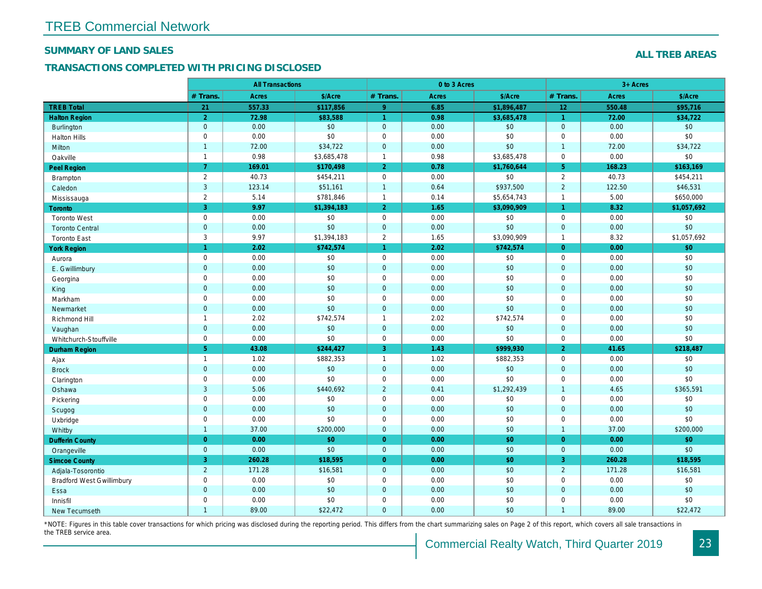# TREB Commercial Network

## SUMMARY OF LAND SALES

## TRANSACTIONS COMPLETED WITH PRICING DISCLOSED

**ALL TREB AREAS**

| | All Transactions | | | 0 to 3 Acres | | | 3+ Acres | | |
|---|---|---|---|---|---|---|---|---|---|
| | # Trans. | Acres | $/Acre | # Trans. | Acres | $/Acre | # Trans. | Acres | $/Acre |
| **TREB Total** | **21** | **557.33** | **$117,856** | **9** | **6.85** | **$1,896,487** | **12** | **550.48** | **$95,716** |
| **Halton Region** | **2** | **72.98** | **$83,588** | **1** | **0.98** | **$3,685,478** | **1** | **72.00** | **$34,722** |
| Burlington | 0 | 0.00 | $0 | 0 | 0.00 | $0 | 0 | 0.00 | $0 |
| Halton Hills | 0 | 0.00 | $0 | 0 | 0.00 | $0 | 0 | 0.00 | $0 |
| Milton | 1 | 72.00 | $34,722 | 0 | 0.00 | $0 | 1 | 72.00 | $34,722 |
| Oakville | 1 | 0.98 | $3,685,478 | 1 | 0.98 | $3,685,478 | 0 | 0.00 | $0 |
| **Peel Region** | **7** | **169.01** | **$170,498** | **2** | **0.78** | **$1,760,644** | **5** | **168.23** | **$163,169** |
| Brampton | 2 | 40.73 | $454,211 | 0 | 0.00 | $0 | 2 | 40.73 | $454,211 |
| Caledon | 3 | 123.14 | $51,161 | 1 | 0.64 | $937,500 | 2 | 122.50 | $46,531 |
| Mississauga | 2 | 5.14 | $781,846 | 1 | 0.14 | $5,654,743 | 1 | 5.00 | $650,000 |
| **Toronto** | **3** | **9.97** | **$1,394,183** | **2** | **1.65** | **$3,090,909** | **1** | **8.32** | **$1,057,692** |
| Toronto West | 0 | 0.00 | $0 | 0 | 0.00 | $0 | 0 | 0.00 | $0 |
| Toronto Central | 0 | 0.00 | $0 | 0 | 0.00 | $0 | 0 | 0.00 | $0 |
| Toronto East | 3 | 9.97 | $1,394,183 | 2 | 1.65 | $3,090,909 | 1 | 8.32 | $1,057,692 |
| **York Region** | **1** | **2.02** | **$742,574** | **1** | **2.02** | **$742,574** | **0** | **0.00** | **$0** |
| Aurora | 0 | 0.00 | $0 | 0 | 0.00 | $0 | 0 | 0.00 | $0 |
| E. Gwillimbury | 0 | 0.00 | $0 | 0 | 0.00 | $0 | 0 | 0.00 | $0 |
| Georgina | 0 | 0.00 | $0 | 0 | 0.00 | $0 | 0 | 0.00 | $0 |
| King | 0 | 0.00 | $0 | 0 | 0.00 | $0 | 0 | 0.00 | $0 |
| Markham | 0 | 0.00 | $0 | 0 | 0.00 | $0 | 0 | 0.00 | $0 |
| Newmarket | 0 | 0.00 | $0 | 0 | 0.00 | $0 | 0 | 0.00 | $0 |
| Richmond Hill | 1 | 2.02 | $742,574 | 1 | 2.02 | $742,574 | 0 | 0.00 | $0 |
| Vaughan | 0 | 0.00 | $0 | 0 | 0.00 | $0 | 0 | 0.00 | $0 |
| Whitchurch-Stouffville | 0 | 0.00 | $0 | 0 | 0.00 | $0 | 0 | 0.00 | $0 |
| **Durham Region** | **5** | **43.08** | **$244,427** | **3** | **1.43** | **$999,930** | **2** | **41.65** | **$218,487** |
| Ajax | 1 | 1.02 | $882,353 | 1 | 1.02 | $882,353 | 0 | 0.00 | $0 |
| Brock | 0 | 0.00 | $0 | 0 | 0.00 | $0 | 0 | 0.00 | $0 |
| Clarington | 0 | 0.00 | $0 | 0 | 0.00 | $0 | 0 | 0.00 | $0 |
| Oshawa | 3 | 5.06 | $440,692 | 2 | 0.41 | $1,292,439 | 1 | 4.65 | $365,591 |
| Pickering | 0 | 0.00 | $0 | 0 | 0.00 | $0 | 0 | 0.00 | $0 |
| Scugog | 0 | 0.00 | $0 | 0 | 0.00 | $0 | 0 | 0.00 | $0 |
| Uxbridge | 0 | 0.00 | $0 | 0 | 0.00 | $0 | 0 | 0.00 | $0 |
| Whitby | 1 | 37.00 | $200,000 | 0 | 0.00 | $0 | 1 | 37.00 | $200,000 |
| **Dufferin County** | **0** | **0.00** | **$0** | **0** | **0.00** | **$0** | **0** | **0.00** | **$0** |
| Orangeville | 0 | 0.00 | $0 | 0 | 0.00 | $0 | 0 | 0.00 | $0 |
| **Simcoe County** | **3** | **260.28** | **$18,595** | **0** | **0.00** | **$0** | **3** | **260.28** | **$18,595** |
| Adjala-Tosorontio | 2 | 171.28 | $16,581 | 0 | 0.00 | $0 | 2 | 171.28 | $16,581 |
| Bradford West Gwillimbury | 0 | 0.00 | $0 | 0 | 0.00 | $0 | 0 | 0.00 | $0 |
| Essa | 0 | 0.00 | $0 | 0 | 0.00 | $0 | 0 | 0.00 | $0 |
| Innisfil | 0 | 0.00 | $0 | 0 | 0.00 | $0 | 0 | 0.00 | $0 |
| New Tecumseth | 1 | 89.00 | $22,472 | 0 | 0.00 | $0 | 1 | 89.00 | $22,472 |

*NOTE: Figures in this table cover transactions for which pricing was disclosed during the reporting period. This differs from the chart summarizing sales on Page 2 of this report, which covers all sale transactions in the TREB service area.

Commercial Realty Watch, Third Quarter 2019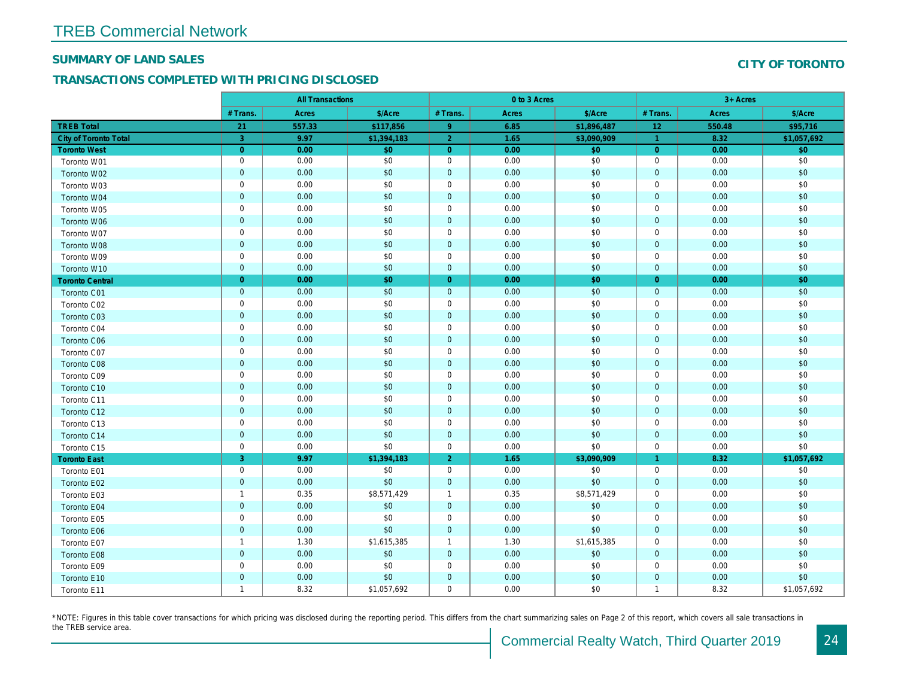# TREB Commercial Network

## SUMMARY OF LAND SALES

## CITY OF TORONTO

### TRANSACTIONS COMPLETED WITH PRICING DISCLOSED

| | All Transactions | | | 0 to 3 Acres | | | 3+ Acres | | |
|---|---|---|---|---|---|---|---|---|---|
| | # Trans. | Acres | $/Acre | # Trans. | Acres | $/Acre | # Trans. | Acres | $/Acre |
| **TREB Total** | **21** | **557.33** | **$117,856** | **9** | **6.85** | **$1,896,487** | **12** | **550.48** | **$95,716** |
| **City of Toronto Total** | **3** | **9.97** | **$1,394,183** | **2** | **1.65** | **$3,090,909** | **1** | **8.32** | **$1,057,692** |
| **Toronto West** | **0** | **0.00** | **$0** | **0** | **0.00** | **$0** | **0** | **0.00** | **$0** |
| Toronto W01 | 0 | 0.00 | $0 | 0 | 0.00 | $0 | 0 | 0.00 | $0 |
| Toronto W02 | 0 | 0.00 | $0 | 0 | 0.00 | $0 | 0 | 0.00 | $0 |
| Toronto W03 | 0 | 0.00 | $0 | 0 | 0.00 | $0 | 0 | 0.00 | $0 |
| Toronto W04 | 0 | 0.00 | $0 | 0 | 0.00 | $0 | 0 | 0.00 | $0 |
| Toronto W05 | 0 | 0.00 | $0 | 0 | 0.00 | $0 | 0 | 0.00 | $0 |
| Toronto W06 | 0 | 0.00 | $0 | 0 | 0.00 | $0 | 0 | 0.00 | $0 |
| Toronto W07 | 0 | 0.00 | $0 | 0 | 0.00 | $0 | 0 | 0.00 | $0 |
| Toronto W08 | 0 | 0.00 | $0 | 0 | 0.00 | $0 | 0 | 0.00 | $0 |
| Toronto W09 | 0 | 0.00 | $0 | 0 | 0.00 | $0 | 0 | 0.00 | $0 |
| Toronto W10 | 0 | 0.00 | $0 | 0 | 0.00 | $0 | 0 | 0.00 | $0 |
| **Toronto Central** | **0** | **0.00** | **$0** | **0** | **0.00** | **$0** | **0** | **0.00** | **$0** |
| Toronto C01 | 0 | 0.00 | $0 | 0 | 0.00 | $0 | 0 | 0.00 | $0 |
| Toronto C02 | 0 | 0.00 | $0 | 0 | 0.00 | $0 | 0 | 0.00 | $0 |
| Toronto C03 | 0 | 0.00 | $0 | 0 | 0.00 | $0 | 0 | 0.00 | $0 |
| Toronto C04 | 0 | 0.00 | $0 | 0 | 0.00 | $0 | 0 | 0.00 | $0 |
| Toronto C06 | 0 | 0.00 | $0 | 0 | 0.00 | $0 | 0 | 0.00 | $0 |
| Toronto C07 | 0 | 0.00 | $0 | 0 | 0.00 | $0 | 0 | 0.00 | $0 |
| Toronto C08 | 0 | 0.00 | $0 | 0 | 0.00 | $0 | 0 | 0.00 | $0 |
| Toronto C09 | 0 | 0.00 | $0 | 0 | 0.00 | $0 | 0 | 0.00 | $0 |
| Toronto C10 | 0 | 0.00 | $0 | 0 | 0.00 | $0 | 0 | 0.00 | $0 |
| Toronto C11 | 0 | 0.00 | $0 | 0 | 0.00 | $0 | 0 | 0.00 | $0 |
| Toronto C12 | 0 | 0.00 | $0 | 0 | 0.00 | $0 | 0 | 0.00 | $0 |
| Toronto C13 | 0 | 0.00 | $0 | 0 | 0.00 | $0 | 0 | 0.00 | $0 |
| Toronto C14 | 0 | 0.00 | $0 | 0 | 0.00 | $0 | 0 | 0.00 | $0 |
| Toronto C15 | 0 | 0.00 | $0 | 0 | 0.00 | $0 | 0 | 0.00 | $0 |
| **Toronto East** | **3** | **9.97** | **$1,394,183** | **2** | **1.65** | **$3,090,909** | **1** | **8.32** | **$1,057,692** |
| Toronto E01 | 0 | 0.00 | $0 | 0 | 0.00 | $0 | 0 | 0.00 | $0 |
| Toronto E02 | 0 | 0.00 | $0 | 0 | 0.00 | $0 | 0 | 0.00 | $0 |
| Toronto E03 | 1 | 0.35 | $8,571,429 | 1 | 0.35 | $8,571,429 | 0 | 0.00 | $0 |
| Toronto E04 | 0 | 0.00 | $0 | 0 | 0.00 | $0 | 0 | 0.00 | $0 |
| Toronto E05 | 0 | 0.00 | $0 | 0 | 0.00 | $0 | 0 | 0.00 | $0 |
| Toronto E06 | 0 | 0.00 | $0 | 0 | 0.00 | $0 | 0 | 0.00 | $0 |
| Toronto E07 | 1 | 1.30 | $1,615,385 | 1 | 1.30 | $1,615,385 | 0 | 0.00 | $0 |
| Toronto E08 | 0 | 0.00 | $0 | 0 | 0.00 | $0 | 0 | 0.00 | $0 |
| Toronto E09 | 0 | 0.00 | $0 | 0 | 0.00 | $0 | 0 | 0.00 | $0 |
| Toronto E10 | 0 | 0.00 | $0 | 0 | 0.00 | $0 | 0 | 0.00 | $0 |
| Toronto E11 | 1 | 8.32 | $1,057,692 | 0 | 0.00 | $0 | 1 | 8.32 | $1,057,692 |

*NOTE: Figures in this table cover transactions for which pricing was disclosed during the reporting period. This differs from the chart summarizing sales on Page 2 of this report, which covers all sale transactions in the TREB service area.

Commercial Realty Watch, Third Quarter 2019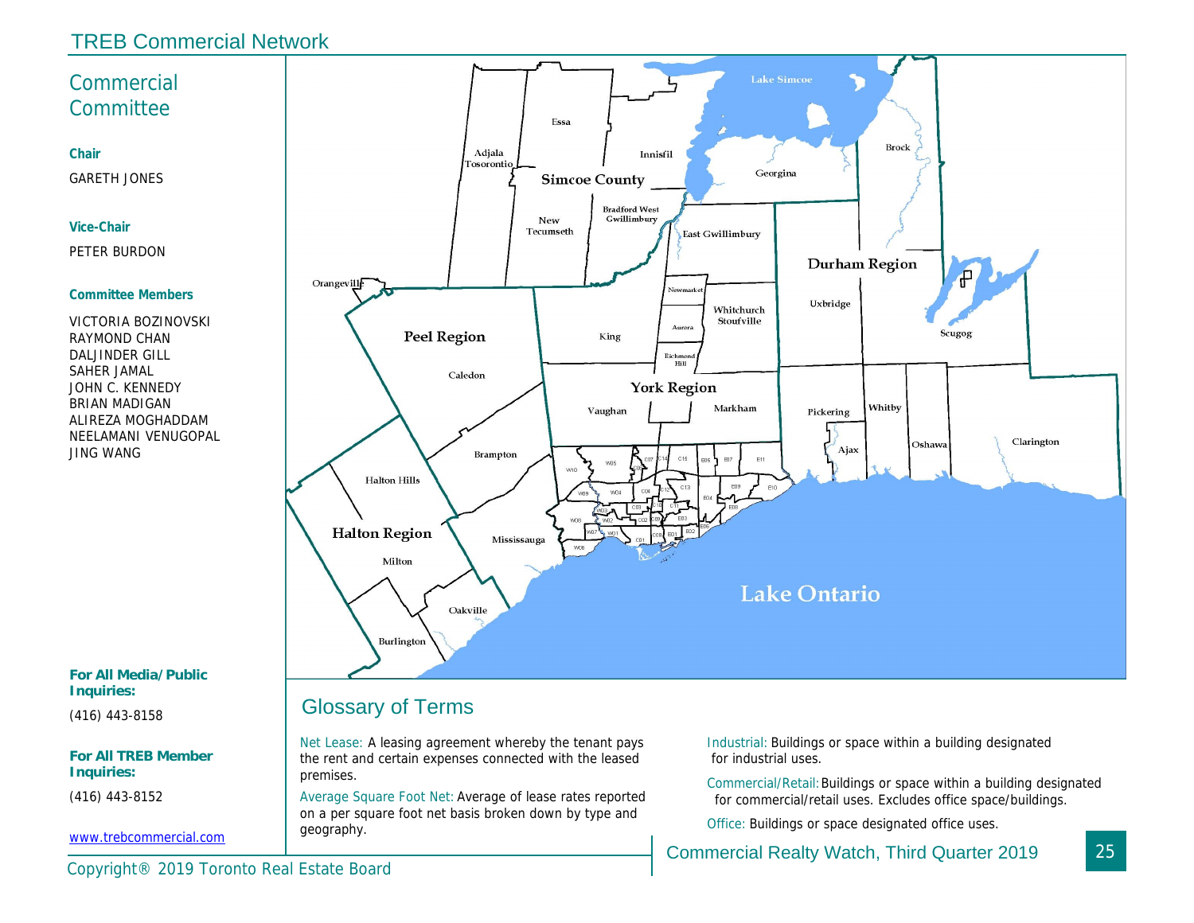# TREB Commercial Network

## Commercial Committee

**Chair**

GARETH JONES

**Vice-Chair**

PETER BURDON

**Committee Members**

VICTORIA BOZINOVSKI
RAYMOND CHAN
DALJINDER GILL
SAHER JAMAL
JOHN C. KENNEDY
BRIAN MADIGAN
ALIREZA MOGHADDAM
NEELAMANI VENUGOPAL
JING WANG

**For All Media/Public Inquiries:**

(416) 443-8158

**For All TREB Member Inquiries:**

(416) 443-8152

www.trebcommercial.com

Lake Simcoe
Essa
Adjala Tosorontio
Innisfil
Simcoe County
Georgina
Brock
Bradford West Gwillimbury
New Tecumseth
East Gwillimbury
Durham Region
Orangeville
Newmarket
Uxbridge
Whitchurch Stoufville
Aurora
Peel Region
King
Scugog
Richmond Hill
Caledon
York Region
Vaughan
Markham
Pickering
Whitby
Ajax
Oshawa
Clarington
Brampton
Halton Hills
Halton Region
Mississauga
Milton
Oakville
Burlington
Lake Ontario

## Glossary of Terms

Net Lease: A leasing agreement whereby the tenant pays the rent and certain expenses connected with the leased premises.

Average Square Foot Net: Average of lease rates reported on a per square foot net basis broken down by type and geography.

Industrial: Buildings or space within a building designated for industrial uses.

Commercial/Retail: Buildings or space within a building designated for commercial/retail uses. Excludes office space/buildings.

Office: Buildings or space designated office uses.

Copyright® 2019 Toronto Real Estate Board